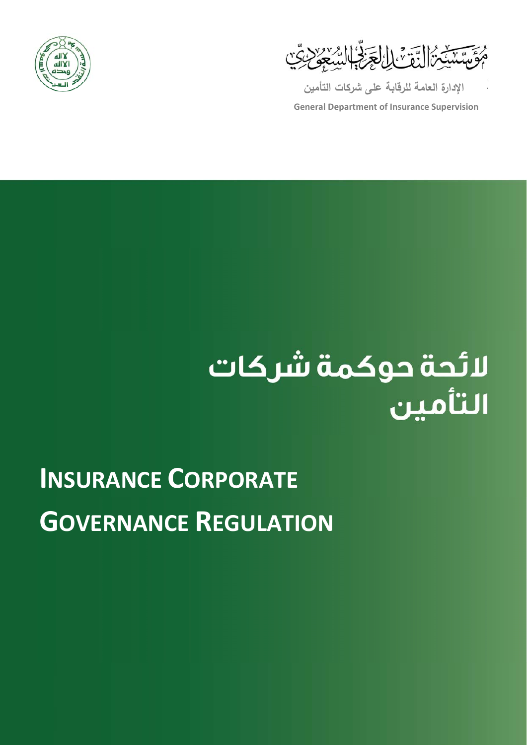مؤسسة النقد العربي السعودي

الإدارة العامة للرقابة على شركات التأمين

General Department of Insurance Supervision

# لائحة حوكمة شركات التأمين

# INSURANCE CORPORATE GOVERNANCE REGULATION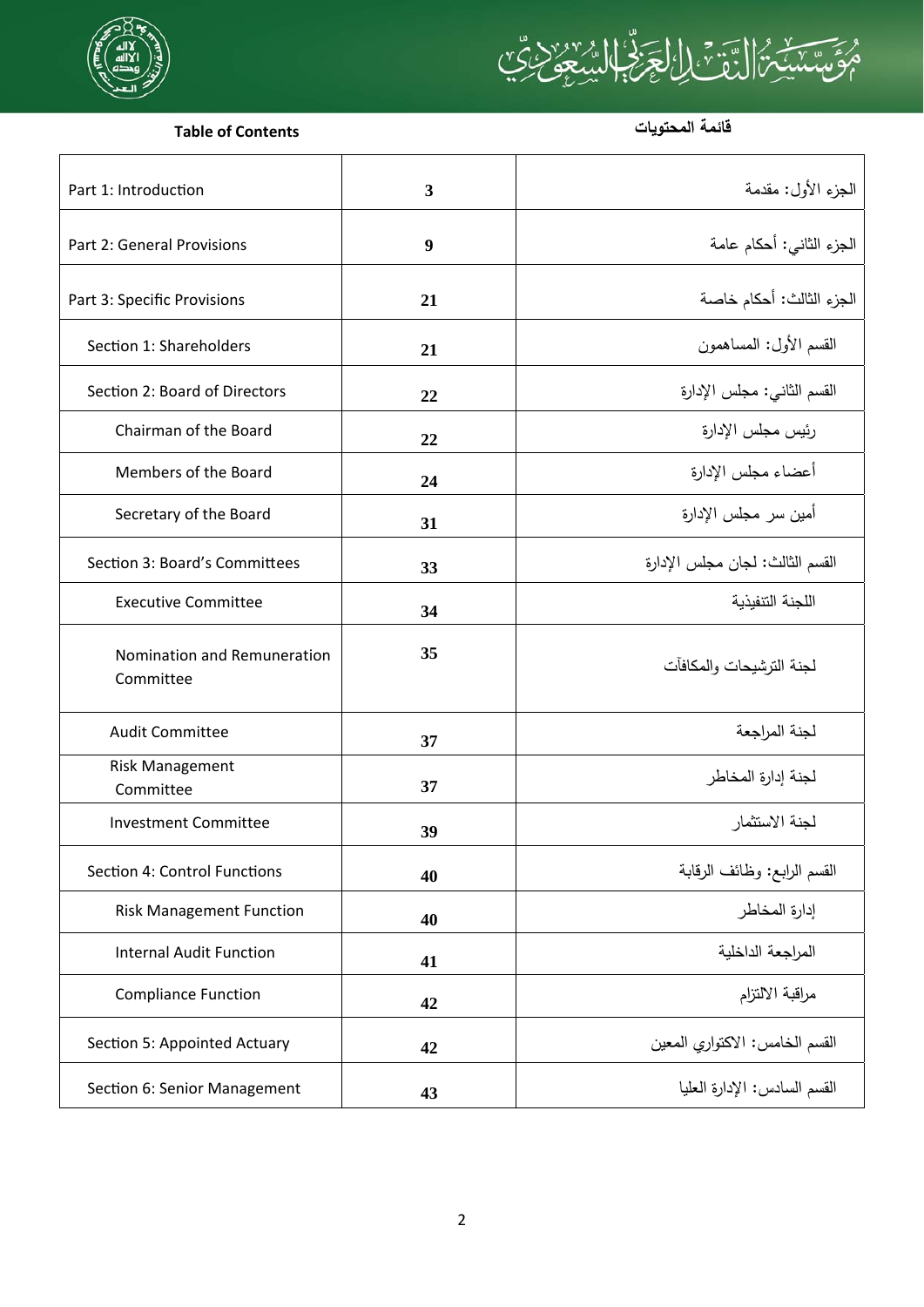**Table of Contents** | **قائمة المحتويات**

| Table of Contents | Page | قائمة المحتويات |
|---|---|---|
| Part 1: Introduction | 3 | الجزء الأول: مقدمة |
| Part 2: General Provisions | 9 | الجزء الثاني: أحكام عامة |
| Part 3: Specific Provisions | 21 | الجزء الثالث: أحكام خاصة |
| Section 1: Shareholders | 21 | القسم الأول: المساهمون |
| Section 2: Board of Directors | 22 | القسم الثاني: مجلس الإدارة |
| Chairman of the Board | 22 | رئيس مجلس الإدارة |
| Members of the Board | 24 | أعضاء مجلس الإدارة |
| Secretary of the Board | 31 | أمين سر مجلس الإدارة |
| Section 3: Board's Committees | 33 | القسم الثالث: لجان مجلس الإدارة |
| Executive Committee | 34 | اللجنة التنفيذية |
| Nomination and Remuneration Committee | 35 | لجنة الترشيحات والمكافآت |
| Audit Committee | 37 | لجنة المراجعة |
| Risk Management Committee | 37 | لجنة إدارة المخاطر |
| Investment Committee | 39 | لجنة الاستثمار |
| Section 4: Control Functions | 40 | القسم الرابع: وظائف الرقابة |
| Risk Management Function | 40 | إدارة المخاطر |
| Internal Audit Function | 41 | المراجعة الداخلية |
| Compliance Function | 42 | مراقبة الالتزام |
| Section 5: Appointed Actuary | 42 | القسم الخامس: الاكتواري المعين |
| Section 6: Senior Management | 43 | القسم السادس: الإدارة العليا |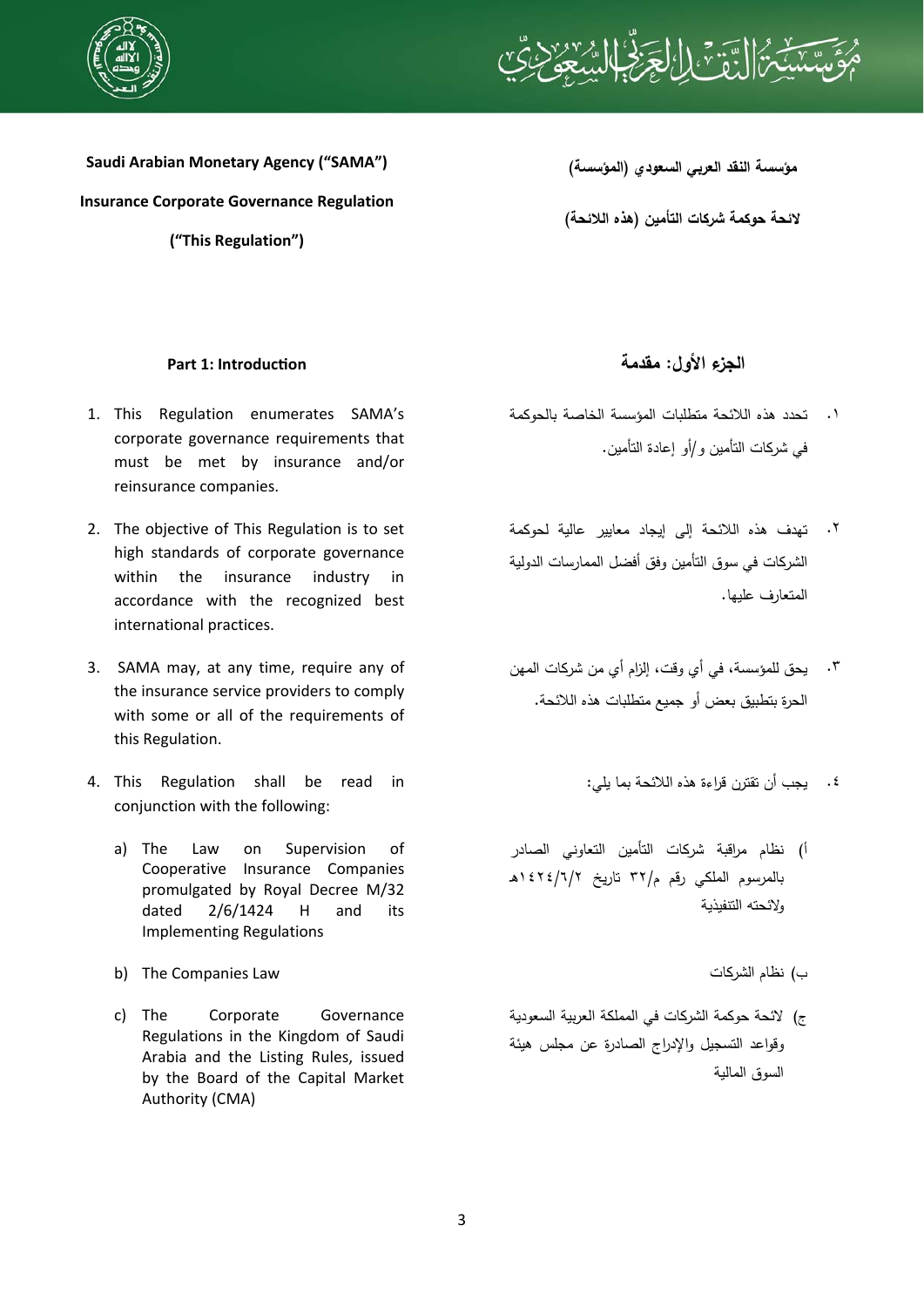**Saudi Arabian Monetary Agency ("SAMA")**

**Insurance Corporate Governance Regulation**

**("This Regulation")**

**مؤسسة النقد العربي السعودي (المؤسسة)**

**لائحة حوكمة شركات التأمين (هذه اللائحة)**

## Part 1: Introduction

1. This Regulation enumerates SAMA's corporate governance requirements that must be met by insurance and/or reinsurance companies.

2. The objective of This Regulation is to set high standards of corporate governance within the insurance industry in accordance with the recognized best international practices.

3. SAMA may, at any time, require any of the insurance service providers to comply with some or all of the requirements of this Regulation.

4. This Regulation shall be read in conjunction with the following:

   a) The Law on Supervision of Cooperative Insurance Companies promulgated by Royal Decree M/32 dated 2/6/1424 H and its Implementing Regulations

   b) The Companies Law

   c) The Corporate Governance Regulations in the Kingdom of Saudi Arabia and the Listing Rules, issued by the Board of the Capital Market Authority (CMA)

## الجزء الأول: مقدمة

١. تحدد هذه اللائحة متطلبات المؤسسة الخاصة بالحوكمة في شركات التأمين و/أو إعادة التأمين.

٢. تهدف هذه اللائحة إلى إيجاد معايير عالية لحوكمة الشركات في سوق التأمين وفق أفضل الممارسات الدولية المتعارف عليها.

٣. يحق للمؤسسة، في أي وقت، إلزام أي من شركات المهن الحرة بتطبيق بعض أو جميع متطلبات هذه اللائحة.

٤. يجب أن تقترن قراءة هذه اللائحة بما يلي:

أ) نظام مراقبة شركات التأمين التعاوني الصادر بالمرسوم الملكي رقم م/٣٢ تاريخ ١٤٢٤/٦/٢هـ ولائحته التنفيذية

ب) نظام الشركات

ج) لائحة حوكمة الشركات في المملكة العربية السعودية وقواعد التسجيل والإدراج الصادرة عن مجلس هيئة السوق المالية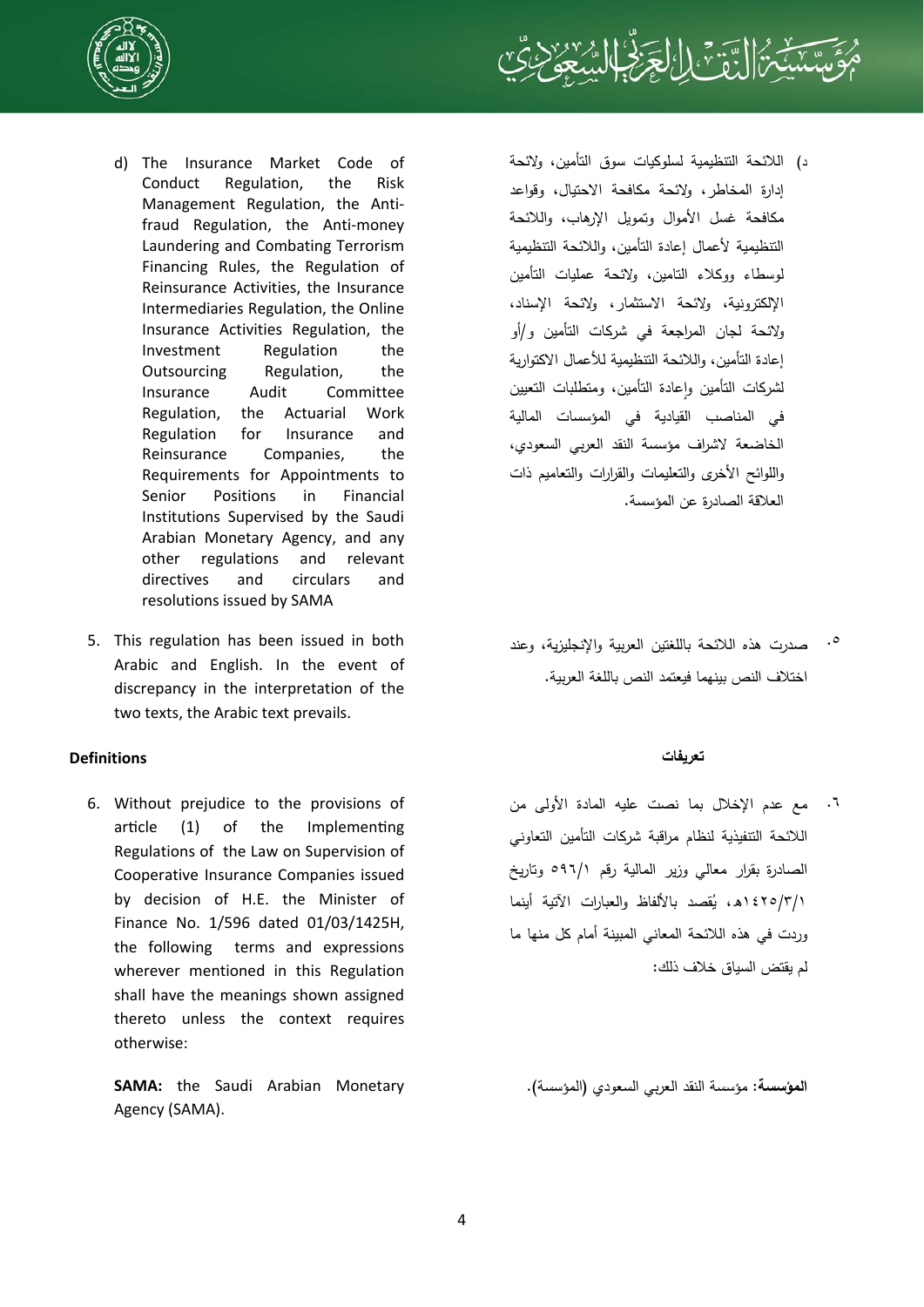d) The Insurance Market Code of Conduct Regulation, the Risk Management Regulation, the Anti-fraud Regulation, the Anti-money Laundering and Combating Terrorism Financing Rules, the Regulation of Reinsurance Activities, the Insurance Intermediaries Regulation, the Online Insurance Activities Regulation, the Investment Regulation the Outsourcing Regulation, the Insurance Audit Committee Regulation, the Actuarial Work Regulation for Insurance and Reinsurance Companies, the Requirements for Appointments to Senior Positions in Financial Institutions Supervised by the Saudi Arabian Monetary Agency, and any other regulations and relevant directives and circulars and resolutions issued by SAMA

د) اللائحة التنظيمية لسلوكيات سوق التأمين، ولائحة إدارة المخاطر، ولائحة مكافحة الاحتيال، وقواعد مكافحة غسل الأموال وتمويل الإرهاب، واللائحة التنظيمية لأعمال إعادة التأمين، واللائحة التنظيمية لوسطاء ووكلاء التامين، ولائحة عمليات التأمين الإلكترونية، ولائحة الاستثمار، ولائحة الإسناد، ولائحة لجان المراجعة في شركات التأمين و/أو إعادة التأمين، واللائحة التنظيمية للأعمال الاكتوارية لشركات التأمين وإعادة التأمين، ومتطلبات التعيين في المناصب القيادية في المؤسسات المالية الخاضعة لاشراف مؤسسة النقد العربي السعودي، واللوائح الأخرى والتعليمات والقرارات والتعاميم ذات العلاقة الصادرة عن المؤسسة.

5. This regulation has been issued in both Arabic and English. In the event of discrepancy in the interpretation of the two texts, the Arabic text prevails.

٥. صدرت هذه اللائحة باللغتين العربية والإنجليزية، وعند اختلاف النص بينهما فيعتمد النص باللغة العربية.

**Definitions**

**تعريفات**

6. Without prejudice to the provisions of article (1) of the Implementing Regulations of the Law on Supervision of Cooperative Insurance Companies issued by decision of H.E. the Minister of Finance No. 1/596 dated 01/03/1425H, the following terms and expressions wherever mentioned in this Regulation shall have the meanings shown assigned thereto unless the context requires otherwise:

٦. مع عدم الإخلال بما نصت عليه المادة الأولى من اللائحة التنفيذية لنظام مراقبة شركات التأمين التعاوني الصادرة بقرار معالي وزير المالية رقم ٥٩٦/١ وتاريخ ١٤٢٥/٣/١هـ، يُقصد بالألفاظ والعبارات الآتية أينما وردت في هذه اللائحة المعاني المبينة أمام كل منها ما لم يقتض السياق خلاف ذلك:

**SAMA:** the Saudi Arabian Monetary Agency (SAMA).

**المؤسسة:** مؤسسة النقد العربي السعودي (المؤسسة).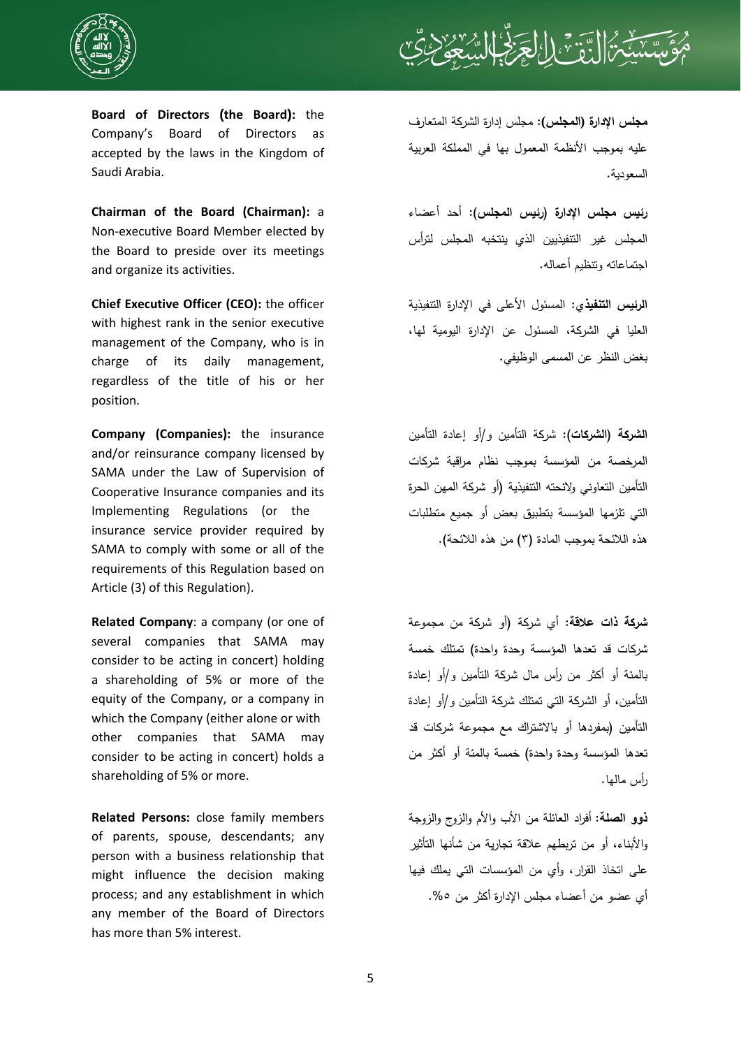**Board of Directors (the Board):** the Company's Board of Directors as accepted by the laws in the Kingdom of Saudi Arabia.

**مجلس الإدارة (المجلس):** مجلس إدارة الشركة المتعارف عليه بموجب الأنظمة المعمول بها في المملكة العربية السعودية.

**Chairman of the Board (Chairman):** a Non-executive Board Member elected by the Board to preside over its meetings and organize its activities.

**رئيس مجلس الإدارة (رئيس المجلس):** أحد أعضاء المجلس غير التنفيذيين الذي ينتخبه المجلس لترأس اجتماعاته وتنظيم أعماله.

**Chief Executive Officer (CEO):** the officer with highest rank in the senior executive management of the Company, who is in charge of its daily management, regardless of the title of his or her position.

**الرئيس التنفيذي:** المسئول الأعلى في الإدارة التنفيذية العليا في الشركة، المسئول عن الإدارة اليومية لها، بغض النظر عن المسمى الوظيفي.

**Company (Companies):** the insurance and/or reinsurance company licensed by SAMA under the Law of Supervision of Cooperative Insurance companies and its Implementing Regulations (or the insurance service provider required by SAMA to comply with some or all of the requirements of this Regulation based on Article (3) of this Regulation).

**الشركة (الشركات):** شركة التأمين و/أو إعادة التأمين المرخصة من المؤسسة بموجب نظام مراقبة شركات التأمين التعاوني ولائحته التنفيذية (أو شركة المهن الحرة التي تلزمها المؤسسة بتطبيق بعض أو جميع متطلبات هذه اللائحة بموجب المادة (٣) من هذه اللائحة).

**Related Company**: a company (or one of several companies that SAMA may consider to be acting in concert) holding a shareholding of 5% or more of the equity of the Company, or a company in which the Company (either alone or with other companies that SAMA may consider to be acting in concert) holds a shareholding of 5% or more.

**شركة ذات علاقة:** أي شركة (أو شركة من مجموعة شركات قد تعدها المؤسسة وحدة واحدة) تمتلك خمسة بالمئة أو أكثر من رأس مال شركة التأمين و/أو إعادة التأمين، أو الشركة التي تمتلك شركة التأمين و/أو إعادة التأمين (بمفردها أو بالاشتراك مع مجموعة شركات قد تعدها المؤسسة وحدة واحدة) خمسة بالمئة أو أكثر من رأس مالها.

**Related Persons:** close family members of parents, spouse, descendants; any person with a business relationship that might influence the decision making process; and any establishment in which any member of the Board of Directors has more than 5% interest.

**ذوو الصلة:** أفراد العائلة من الأب والأم والزوج والزوجة والأبناء، أو من تربطهم علاقة تجارية من شأنها التأثير على اتخاذ القرار، وأي من المؤسسات التي يملك فيها أي عضو من أعضاء مجلس الإدارة أكثر من ٥%.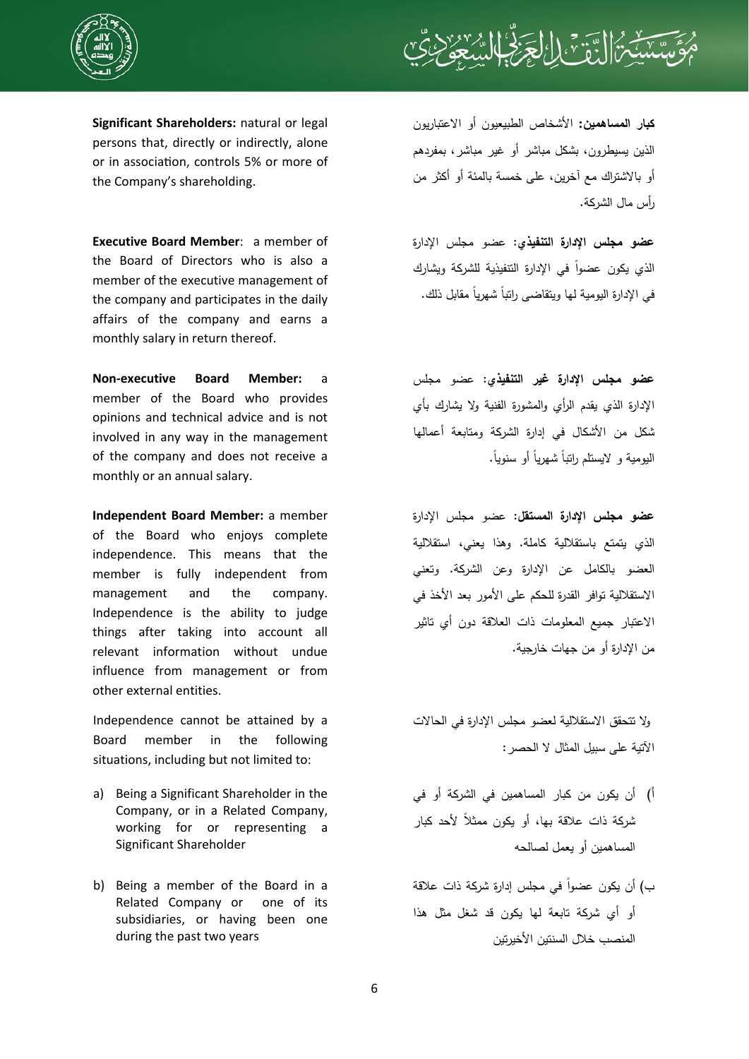**Significant Shareholders:** natural or legal persons that, directly or indirectly, alone or in association, controls 5% or more of the Company's shareholding.

**كبار المساهمين:** الأشخاص الطبيعيون أو الاعتباريون الذين يسيطرون، بشكل مباشر أو غير مباشر، بمفردهم أو بالاشتراك مع آخرين، على خمسة بالمئة أو أكثر من رأس مال الشركة.

**Executive Board Member**: a member of the Board of Directors who is also a member of the executive management of the company and participates in the daily affairs of the company and earns a monthly salary in return thereof.

**عضو مجلس الإدارة التنفيذي:** عضو مجلس الإدارة الذي يكون عضواً في الإدارة التنفيذية للشركة ويشارك في الإدارة اليومية لها ويتقاضى راتباً شهرياً مقابل ذلك.

**Non-executive Board Member:** a member of the Board who provides opinions and technical advice and is not involved in any way in the management of the company and does not receive a monthly or an annual salary.

**عضو مجلس الإدارة غير التنفيذي:** عضو مجلس الإدارة الذي يقدم الرأي والمشورة الفنية ولا يشارك بأي شكل من الأشكال في إدارة الشركة ومتابعة أعمالها اليومية و لايستلم راتباً شهرياً أو سنوياً.

**Independent Board Member:** a member of the Board who enjoys complete independence. This means that the member is fully independent from management and the company. Independence is the ability to judge things after taking into account all relevant information without undue influence from management or from other external entities.

**عضو مجلس الإدارة المستقل:** عضو مجلس الإدارة الذي يتمتع باستقلالية كاملة. وهذا يعني، استقلالية العضو بالكامل عن الإدارة وعن الشركة. وتعني الاستقلالية توافر القدرة للحكم على الأمور بعد الأخذ في الاعتبار جميع المعلومات ذات العلاقة دون أي تاثير من الإدارة أو من جهات خارجية.

Independence cannot be attained by a Board member in the following situations, including but not limited to:

ولا تتحقق الاستقلالية لعضو مجلس الإدارة في الحالات الآتية على سبيل المثال لا الحصر:

a) Being a Significant Shareholder in the Company, or in a Related Company, working for or representing a Significant Shareholder

أ) أن يكون من كبار المساهمين في الشركة أو في شركة ذات علاقة بها، أو يكون ممثلاً لأحد كبار المساهمين أو يعمل لصالحه

b) Being a member of the Board in a Related Company or one of its subsidiaries, or having been one during the past two years

ب) أن يكون عضواً في مجلس إدارة شركة ذات علاقة أو أي شركة تابعة لها يكون قد شغل مثل هذا المنصب خلال السنتين الأخيرتين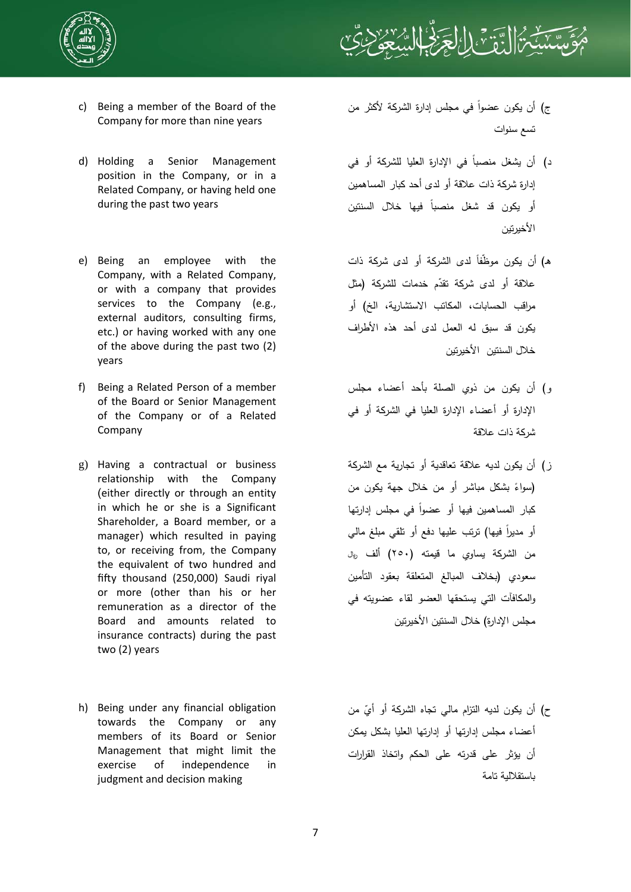c) Being a member of the Board of the Company for more than nine years

ج) أن يكون عضواً في مجلس إدارة الشركة لأكثر من تسع سنوات

d) Holding a Senior Management position in the Company, or in a Related Company, or having held one during the past two years

د) أن يشغل منصباً في الإدارة العليا للشركة أو في إدارة شركة ذات علاقة أو لدى أحد كبار المساهمين أو يكون قد شغل منصباً فيها خلال السنتين الأخيرتين

e) Being an employee with the Company, with a Related Company, or with a company that provides services to the Company (e.g., external auditors, consulting firms, etc.) or having worked with any one of the above during the past two (2) years

هـ) أن يكون موظفاً لدى الشركة أو لدى شركة ذات علاقة أو لدى شركة تقدّم خدمات للشركة (مثل مراقب الحسابات، المكاتب الاستشارية، الخ) أو يكون قد سبق له العمل لدى أحد هذه الأطراف خلال السنتين الأخيرتين

f) Being a Related Person of a member of the Board or Senior Management of the Company or of a Related Company

و) أن يكون من ذوي الصلة بأحد أعضاء مجلس الإدارة أو أعضاء الإدارة العليا في الشركة أو في شركة ذات علاقة

g) Having a contractual or business relationship with the Company (either directly or through an entity in which he or she is a Significant Shareholder, a Board member, or a manager) which resulted in paying to, or receiving from, the Company the equivalent of two hundred and fifty thousand (250,000) Saudi riyal or more (other than his or her remuneration as a director of the Board and amounts related to insurance contracts) during the past two (2) years

ز) أن يكون لديه علاقة تعاقدية أو تجارية مع الشركة (سواءً بشكل مباشر أو من خلال جهة يكون من كبار المساهمين فيها أو عضواً في مجلس إدارتها أو مديراً فيها) ترتب عليها دفع أو تلقي مبلغ مالي من الشركة يساوي ما قيمته (٢٥٠) ألف ريال سعودي (بخلاف المبالغ المتعلقة بعقود التأمين والمكافآت التي يستحقها العضو لقاء عضويته في مجلس الإدارة) خلال السنتين الأخيرتين

h) Being under any financial obligation towards the Company or any members of its Board or Senior Management that might limit the exercise of independence in judgment and decision making

ح) أن يكون لديه التزام مالي تجاه الشركة أو أيّ من أعضاء مجلس إدارتها أو إدارتها العليا بشكل يمكن أن يؤثر على قدرته على الحكم واتخاذ القرارات باستقلالية تامة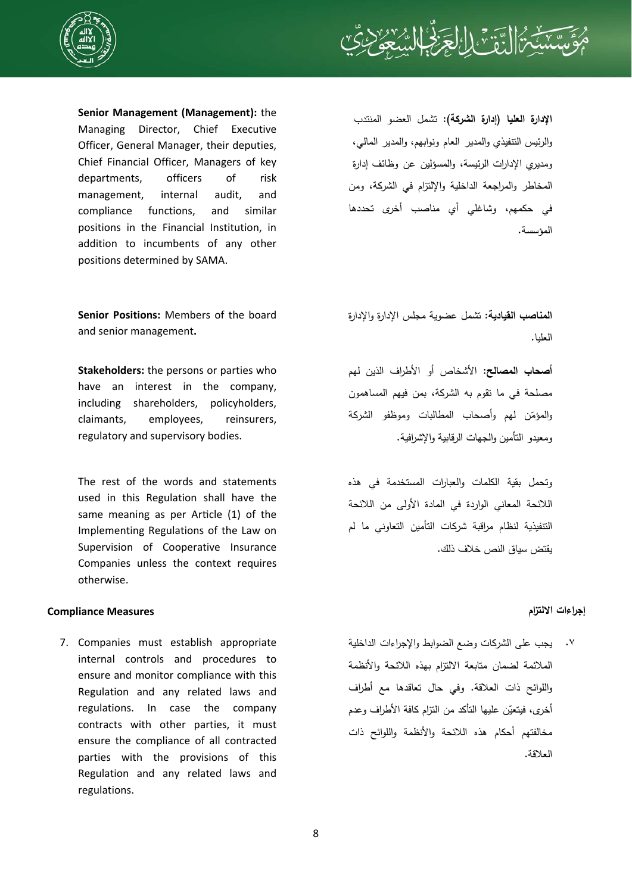**Senior Management (Management):** the Managing Director, Chief Executive Officer, General Manager, their deputies, Chief Financial Officer, Managers of key departments, officers of risk management, internal audit, and compliance functions, and similar positions in the Financial Institution, in addition to incumbents of any other positions determined by SAMA.

**الإدارة العليا (إدارة الشركة):** تشمل العضو المنتدب والرئيس التنفيذي والمدير العام ونوابهم، والمدير المالي، ومديري الإدارات الرئيسة، والمسؤلين عن وظائف إدارة المخاطر والمراجعة الداخلية والإلتزام في الشركة، ومن في حكمهم، وشاغلي أي مناصب أخرى تحددها المؤسسة.

**Senior Positions:** Members of the board and senior management**.**

**المناصب القيادية:** تشمل عضوية مجلس الإدارة والإدارة العليا.

**Stakeholders:** the persons or parties who have an interest in the company, including shareholders, policyholders, claimants, employees, reinsurers, regulatory and supervisory bodies.

**أصحاب المصالح:** الأشخاص أو الأطراف الذين لهم مصلحة في ما تقوم به الشركة، بمن فيهم المساهمون والمؤمّن لهم وأصحاب المطالبات وموظفو الشركة ومعيدو التأمين والجهات الرقابية والإشرافية.

The rest of the words and statements used in this Regulation shall have the same meaning as per Article (1) of the Implementing Regulations of the Law on Supervision of Cooperative Insurance Companies unless the context requires otherwise.

وتحمل بقية الكلمات والعبارات المستخدمة في هذه اللائحة المعاني الواردة في المادة الأولى من اللائحة التنفيذية لنظام مراقبة شركات التأمين التعاوني ما لم يقتض سياق النص خلاف ذلك.

## Compliance Measures

## إجراءات الالتزام

7. Companies must establish appropriate internal controls and procedures to ensure and monitor compliance with this Regulation and any related laws and regulations. In case the company contracts with other parties, it must ensure the compliance of all contracted parties with the provisions of this Regulation and any related laws and regulations.

٧. يجب على الشركات وضع الضوابط والإجراءات الداخلية الملائمة لضمان متابعة الالتزام بهذه اللائحة والأنظمة واللوائح ذات العلاقة. وفي حال تعاقدها مع أطراف أخرى، فيتعيّن عليها التأكد من التزام كافة الأطراف وعدم مخالفتهم أحكام هذه اللائحة والأنظمة واللوائح ذات العلاقة.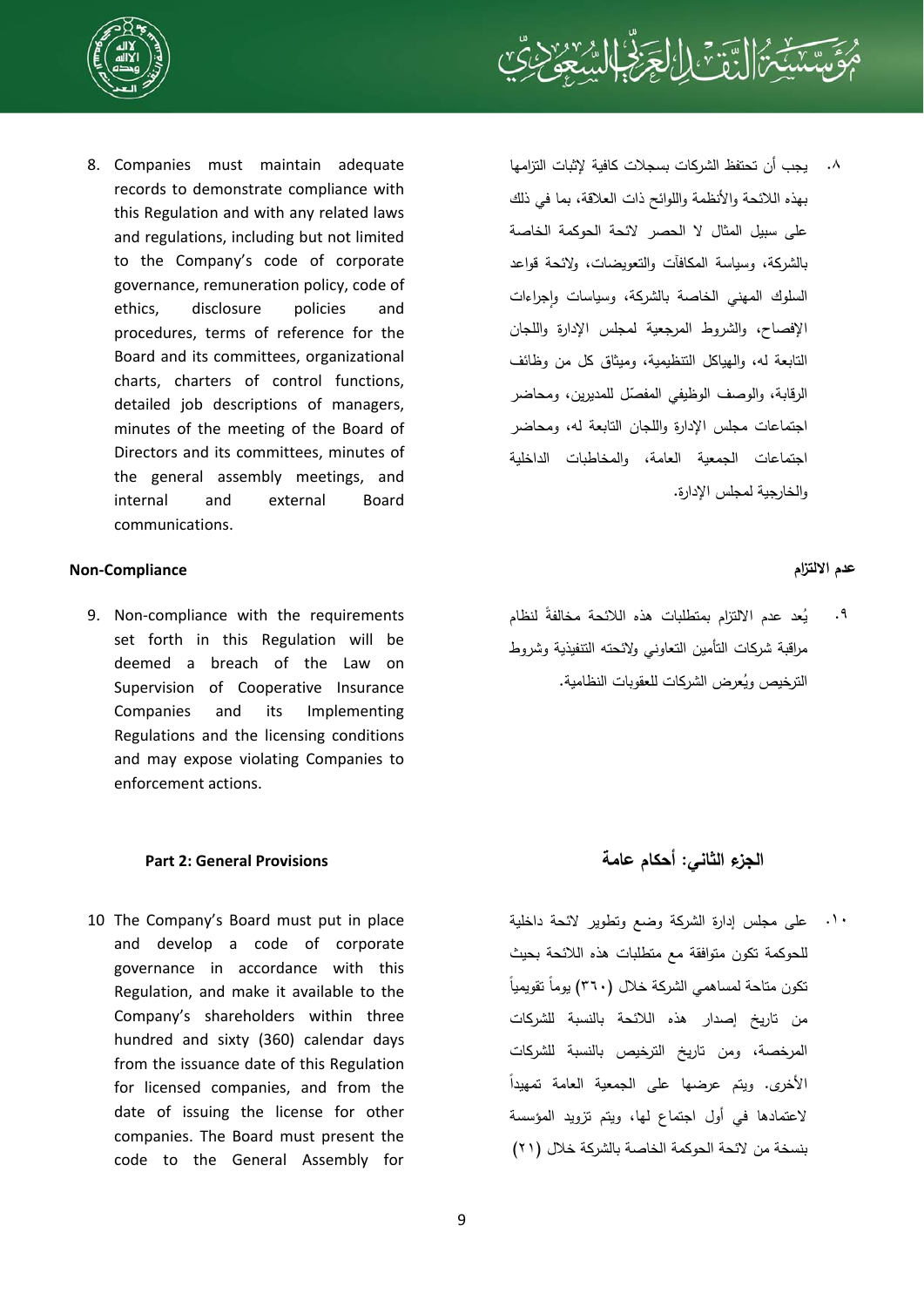8. Companies must maintain adequate records to demonstrate compliance with this Regulation and with any related laws and regulations, including but not limited to the Company's code of corporate governance, remuneration policy, code of ethics, disclosure policies and procedures, terms of reference for the Board and its committees, organizational charts, charters of control functions, detailed job descriptions of managers, minutes of the meeting of the Board of Directors and its committees, minutes of the general assembly meetings, and internal and external Board communications.

٨. يجب أن تحتفظ الشركات بسجلات كافية لإثبات التزامها بهذه اللائحة والأنظمة واللوائح ذات العلاقة، بما في ذلك على سبيل المثال لا الحصر لائحة الحوكمة الخاصة بالشركة، وسياسة المكافآت والتعويضات، ولائحة قواعد السلوك المهني الخاصة بالشركة، وسياسات وإجراءات الإفصاح، والشروط المرجعية لمجلس الإدارة واللجان التابعة له، والهياكل التنظيمية، وميثاق كل من وظائف الرقابة، والوصف الوظيفي المفصّل للمديرين، ومحاضر اجتماعات مجلس الإدارة واللجان التابعة له، ومحاضر اجتماعات الجمعية العامة، والمخاطبات الداخلية والخارجية لمجلس الإدارة.

**Non-Compliance**

**عدم الالتزام**

9. Non-compliance with the requirements set forth in this Regulation will be deemed a breach of the Law on Supervision of Cooperative Insurance Companies and its Implementing Regulations and the licensing conditions and may expose violating Companies to enforcement actions.

٩. يُعد عدم الالتزام بمتطلبات هذه اللائحة مخالفةً لنظام مراقبة شركات التأمين التعاوني ولائحته التنفيذية وشروط الترخيص ويُعرض الشركات للعقوبات النظامية.

## Part 2: General Provisions

## الجزء الثاني: أحكام عامة

10 The Company's Board must put in place and develop a code of corporate governance in accordance with this Regulation, and make it available to the Company's shareholders within three hundred and sixty (360) calendar days from the issuance date of this Regulation for licensed companies, and from the date of issuing the license for other companies. The Board must present the code to the General Assembly for

١٠. على مجلس إدارة الشركة وضع وتطوير لائحة داخلية للحوكمة تكون متوافقة مع متطلبات هذه اللائحة بحيث تكون متاحة لمساهمي الشركة خلال (٣٦٠) يوماً تقويمياً من تاريخ إصدار هذه اللائحة بالنسبة للشركات المرخصة، ومن تاريخ الترخيص بالنسبة للشركات الأخرى. ويتم عرضها على الجمعية العامة تمهيداً لاعتمادها في أول اجتماع لها، ويتم تزويد المؤسسة بنسخة من لائحة الحوكمة الخاصة بالشركة خلال (٢١)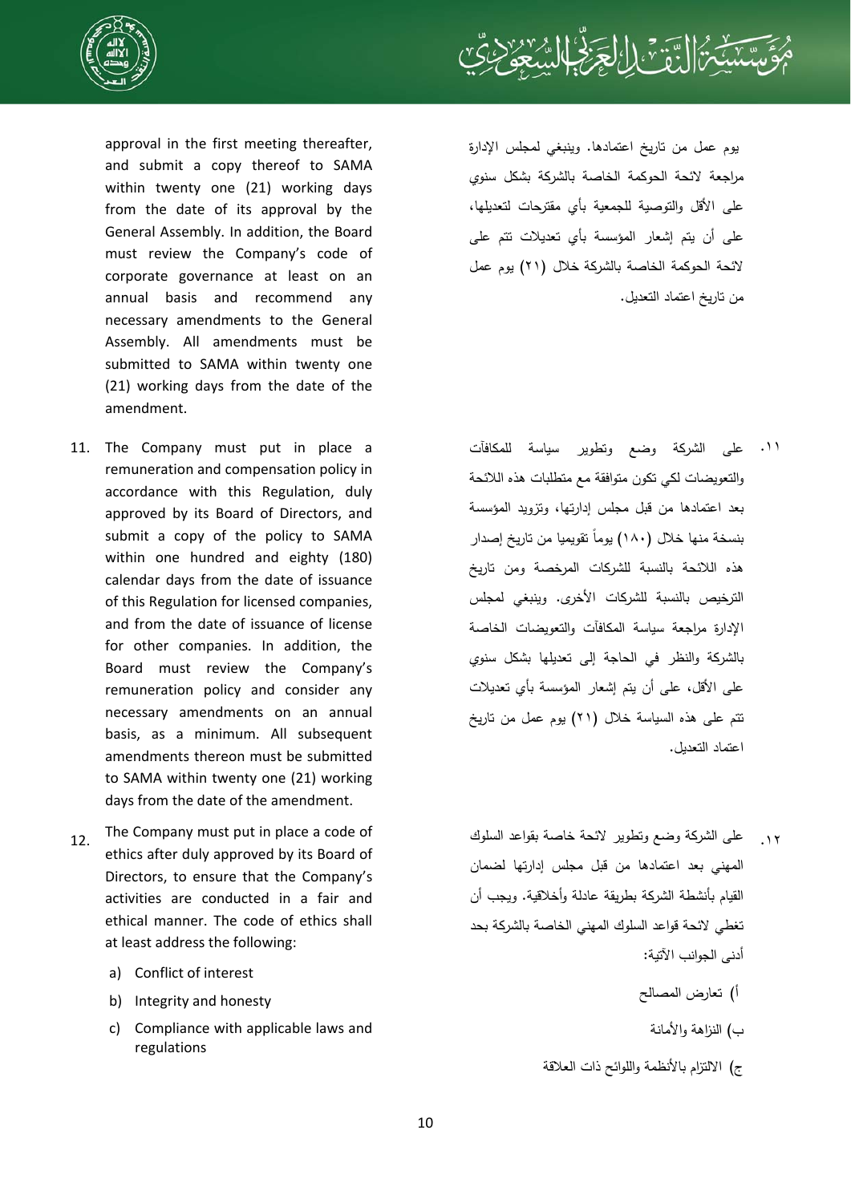approval in the first meeting thereafter, and submit a copy thereof to SAMA within twenty one (21) working days from the date of its approval by the General Assembly. In addition, the Board must review the Company's code of corporate governance at least on an annual basis and recommend any necessary amendments to the General Assembly. All amendments must be submitted to SAMA within twenty one (21) working days from the date of the amendment.

11. The Company must put in place a remuneration and compensation policy in accordance with this Regulation, duly approved by its Board of Directors, and submit a copy of the policy to SAMA within one hundred and eighty (180) calendar days from the date of issuance of this Regulation for licensed companies, and from the date of issuance of license for other companies. In addition, the Board must review the Company's remuneration policy and consider any necessary amendments on an annual basis, as a minimum. All subsequent amendments thereon must be submitted to SAMA within twenty one (21) working days from the date of the amendment.

12. The Company must put in place a code of ethics after duly approved by its Board of Directors, to ensure that the Company's activities are conducted in a fair and ethical manner. The code of ethics shall at least address the following:
   a) Conflict of interest
   b) Integrity and honesty
   c) Compliance with applicable laws and regulations

يوم عمل من تاريخ اعتمادها. وينبغي لمجلس الإدارة مراجعة لائحة الحوكمة الخاصة بالشركة بشكل سنوي على الأقل والتوصية للجمعية بأي مقترحات لتعديلها، على أن يتم إشعار المؤسسة بأي تعديلات تتم على لائحة الحوكمة الخاصة بالشركة خلال (٢١) يوم عمل من تاريخ اعتماد التعديل.

١١. على الشركة وضع وتطوير سياسة للمكافآت والتعويضات لكي تكون متوافقة مع متطلبات هذه اللائحة بعد اعتمادها من قبل مجلس إدارتها، وتزويد المؤسسة بنسخة منها خلال (١٨٠) يوماً تقويميا من تاريخ إصدار هذه اللائحة بالنسبة للشركات المرخصة ومن تاريخ الترخيص بالنسبة للشركات الأخرى. وينبغي لمجلس الإدارة مراجعة سياسة المكافآت والتعويضات الخاصة بالشركة والنظر في الحاجة إلى تعديلها بشكل سنوي على الأقل، على أن يتم إشعار المؤسسة بأي تعديلات تتم على هذه السياسة خلال (٢١) يوم عمل من تاريخ اعتماد التعديل.

١٢. على الشركة وضع وتطوير لائحة خاصة بقواعد السلوك المهني بعد اعتمادها من قبل مجلس إدارتها لضمان القيام بأنشطة الشركة بطريقة عادلة وأخلاقية. ويجب أن تغطي لائحة قواعد السلوك المهني الخاصة بالشركة بحد أدنى الجوانب الآتية:
   أ) تعارض المصالح
   ب) النزاهة والأمانة
   ج) الالتزام بالأنظمة واللوائح ذات العلاقة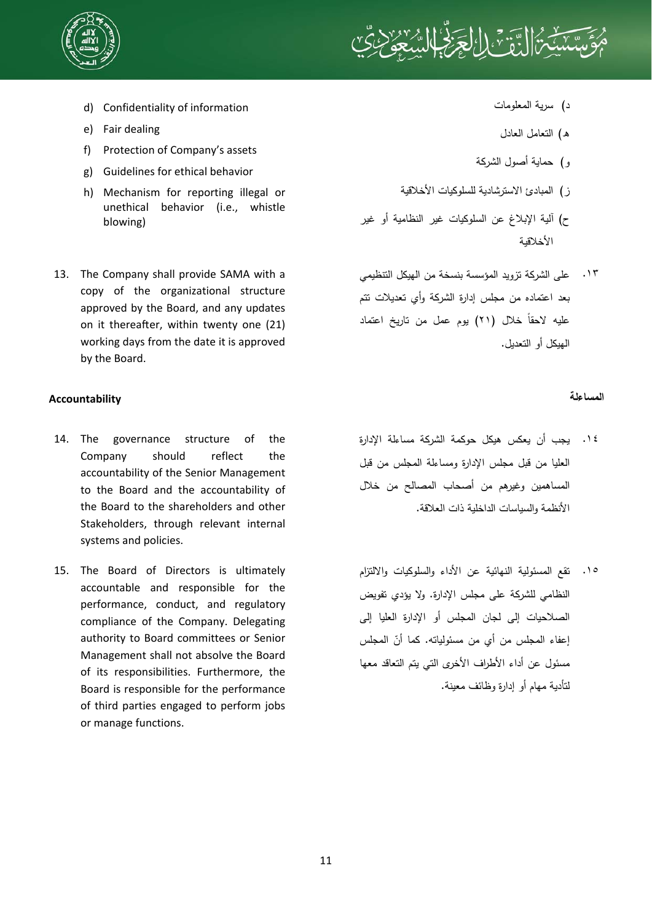d) Confidentiality of information
e) Fair dealing
f) Protection of Company's assets
g) Guidelines for ethical behavior
h) Mechanism for reporting illegal or unethical behavior (i.e., whistle blowing)

د) سرية المعلومات
هـ) التعامل العادل
و) حماية أصول الشركة
ز) المبادئ الاسترشادية للسلوكيات الأخلاقية
ح) آلية الإبلاغ عن السلوكيات غير النظامية أو غير الأخلاقية

13. The Company shall provide SAMA with a copy of the organizational structure approved by the Board, and any updates on it thereafter, within twenty one (21) working days from the date it is approved by the Board.

١٣. على الشركة تزويد المؤسسة بنسخة من الهيكل التنظيمي بعد اعتماده من مجلس إدارة الشركة وأي تعديلات تتم عليه لاحقاً خلال (٢١) يوم عمل من تاريخ اعتماد الهيكل أو التعديل.

**Accountability**

**المساءلة**

14. The governance structure of the Company should reflect the accountability of the Senior Management to the Board and the accountability of the Board to the shareholders and other Stakeholders, through relevant internal systems and policies.

١٤. يجب أن يعكس هيكل حوكمة الشركة مساءلة الإدارة العليا من قبل مجلس الإدارة ومساءلة المجلس من قبل المساهمين وغيرهم من أصحاب المصالح من خلال الأنظمة والسياسات الداخلية ذات العلاقة.

15. The Board of Directors is ultimately accountable and responsible for the performance, conduct, and regulatory compliance of the Company. Delegating authority to Board committees or Senior Management shall not absolve the Board of its responsibilities. Furthermore, the Board is responsible for the performance of third parties engaged to perform jobs or manage functions.

١٥. تقع المسئولية النهائية عن الأداء والسلوكيات والالتزام النظامي للشركة على مجلس الإدارة. ولا يؤدي تفويض الصلاحيات إلى لجان المجلس أو الإدارة العليا إلى إعفاء المجلس من أي من مسئولياته. كما أنّ المجلس مسئول عن أداء الأطراف الأخرى التي يتم التعاقد معها لتأدية مهام أو إدارة وظائف معينة.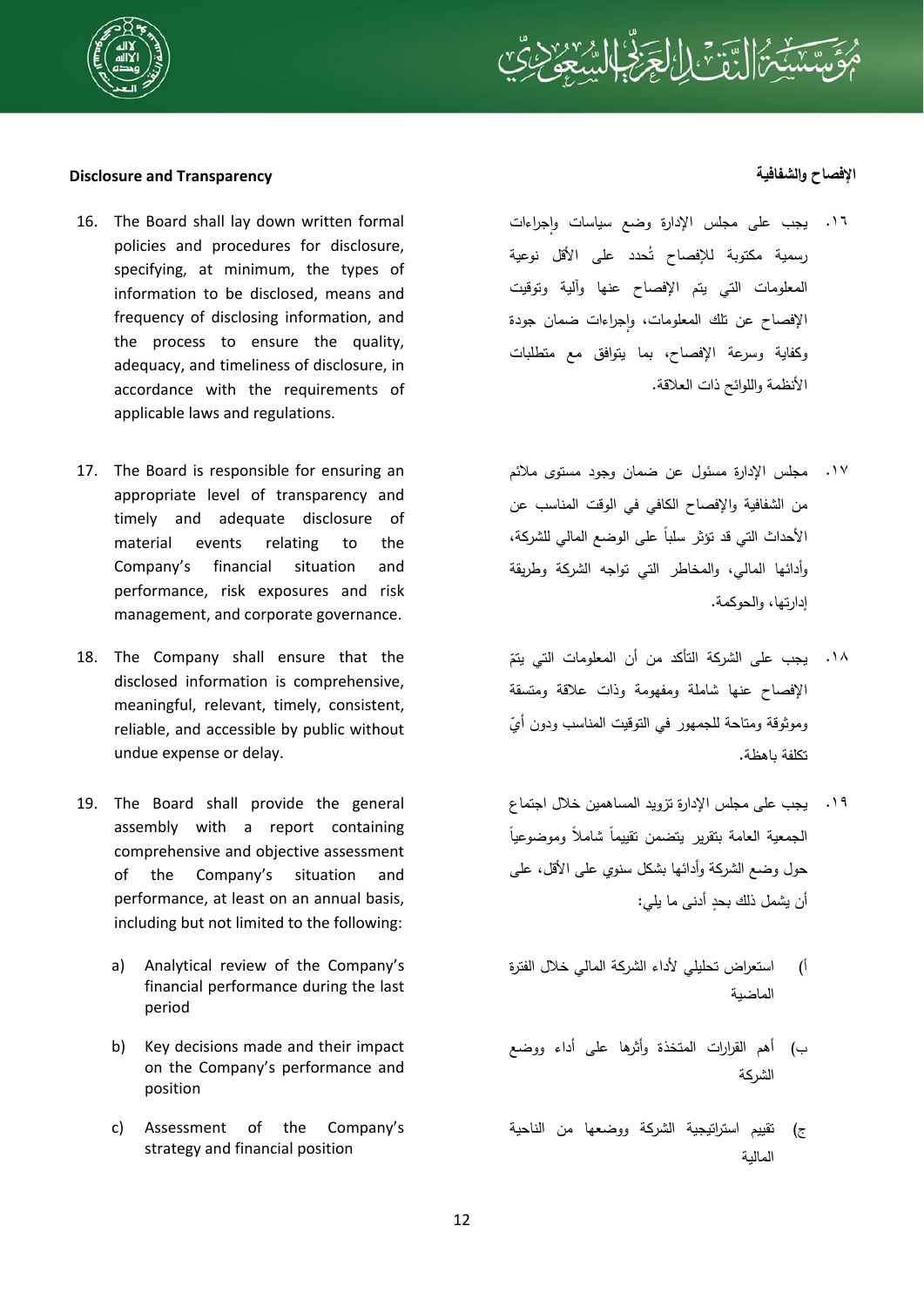## Disclosure and Transparency

16. The Board shall lay down written formal policies and procedures for disclosure, specifying, at minimum, the types of information to be disclosed, means and frequency of disclosing information, and the process to ensure the quality, adequacy, and timeliness of disclosure, in accordance with the requirements of applicable laws and regulations.

17. The Board is responsible for ensuring an appropriate level of transparency and timely and adequate disclosure of material events relating to the Company's financial situation and performance, risk exposures and risk management, and corporate governance.

18. The Company shall ensure that the disclosed information is comprehensive, meaningful, relevant, timely, consistent, reliable, and accessible by public without undue expense or delay.

19. The Board shall provide the general assembly with a report containing comprehensive and objective assessment of the Company's situation and performance, at least on an annual basis, including but not limited to the following:

    a) Analytical review of the Company's financial performance during the last period

    b) Key decisions made and their impact on the Company's performance and position

    c) Assessment of the Company's strategy and financial position

## الإفصاح والشفافية

١٦. يجب على مجلس الإدارة وضع سياسات وإجراءات رسمية مكتوبة للإفصاح تُحدد على الأقل نوعية المعلومات التي يتم الإفصاح عنها وآلية وتوقيت الإفصاح عن تلك المعلومات، وإجراءات ضمان جودة وكفاية وسرعة الإفصاح، بما يتوافق مع متطلبات الأنظمة واللوائح ذات العلاقة.

١٧. مجلس الإدارة مسئول عن ضمان وجود مستوى ملائم من الشفافية والإفصاح الكافي في الوقت المناسب عن الأحداث التي قد تؤثر سلباً على الوضع المالي للشركة، وأدائها المالي، والمخاطر التي تواجه الشركة وطريقة إدارتها، والحوكمة.

١٨. يجب على الشركة التأكد من أن المعلومات التي يتمّ الإفصاح عنها شاملة ومفهومة وذات علاقة ومتسقة وموثوقة ومتاحة للجمهور في التوقيت المناسب ودون أيّ تكلفة باهظة.

١٩. يجب على مجلس الإدارة تزويد المساهمين خلال اجتماع الجمعية العامة بتقرير يتضمن تقييماً شاملاً وموضوعياً حول وضع الشركة وأدائها بشكل سنوي على الأقل، على أن يشمل ذلك بحدٍ أدنى ما يلي:

أ) استعراض تحليلي لأداء الشركة المالي خلال الفترة الماضية

ب) أهم القرارات المتخذة وأثرها على أداء ووضع الشركة

ج) تقييم استراتيجية الشركة ووضعها من الناحية المالية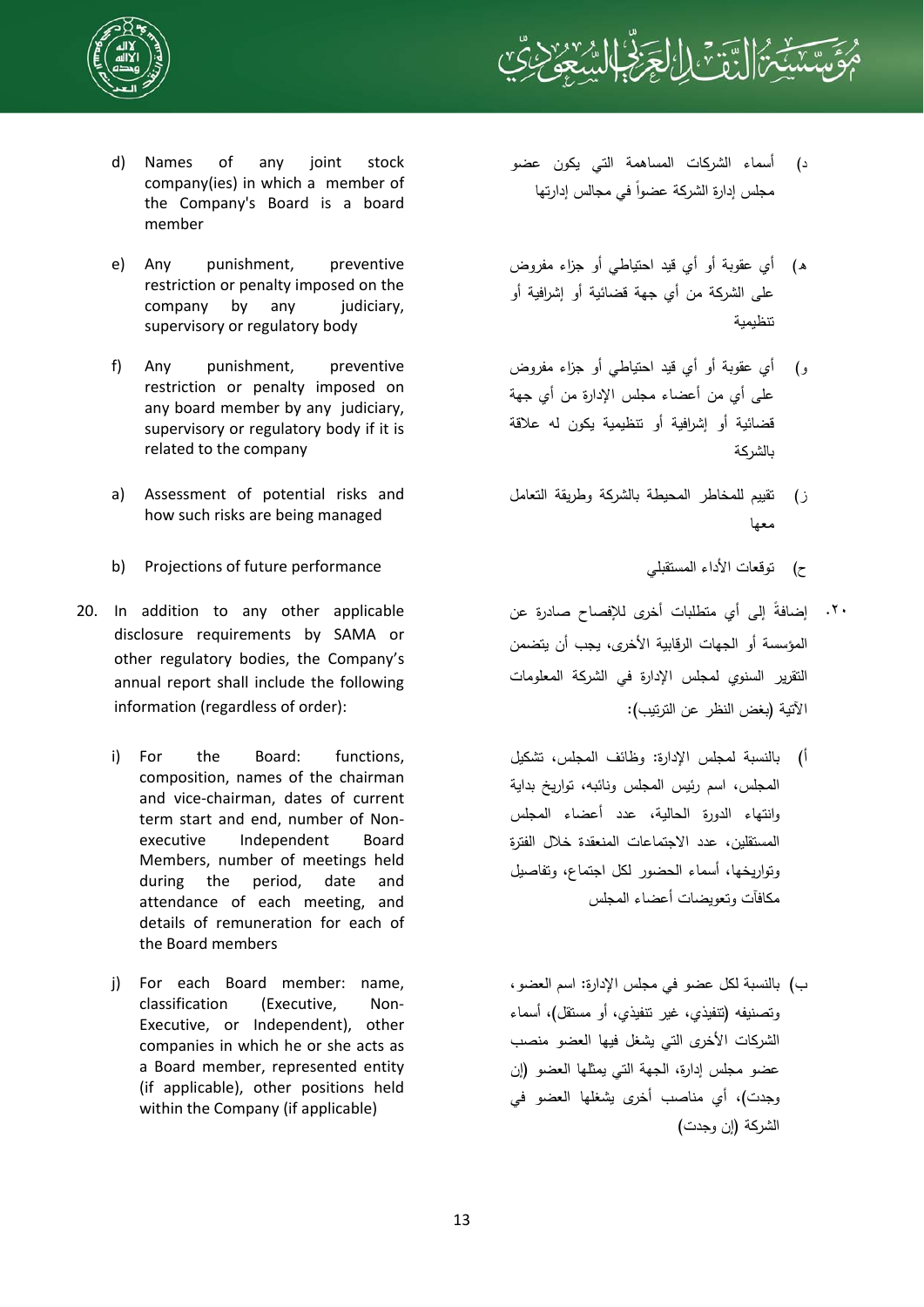d) Names of any joint stock company(ies) in which a member of the Company's Board is a board member

e) Any punishment, preventive restriction or penalty imposed on the company by any judiciary, supervisory or regulatory body

f) Any punishment, preventive restriction or penalty imposed on any board member by any judiciary, supervisory or regulatory body if it is related to the company

a) Assessment of potential risks and how such risks are being managed

b) Projections of future performance

20. In addition to any other applicable disclosure requirements by SAMA or other regulatory bodies, the Company's annual report shall include the following information (regardless of order):

i) For the Board: functions, composition, names of the chairman and vice-chairman, dates of current term start and end, number of Non-executive Independent Board Members, number of meetings held during the period, date and attendance of each meeting, and details of remuneration for each of the Board members

j) For each Board member: name, classification (Executive, Non-Executive, or Independent), other companies in which he or she acts as a Board member, represented entity (if applicable), other positions held within the Company (if applicable)

د) أسماء الشركات المساهمة التي يكون عضو مجلس إدارة الشركة عضواً في مجالس إدارتها

هـ) أي عقوبة أو أي قيد احتياطي أو جزاء مفروض على الشركة من أي جهة قضائية أو إشرافية أو تنظيمية

و) أي عقوبة أو أي قيد احتياطي أو جزاء مفروض على أي من أعضاء مجلس الإدارة من أي جهة قضائية أو إشرافية أو تنظيمية يكون له علاقة بالشركة

ز) تقييم للمخاطر المحيطة بالشركة وطريقة التعامل معها

ح) توقعات الأداء المستقبلي

٢٠. إضافةً إلى أي متطلبات أخرى للإفصاح صادرة عن المؤسسة أو الجهات الرقابية الأخرى، يجب أن يتضمن التقرير السنوي لمجلس الإدارة في الشركة المعلومات الآتية (بغض النظر عن الترتيب):

أ) بالنسبة لمجلس الإدارة: وظائف المجلس، تشكيل المجلس، اسم رئيس المجلس ونائبه، تواريخ بداية وانتهاء الدورة الحالية، عدد أعضاء المجلس المستقلين، عدد الاجتماعات المنعقدة خلال الفترة وتواريخها، أسماء الحضور لكل اجتماع، وتفاصيل مكافآت وتعويضات أعضاء المجلس

ب) بالنسبة لكل عضو في مجلس الإدارة: اسم العضو، وتصنيفه (تنفيذي، غير تنفيذي، أو مستقل)، أسماء الشركات الأخرى التي يشغل فيها العضو منصب عضو مجلس إدارة، الجهة التي يمثلها العضو (إن وجدت)، أي مناصب أخرى يشغلها العضو في الشركة (إن وجدت)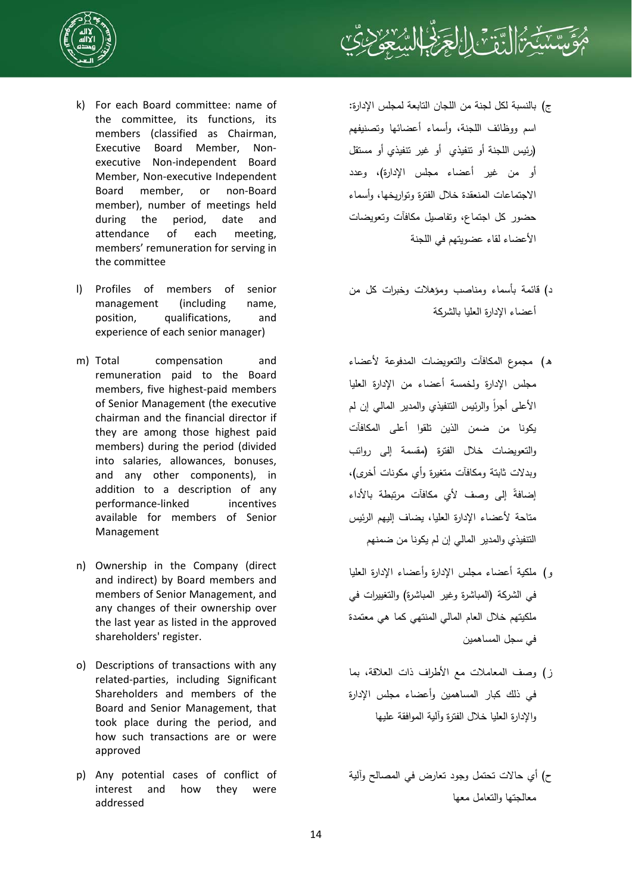k) For each Board committee: name of the committee, its functions, its members (classified as Chairman, Executive Board Member, Non-executive Non-independent Board Member, Non-executive Independent Board member, or non-Board member), number of meetings held during the period, date and attendance of each meeting, members' remuneration for serving in the committee

l) Profiles of members of senior management (including name, position, qualifications, and experience of each senior manager)

m) Total compensation and remuneration paid to the Board members, five highest-paid members of Senior Management (the executive chairman and the financial director if they are among those highest paid members) during the period (divided into salaries, allowances, bonuses, and any other components), in addition to a description of any performance-linked incentives available for members of Senior Management

n) Ownership in the Company (direct and indirect) by Board members and members of Senior Management, and any changes of their ownership over the last year as listed in the approved shareholders' register.

o) Descriptions of transactions with any related-parties, including Significant Shareholders and members of the Board and Senior Management, that took place during the period, and how such transactions are or were approved

p) Any potential cases of conflict of interest and how they were addressed

ج) بالنسبة لكل لجنة من اللجان التابعة لمجلس الإدارة: اسم ووظائف اللجنة، وأسماء أعضائها وتصنيفهم (رئيس اللجنة أو تنفيذي أو غير تنفيذي أو مستقل أو من غير أعضاء مجلس الإدارة)، وعدد الاجتماعات المنعقدة خلال الفترة وتواريخها، وأسماء حضور كل اجتماع، وتفاصيل مكافآت وتعويضات الأعضاء لقاء عضويتهم في اللجنة

د) قائمة بأسماء ومناصب ومؤهلات وخبرات كل من أعضاء الإدارة العليا بالشركة

هـ) مجموع المكافآت والتعويضات المدفوعة لأعضاء مجلس الإدارة ولخمسة أعضاء من الإدارة العليا الأعلى أجراً والرئيس التنفيذي والمدير المالي إن لم يكونا من ضمن الذين تلقوا أعلى المكافآت والتعويضات خلال الفترة (مقسمة إلى رواتب وبدلات ثابتة ومكافآت متغيرة وأي مكونات أخرى)، إضافةً إلى وصف لأي مكافآت مرتبطة بالأداء متاحة لأعضاء الإدارة العليا، يضاف إليهم الرئيس التنفيذي والمدير المالي إن لم يكونا من ضمنهم

و) ملكية أعضاء مجلس الإدارة وأعضاء الإدارة العليا في الشركة (المباشرة وغير المباشرة) والتغييرات في ملكيتهم خلال العام المالي المنتهي كما هي معتمدة في سجل المساهمين

ز) وصف المعاملات مع الأطراف ذات العلاقة، بما في ذلك كبار المساهمين وأعضاء مجلس الإدارة والإدارة العليا خلال الفترة وآلية الموافقة عليها

ح) أي حالات تحتمل وجود تعارض في المصالح وآلية معالجتها والتعامل معها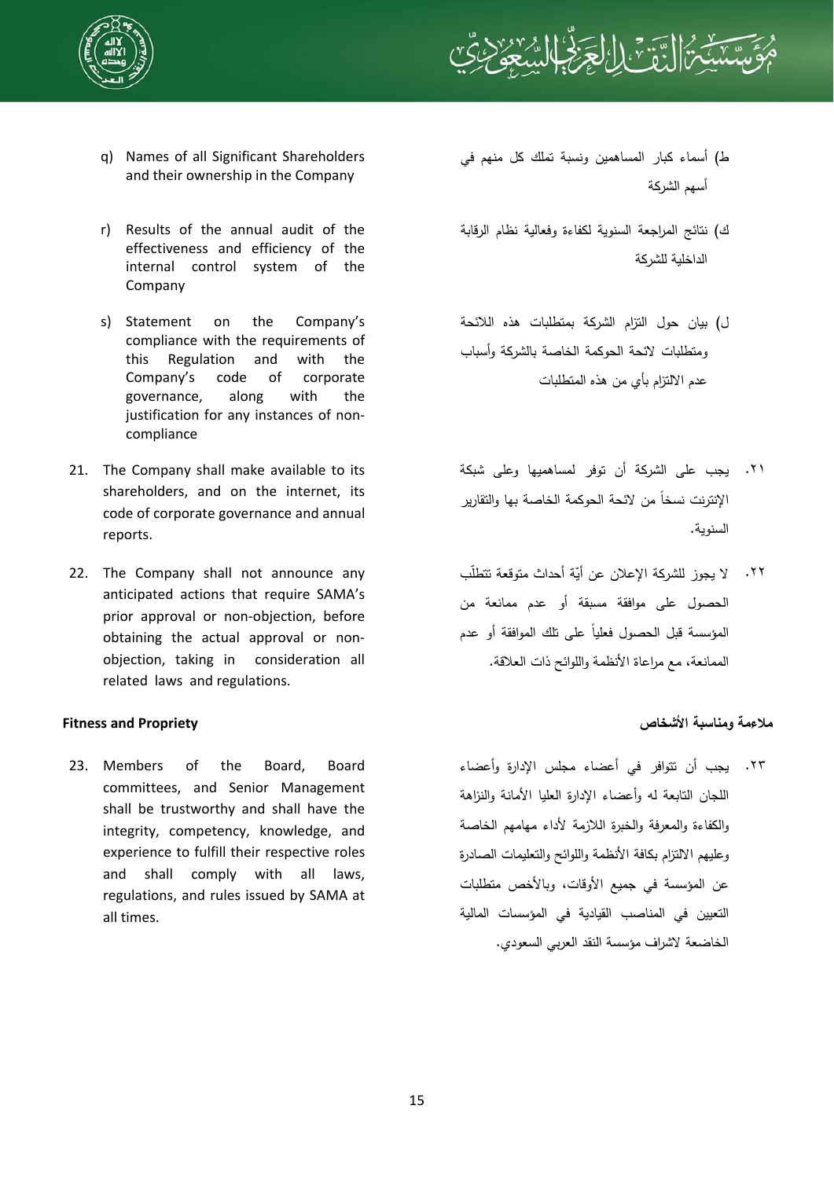q) Names of all Significant Shareholders and their ownership in the Company

ط) أسماء كبار المساهمين ونسبة تملك كل منهم في أسهم الشركة

r) Results of the annual audit of the effectiveness and efficiency of the internal control system of the Company

ك) نتائج المراجعة السنوية لكفاءة وفعالية نظام الرقابة الداخلية للشركة

s) Statement on the Company's compliance with the requirements of this Regulation and with the Company's code of corporate governance, along with the justification for any instances of non-compliance

ل) بيان حول التزام الشركة بمتطلبات هذه اللائحة ومتطلبات لائحة الحوكمة الخاصة بالشركة وأسباب عدم الالتزام بأي من هذه المتطلبات

21. The Company shall make available to its shareholders, and on the internet, its code of corporate governance and annual reports.

٢١. يجب على الشركة أن توفر لمساهميها وعلى شبكة الإنترنت نسخاً من لائحة الحوكمة الخاصة بها والتقارير السنوية.

22. The Company shall not announce any anticipated actions that require SAMA's prior approval or non-objection, before obtaining the actual approval or non-objection, taking in consideration all related laws and regulations.

٢٢. لا يجوز للشركة الإعلان عن أيّة أحداث متوقعة تتطلّب الحصول على موافقة مسبقة أو عدم ممانعة من المؤسسة قبل الحصول فعلياً على تلك الموافقة أو عدم الممانعة، مع مراعاة الأنظمة واللوائح ذات العلاقة.

**Fitness and Propriety**

**ملاءمة ومناسبة الأشخاص**

23. Members of the Board, Board committees, and Senior Management shall be trustworthy and shall have the integrity, competency, knowledge, and experience to fulfill their respective roles and shall comply with all laws, regulations, and rules issued by SAMA at all times.

٢٣. يجب أن تتوافر في أعضاء مجلس الإدارة وأعضاء اللجان التابعة له وأعضاء الإدارة العليا الأمانة والنزاهة والكفاءة والمعرفة والخبرة اللازمة لأداء مهامهم الخاصة وعليهم الالتزام بكافة الأنظمة واللوائح والتعليمات الصادرة عن المؤسسة في جميع الأوقات، وبالأخص متطلبات التعيين في المناصب القيادية في المؤسسات المالية الخاضعة لاشراف مؤسسة النقد العربي السعودي.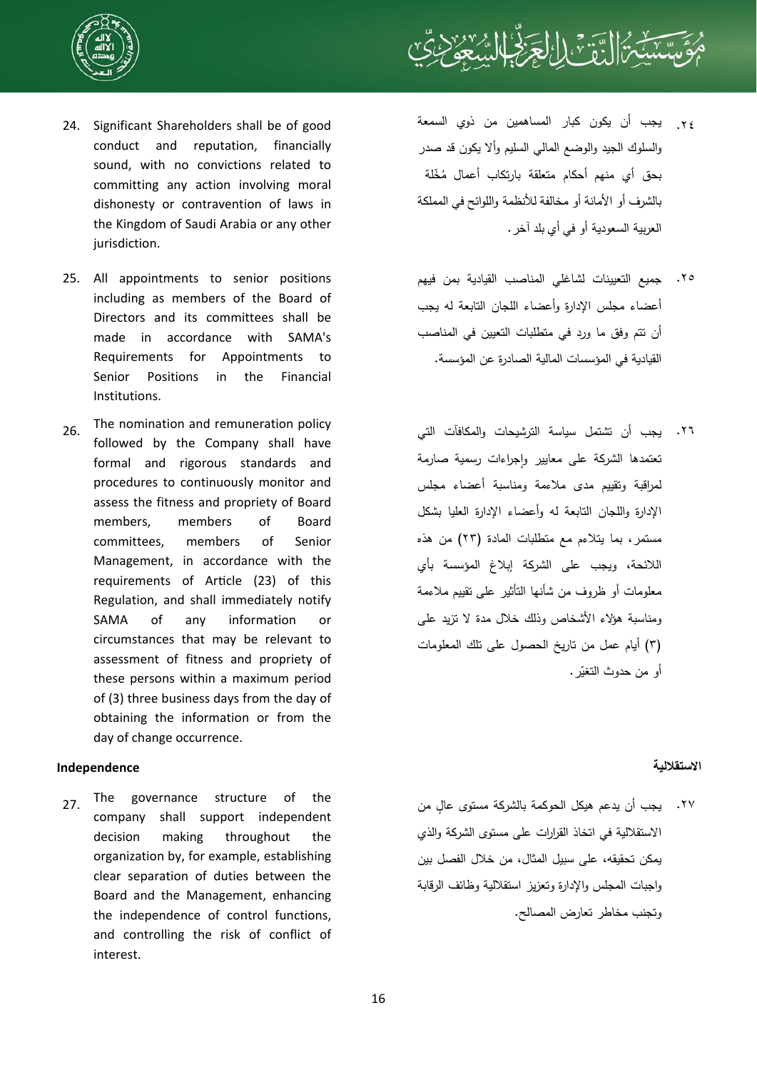24. Significant Shareholders shall be of good conduct and reputation, financially sound, with no convictions related to committing any action involving moral dishonesty or contravention of laws in the Kingdom of Saudi Arabia or any other jurisdiction.

٢٤. يجب أن يكون كبار المساهمين من ذوي السمعة والسلوك الجيد والوضع المالي السليم وألا يكون قد صدر بحق أي منهم أحكام متعلقة بارتكاب أعمال مُخلة بالشرف أو الأمانة أو مخالفة للأنظمة واللوائح في المملكة العربية السعودية أو في أي بلد آخر.

25. All appointments to senior positions including as members of the Board of Directors and its committees shall be made in accordance with SAMA's Requirements for Appointments to Senior Positions in the Financial Institutions.

٢٥. جميع التعيينات لشاغلي المناصب القيادية بمن فيهم أعضاء مجلس الإدارة وأعضاء اللجان التابعة له يجب أن تتم وفق ما ورد في متطلبات التعيين في المناصب القيادية في المؤسسات المالية الصادرة عن المؤسسة.

26. The nomination and remuneration policy followed by the Company shall have formal and rigorous standards and procedures to continuously monitor and assess the fitness and propriety of Board members, members of Board committees, members of Senior Management, in accordance with the requirements of Article (23) of this Regulation, and shall immediately notify SAMA of any information or circumstances that may be relevant to assessment of fitness and propriety of these persons within a maximum period of (3) three business days from the day of obtaining the information or from the day of change occurrence.

٢٦. يجب أن تشتمل سياسة الترشيحات والمكافآت التي تعتمدها الشركة على معايير وإجراءات رسمية صارمة لمراقبة وتقييم مدى ملاءمة ومناسبة أعضاء مجلس الإدارة واللجان التابعة له وأعضاء الإدارة العليا بشكل مستمر، بما يتلاءم مع متطلبات المادة (٢٣) من هذه اللائحة، ويجب على الشركة إبلاغ المؤسسة بأي معلومات أو ظروف من شأنها التأثير على تقييم ملاءمة ومناسبة هؤلاء الأشخاص وذلك خلال مدة لا تزيد على (٣) أيام عمل من تاريخ الحصول على تلك المعلومات أو من حدوث التغيّر.

### Independence

### الاستقلالية

27. The governance structure of the company shall support independent decision making throughout the organization by, for example, establishing clear separation of duties between the Board and the Management, enhancing the independence of control functions, and controlling the risk of conflict of interest.

٢٧. يجب أن يدعم هيكل الحوكمة بالشركة مستوى عالٍ من الاستقلالية في اتخاذ القرارات على مستوى الشركة والذي يمكن تحقيقه، على سبيل المثال، من خلال الفصل بين واجبات المجلس والإدارة وتعزيز استقلالية وظائف الرقابة وتجنب مخاطر تعارض المصالح.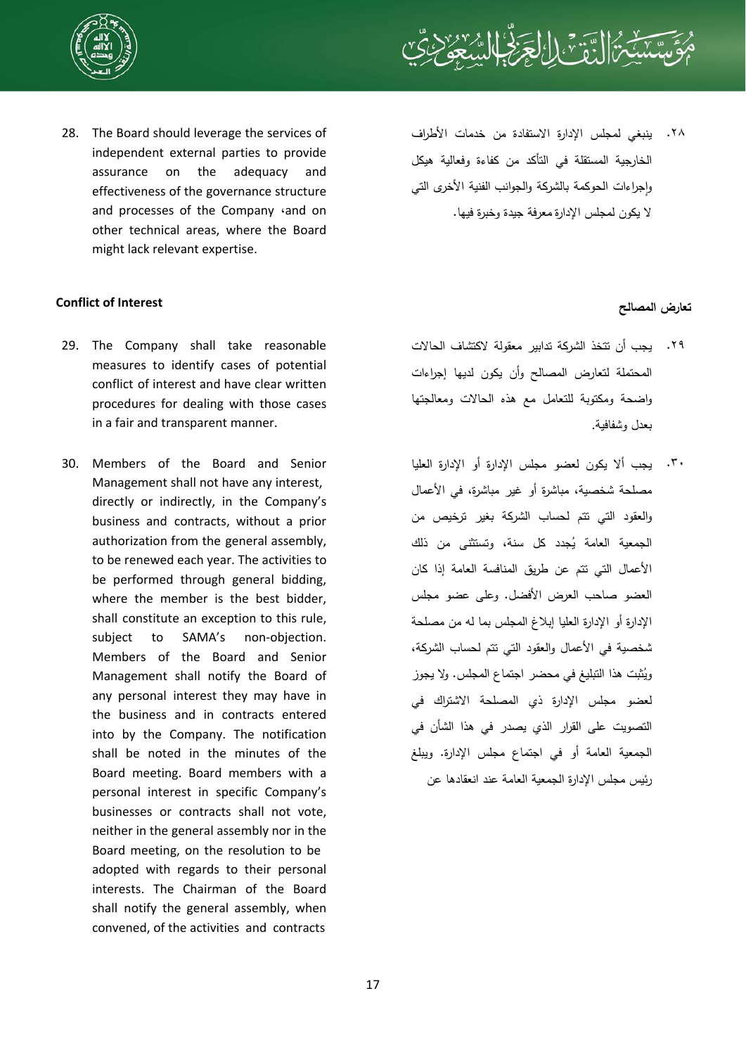28. The Board should leverage the services of independent external parties to provide assurance on the adequacy and effectiveness of the governance structure and processes of the Company ،and on other technical areas, where the Board might lack relevant expertise.

٢٨. ينبغي لمجلس الإدارة الاستفادة من خدمات الأطراف الخارجية المستقلة في التأكد من كفاءة وفعالية هيكل وإجراءات الحوكمة بالشركة والجوانب الفنية الأخرى التي لا يكون لمجلس الإدارة معرفة جيدة وخبرة فيها.

**Conflict of Interest**

**تعارض المصالح**

29. The Company shall take reasonable measures to identify cases of potential conflict of interest and have clear written procedures for dealing with those cases in a fair and transparent manner.

٢٩. يجب أن تتخذ الشركة تدابير معقولة لاكتشاف الحالات المحتملة لتعارض المصالح وأن يكون لديها إجراءات واضحة ومكتوبة للتعامل مع هذه الحالات ومعالجتها بعدل وشفافية.

30. Members of the Board and Senior Management shall not have any interest, directly or indirectly, in the Company's business and contracts, without a prior authorization from the general assembly, to be renewed each year. The activities to be performed through general bidding, where the member is the best bidder, shall constitute an exception to this rule, subject to SAMA's non-objection. Members of the Board and Senior Management shall notify the Board of any personal interest they may have in the business and in contracts entered into by the Company. The notification shall be noted in the minutes of the Board meeting. Board members with a personal interest in specific Company's businesses or contracts shall not vote, neither in the general assembly nor in the Board meeting, on the resolution to be adopted with regards to their personal interests. The Chairman of the Board shall notify the general assembly, when convened, of the activities and contracts

٣٠. يجب ألا يكون لعضو مجلس الإدارة أو الإدارة العليا مصلحة شخصية، مباشرة أو غير مباشرة، في الأعمال والعقود التي تتم لحساب الشركة بغير ترخيص من الجمعية العامة يُجدد كل سنة، وتستثنى من ذلك الأعمال التي تتم عن طريق المنافسة العامة إذا كان العضو صاحب العرض الأفضل. وعلى عضو مجلس الإدارة أو الإدارة العليا إبلاغ المجلس بما له من مصلحة شخصية في الأعمال والعقود التي تتم لحساب الشركة، ويُثبت هذا التبليغ في محضر اجتماع المجلس. ولا يجوز لعضو مجلس الإدارة ذي المصلحة الاشتراك في التصويت على القرار الذي يصدر في هذا الشأن في الجمعية العامة أو في اجتماع مجلس الإدارة. ويبلغ رئيس مجلس الإدارة الجمعية العامة عند انعقادها عن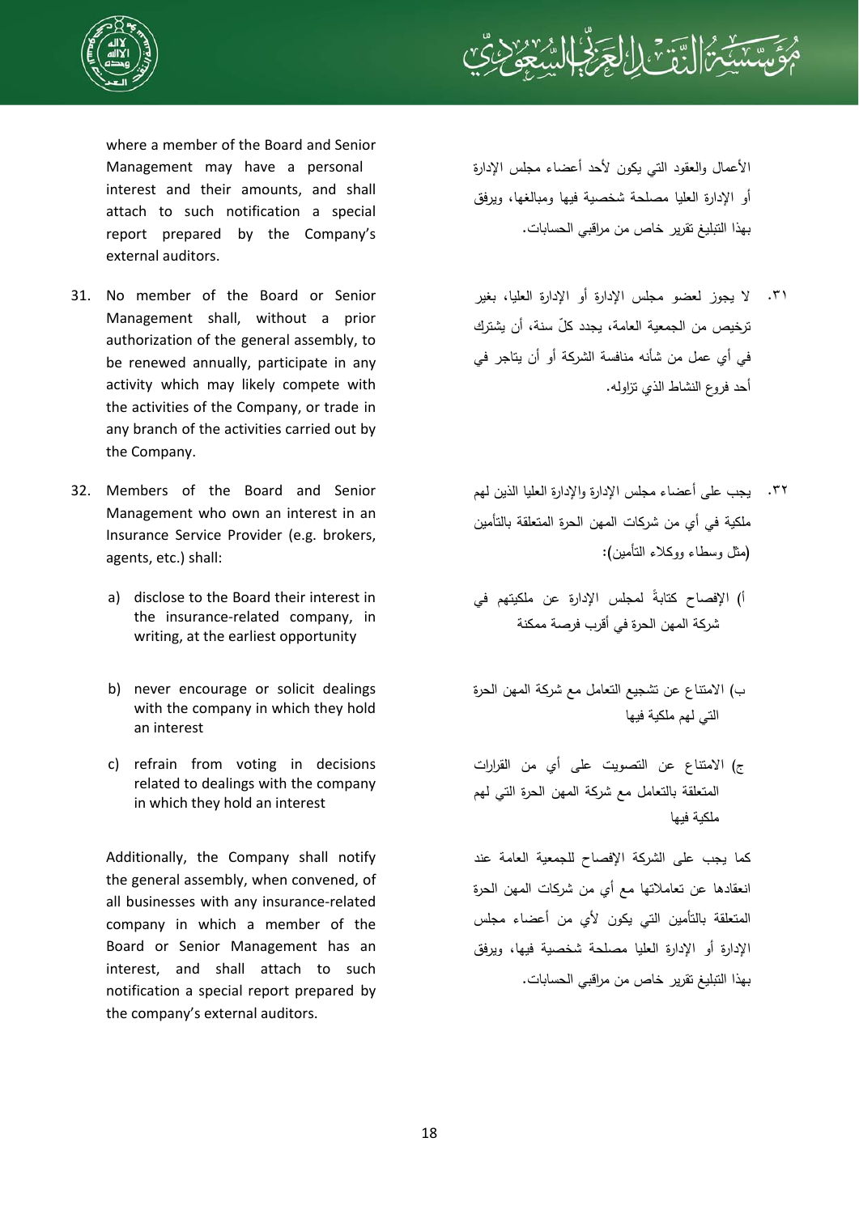where a member of the Board and Senior Management may have a personal interest and their amounts, and shall attach to such notification a special report prepared by the Company's external auditors.

31. No member of the Board or Senior Management shall, without a prior authorization of the general assembly, to be renewed annually, participate in any activity which may likely compete with the activities of the Company, or trade in any branch of the activities carried out by the Company.

32. Members of the Board and Senior Management who own an interest in an Insurance Service Provider (e.g. brokers, agents, etc.) shall:

    a) disclose to the Board their interest in the insurance-related company, in writing, at the earliest opportunity

    b) never encourage or solicit dealings with the company in which they hold an interest

    c) refrain from voting in decisions related to dealings with the company in which they hold an interest

    Additionally, the Company shall notify the general assembly, when convened, of all businesses with any insurance-related company in which a member of the Board or Senior Management has an interest, and shall attach to such notification a special report prepared by the company's external auditors.

الأعمال والعقود التي يكون لأحد أعضاء مجلس الإدارة أو الإدارة العليا مصلحة شخصية فيها ومبالغها، ويرفق بهذا التبليغ تقرير خاص من مراقبي الحسابات.

٣١. لا يجوز لعضو مجلس الإدارة أو الإدارة العليا، بغير ترخيص من الجمعية العامة، يجدد كلّ سنة، أن يشترك في أي عمل من شأنه منافسة الشركة أو أن يتاجر في أحد فروع النشاط الذي تزاوله.

٣٢. يجب على أعضاء مجلس الإدارة والإدارة العليا الذين لهم ملكية في أي من شركات المهن الحرة المتعلقة بالتأمين (مثل وسطاء ووكلاء التأمين):

أ) الإفصاح كتابةً لمجلس الإدارة عن ملكيتهم في شركة المهن الحرة في أقرب فرصة ممكنة

ب) الامتناع عن تشجيع التعامل مع شركة المهن الحرة التي لهم ملكية فيها

ج) الامتناع عن التصويت على أي من القرارات المتعلقة بالتعامل مع شركة المهن الحرة التي لهم ملكية فيها

كما يجب على الشركة الإفصاح للجمعية العامة عند انعقادها عن تعاملاتها مع أي من شركات المهن الحرة المتعلقة بالتأمين التي يكون لأي من أعضاء مجلس الإدارة أو الإدارة العليا مصلحة شخصية فيها، ويرفق بهذا التبليغ تقرير خاص من مراقبي الحسابات.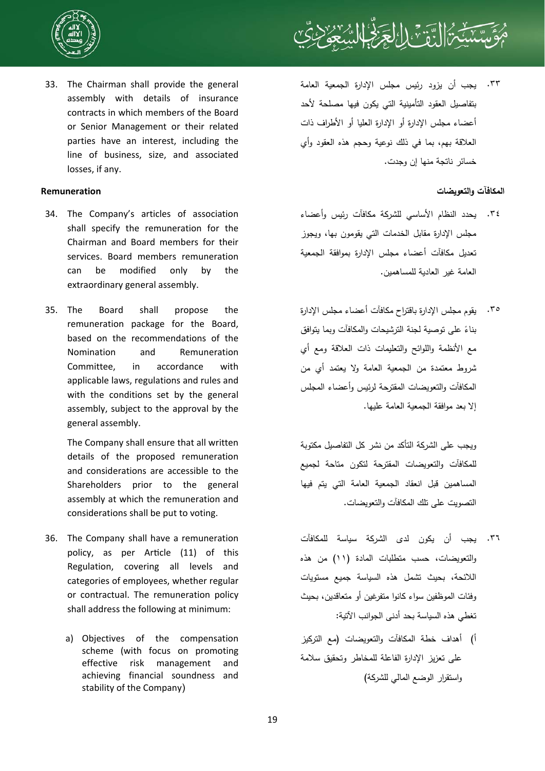33. The Chairman shall provide the general assembly with details of insurance contracts in which members of the Board or Senior Management or their related parties have an interest, including the line of business, size, and associated losses, if any.

٣٣. يجب أن يزود رئيس مجلس الإدارة الجمعية العامة بتفاصيل العقود التأمينية التي يكون فيها مصلحة لأحد أعضاء مجلس الإدارة أو الإدارة العليا أو الأطراف ذات العلاقة بهم، بما في ذلك نوعية وحجم هذه العقود وأي خسائر ناتجة منها إن وجدت.

**Remuneration**

**المكافآت والتعويضات**

34. The Company's articles of association shall specify the remuneration for the Chairman and Board members for their services. Board members remuneration can be modified only by the extraordinary general assembly.

٣٤. يحدد النظام الأساسي للشركة مكافآت رئيس وأعضاء مجلس الإدارة مقابل الخدمات التي يقومون بها، ويجوز تعديل مكافآت أعضاء مجلس الإدارة بموافقة الجمعية العامة غير العادية للمساهمين.

35. The Board shall propose the remuneration package for the Board, based on the recommendations of the Nomination and Remuneration Committee, in accordance with applicable laws, regulations and rules and with the conditions set by the general assembly, subject to the approval by the general assembly.

The Company shall ensure that all written details of the proposed remuneration and considerations are accessible to the Shareholders prior to the general assembly at which the remuneration and considerations shall be put to voting.

٣٥. يقوم مجلس الإدارة باقتراح مكافآت أعضاء مجلس الإدارة بناءً على توصية لجنة الترشيحات والمكافآت وبما يتوافق مع الأنظمة واللوائح والتعليمات ذات العلاقة ومع أي شروط معتمدة من الجمعية العامة ولا يعتمد أي من المكافآت والتعويضات المقترحة لرئيس وأعضاء المجلس إلا بعد موافقة الجمعية العامة عليها.

ويجب على الشركة التأكد من نشر كل التفاصيل مكتوبة للمكافآت والتعويضات المقترحة لتكون متاحة لجميع المساهمين قبل انعقاد الجمعية العامة التي يتم فيها التصويت على تلك المكافآت والتعويضات.

36. The Company shall have a remuneration policy, as per Article (11) of this Regulation, covering all levels and categories of employees, whether regular or contractual. The remuneration policy shall address the following at minimum:

a) Objectives of the compensation scheme (with focus on promoting effective risk management and achieving financial soundness and stability of the Company)

٣٦. يجب أن يكون لدى الشركة سياسة للمكافآت والتعويضات، حسب متطلبات المادة (١١) من هذه اللائحة، بحيث تشمل هذه السياسة جميع مستويات وفئات الموظفين سواء كانوا متفرغين أو متعاقدين، بحيث تغطي هذه السياسة بحد أدنى الجوانب الآتية:

أ) أهداف خطة المكافآت والتعويضات (مع التركيز على تعزيز الإدارة الفاعلة للمخاطر وتحقيق سلامة واستقرار الوضع المالي للشركة)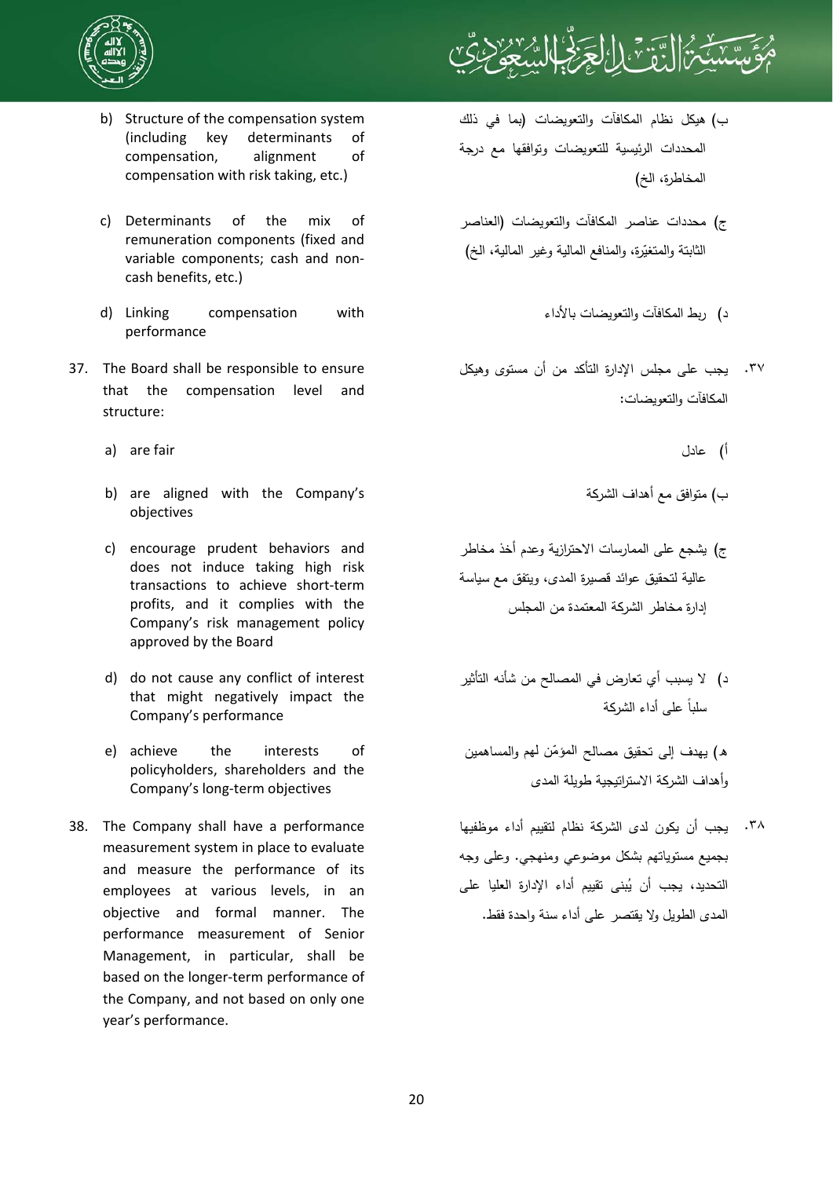b) Structure of the compensation system (including key determinants of compensation, alignment of compensation with risk taking, etc.)

c) Determinants of the mix of remuneration components (fixed and variable components; cash and non-cash benefits, etc.)

d) Linking compensation with performance

37. The Board shall be responsible to ensure that the compensation level and structure:

    a) are fair

    b) are aligned with the Company's objectives

    c) encourage prudent behaviors and does not induce taking high risk transactions to achieve short-term profits, and it complies with the Company's risk management policy approved by the Board

    d) do not cause any conflict of interest that might negatively impact the Company's performance

    e) achieve the interests of policyholders, shareholders and the Company's long-term objectives

38. The Company shall have a performance measurement system in place to evaluate and measure the performance of its employees at various levels, in an objective and formal manner. The performance measurement of Senior Management, in particular, shall be based on the longer-term performance of the Company, and not based on only one year's performance.

ب) هيكل نظام المكافآت والتعويضات (بما في ذلك المحددات الرئيسية للتعويضات وتوافقها مع درجة المخاطرة، الخ)

ج) محددات عناصر المكافآت والتعويضات (العناصر الثابتة والمتغيّرة، والمنافع المالية وغير المالية، الخ)

د) ربط المكافآت والتعويضات بالأداء

٣٧. يجب على مجلس الإدارة التأكد من أن مستوى وهيكل المكافآت والتعويضات:

أ) عادل

ب) متوافق مع أهداف الشركة

ج) يشجع على الممارسات الاحترازية وعدم أخذ مخاطر عالية لتحقيق عوائد قصيرة المدى، ويتفق مع سياسة إدارة مخاطر الشركة المعتمدة من المجلس

د) لا يسبب أي تعارض في المصالح من شأنه التأثير سلباً على أداء الشركة

هـ) يهدف إلى تحقيق مصالح المؤمّن لهم والمساهمين وأهداف الشركة الاستراتيجية طويلة المدى

٣٨. يجب أن يكون لدى الشركة نظام لتقييم أداء موظفيها بجميع مستوياتهم بشكل موضوعي ومنهجي. وعلى وجه التحديد، يجب أن يُبنى تقييم أداء الإدارة العليا على المدى الطويل ولا يقتصر على أداء سنة واحدة فقط.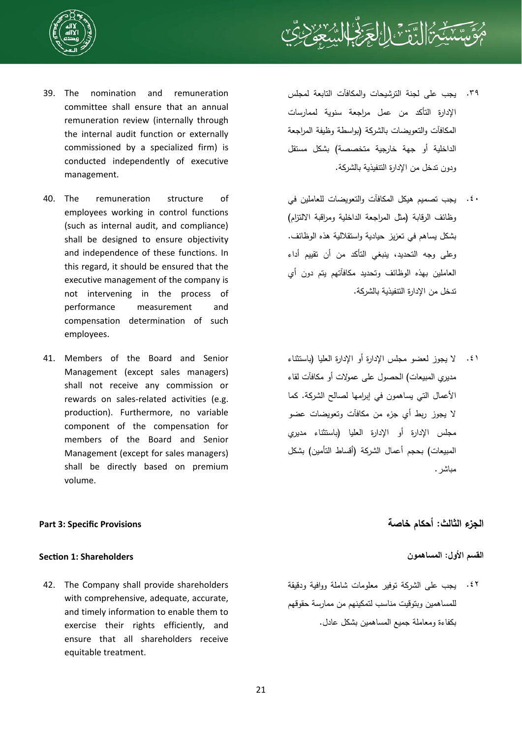39. The nomination and remuneration committee shall ensure that an annual remuneration review (internally through the internal audit function or externally commissioned by a specialized firm) is conducted independently of executive management.

٣٩. يجب على لجنة الترشيحات والمكافآت التابعة لمجلس الإدارة التأكد من عمل مراجعة سنوية لممارسات المكافآت والتعويضات بالشركة (بواسطة وظيفة المراجعة الداخلية أو جهة خارجية متخصصة) بشكل مستقل ودون تدخل من الإدارة التنفيذية بالشركة.

40. The remuneration structure of employees working in control functions (such as internal audit, and compliance) shall be designed to ensure objectivity and independence of these functions. In this regard, it should be ensured that the executive management of the company is not intervening in the process of performance measurement and compensation determination of such employees.

٤٠. يجب تصميم هيكل المكافآت والتعويضات للعاملين في وظائف الرقابة (مثل المراجعة الداخلية ومراقبة الالتزام) بشكل يساهم في تعزيز حيادية واستقلالية هذه الوظائف. وعلى وجه التحديد، ينبغي التأكد من أن تقييم أداء العاملين بهذه الوظائف وتحديد مكافآتهم يتم دون أي تدخل من الإدارة التنفيذية بالشركة.

41. Members of the Board and Senior Management (except sales managers) shall not receive any commission or rewards on sales-related activities (e.g. production). Furthermore, no variable component of the compensation for members of the Board and Senior Management (except for sales managers) shall be directly based on premium volume.

٤١. لا يجوز لعضو مجلس الإدارة أو الإدارة العليا (باستثناء مديري المبيعات) الحصول على عمولات أو مكافآت لقاء الأعمال التي يساهمون في إبرامها لصالح الشركة. كما لا يجوز ربط أي جزء من مكافآت وتعويضات عضو مجلس الإدارة أو الإدارة العليا (باستثناء مديري المبيعات) بحجم أعمال الشركة (أقساط التأمين) بشكل مباشر.

## Part 3: Specific Provisions

## الجزء الثالث: أحكام خاصة

### Section 1: Shareholders

### القسم الأول: المساهمون

42. The Company shall provide shareholders with comprehensive, adequate, accurate, and timely information to enable them to exercise their rights efficiently, and ensure that all shareholders receive equitable treatment.

٤٢. يجب على الشركة توفير معلومات شاملة ووافية ودقيقة للمساهمين وبتوقيت مناسب لتمكينهم من ممارسة حقوقهم بكفاءة ومعاملة جميع المساهمين بشكل عادل.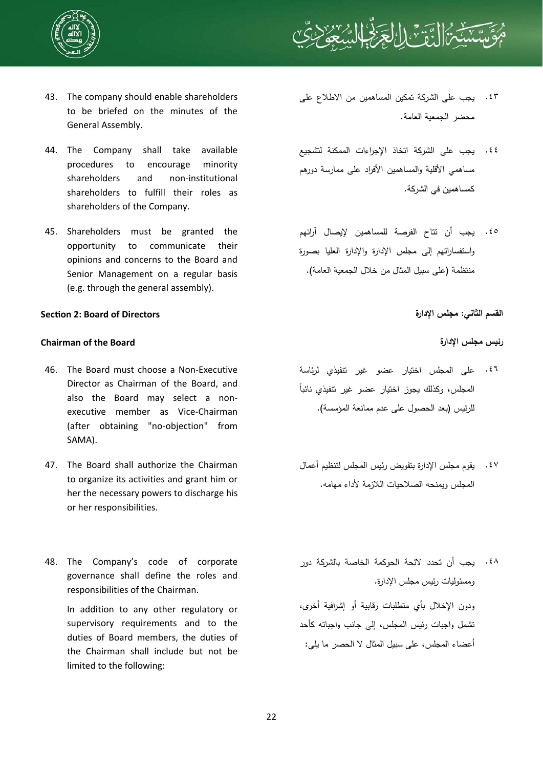43. The company should enable shareholders to be briefed on the minutes of the General Assembly.

٤٣. يجب على الشركة تمكين المساهمين من الاطلاع على محضر الجمعية العامة.

44. The Company shall take available procedures to encourage minority shareholders and non-institutional shareholders to fulfill their roles as shareholders of the Company.

٤٤. يجب على الشركة اتخاذ الإجراءات الممكنة لتشجيع مساهمي الأقلية والمساهمين الأفراد على ممارسة دورهم كمساهمين في الشركة.

45. Shareholders must be granted the opportunity to communicate their opinions and concerns to the Board and Senior Management on a regular basis (e.g. through the general assembly).

٤٥. يجب أن تتاح الفرصة للمساهمين لإيصال آرائهم واستفساراتهم إلى مجلس الإدارة والإدارة العليا بصورة منتظمة (على سبيل المثال من خلال الجمعية العامة).

## Section 2: Board of Directors

## القسم الثاني: مجلس الإدارة

### Chairman of the Board

### رئيس مجلس الإدارة

46. The Board must choose a Non-Executive Director as Chairman of the Board, and also the Board may select a non-executive member as Vice-Chairman (after obtaining "no-objection" from SAMA).

٤٦. على المجلس اختيار عضو غير تنفيذي لرئاسة المجلس، وكذلك يجوز اختيار عضو غير تنفيذي نائباً للرئيس (بعد الحصول على عدم ممانعة المؤسسة).

47. The Board shall authorize the Chairman to organize its activities and grant him or her the necessary powers to discharge his or her responsibilities.

٤٧. يقوم مجلس الإدارة بتفويض رئيس المجلس لتنظيم أعمال المجلس ويمنحه الصلاحيات اللازمة لأداء مهامه.

48. The Company's code of corporate governance shall define the roles and responsibilities of the Chairman.

In addition to any other regulatory or supervisory requirements and to the duties of Board members, the duties of the Chairman shall include but not be limited to the following:

٤٨. يجب أن تحدد لائحة الحوكمة الخاصة بالشركة دور ومسئوليات رئيس مجلس الإدارة.

ودون الإخلال بأي متطلبات رقابية أو إشرافية أخرى، تشمل واجبات رئيس المجلس، إلى جانب واجباته كأحد أعضاء المجلس، على سبيل المثال لا الحصر ما يلي: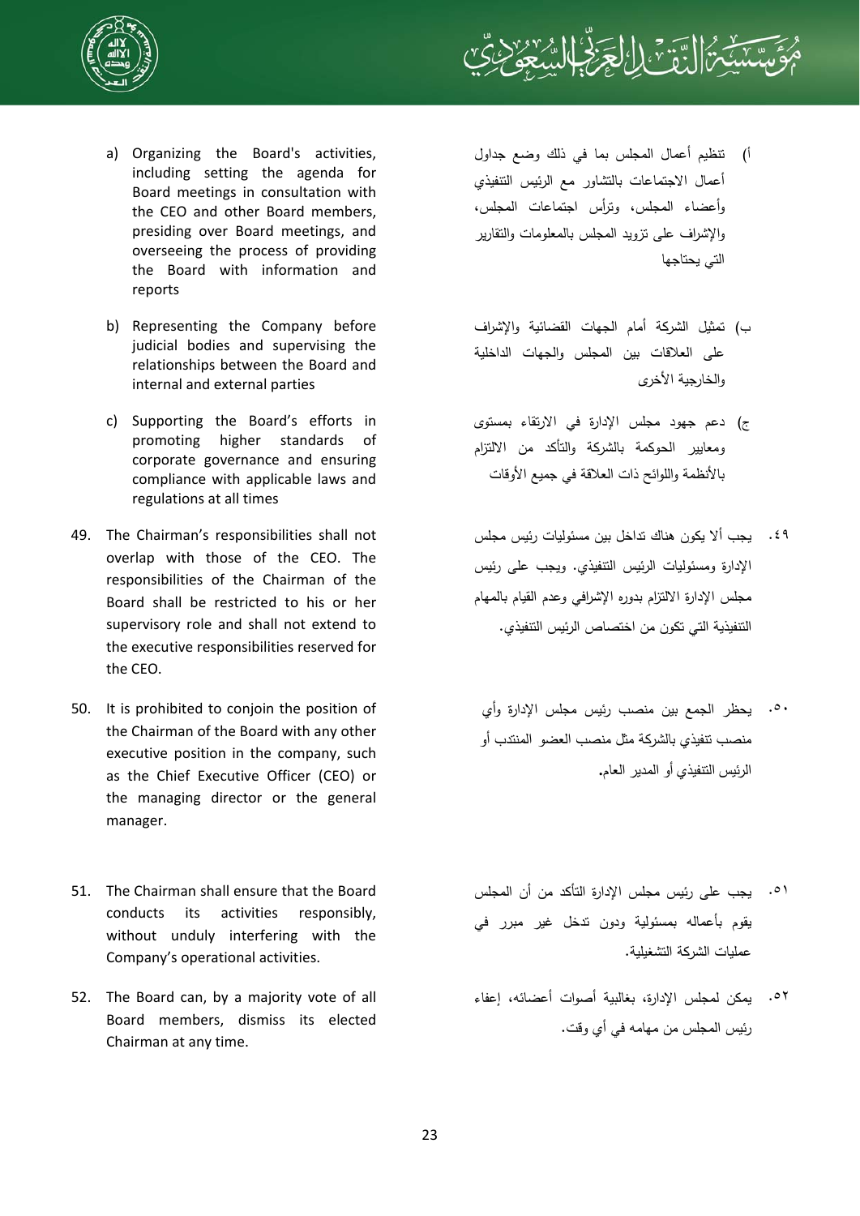a) Organizing the Board's activities, including setting the agenda for Board meetings in consultation with the CEO and other Board members, presiding over Board meetings, and overseeing the process of providing the Board with information and reports

b) Representing the Company before judicial bodies and supervising the relationships between the Board and internal and external parties

c) Supporting the Board's efforts in promoting higher standards of corporate governance and ensuring compliance with applicable laws and regulations at all times

49. The Chairman's responsibilities shall not overlap with those of the CEO. The responsibilities of the Chairman of the Board shall be restricted to his or her supervisory role and shall not extend to the executive responsibilities reserved for the CEO.

50. It is prohibited to conjoin the position of the Chairman of the Board with any other executive position in the company, such as the Chief Executive Officer (CEO) or the managing director or the general manager.

51. The Chairman shall ensure that the Board conducts its activities responsibly, without unduly interfering with the Company's operational activities.

52. The Board can, by a majority vote of all Board members, dismiss its elected Chairman at any time.

أ) تنظيم أعمال المجلس بما في ذلك وضع جداول أعمال الاجتماعات بالتشاور مع الرئيس التنفيذي وأعضاء المجلس، وترأس اجتماعات المجلس، والإشراف على تزويد المجلس بالمعلومات والتقارير التي يحتاجها

ب) تمثيل الشركة أمام الجهات القضائية والإشراف على العلاقات بين المجلس والجهات الداخلية والخارجية الأخرى

ج) دعم جهود مجلس الإدارة في الارتقاء بمستوى ومعايير الحوكمة بالشركة والتأكد من الالتزام بالأنظمة واللوائح ذات العلاقة في جميع الأوقات

٤٩. يجب ألا يكون هناك تداخل بين مسئوليات رئيس مجلس الإدارة ومسئوليات الرئيس التنفيذي. ويجب على رئيس مجلس الإدارة الالتزام بدوره الإشرافي وعدم القيام بالمهام التنفيذية التي تكون من اختصاص الرئيس التنفيذي.

٥٠. يحظر الجمع بين منصب رئيس مجلس الإدارة وأي منصب تنفيذي بالشركة مثل منصب العضو المنتدب أو الرئيس التنفيذي أو المدير العام.

٥١. يجب على رئيس مجلس الإدارة التأكد من أن المجلس يقوم بأعماله بمسئولية ودون تدخل غير مبرر في عمليات الشركة التشغيلية.

٥٢. يمكن لمجلس الإدارة، بغالبية أصوات أعضائه، إعفاء رئيس المجلس من مهامه في أي وقت.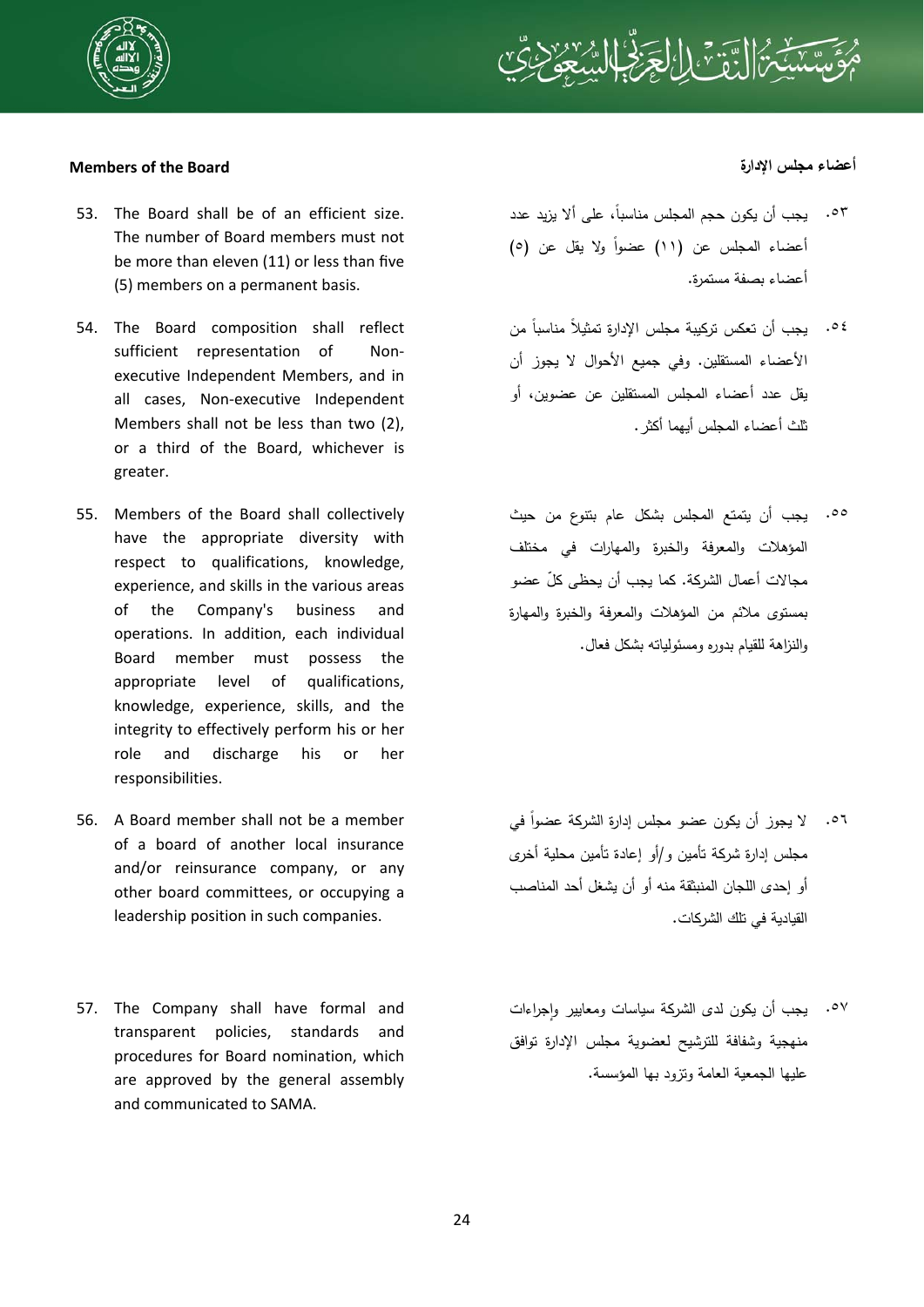## Members of the Board

53. The Board shall be of an efficient size. The number of Board members must not be more than eleven (11) or less than five (5) members on a permanent basis.

54. The Board composition shall reflect sufficient representation of Non-executive Independent Members, and in all cases, Non-executive Independent Members shall not be less than two (2), or a third of the Board, whichever is greater.

55. Members of the Board shall collectively have the appropriate diversity with respect to qualifications, knowledge, experience, and skills in the various areas of the Company's business and operations. In addition, each individual Board member must possess the appropriate level of qualifications, knowledge, experience, skills, and the integrity to effectively perform his or her role and discharge his or her responsibilities.

56. A Board member shall not be a member of a board of another local insurance and/or reinsurance company, or any other board committees, or occupying a leadership position in such companies.

57. The Company shall have formal and transparent policies, standards and procedures for Board nomination, which are approved by the general assembly and communicated to SAMA.

## أعضاء مجلس الإدارة

٥٣. يجب أن يكون حجم المجلس مناسباً، على ألا يزيد عدد أعضاء المجلس عن (١١) عضواً ولا يقل عن (٥) أعضاء بصفة مستمرة.

٥٤. يجب أن تعكس تركيبة مجلس الإدارة تمثيلاً مناسباً من الأعضاء المستقلين. وفي جميع الأحوال لا يجوز أن يقل عدد أعضاء المجلس المستقلين عن عضوين، أو ثلث أعضاء المجلس أيهما أكثر.

٥٥. يجب أن يتمتع المجلس بشكل عام بتنوع من حيث المؤهلات والمعرفة والخبرة والمهارات في مختلف مجالات أعمال الشركة. كما يجب أن يحظى كلّ عضو بمستوى ملائم من المؤهلات والمعرفة والخبرة والمهارة والنزاهة للقيام بدوره ومسئولياته بشكل فعال.

٥٦. لا يجوز أن يكون عضو مجلس إدارة الشركة عضواً في مجلس إدارة شركة تأمين و/أو إعادة تأمين محلية أخرى أو إحدى اللجان المنبثقة منه أو أن يشغل أحد المناصب القيادية في تلك الشركات.

٥٧. يجب أن يكون لدى الشركة سياسات ومعايير وإجراءات منهجية وشفافة للترشيح لعضوية مجلس الإدارة توافق عليها الجمعية العامة وتزود بها المؤسسة.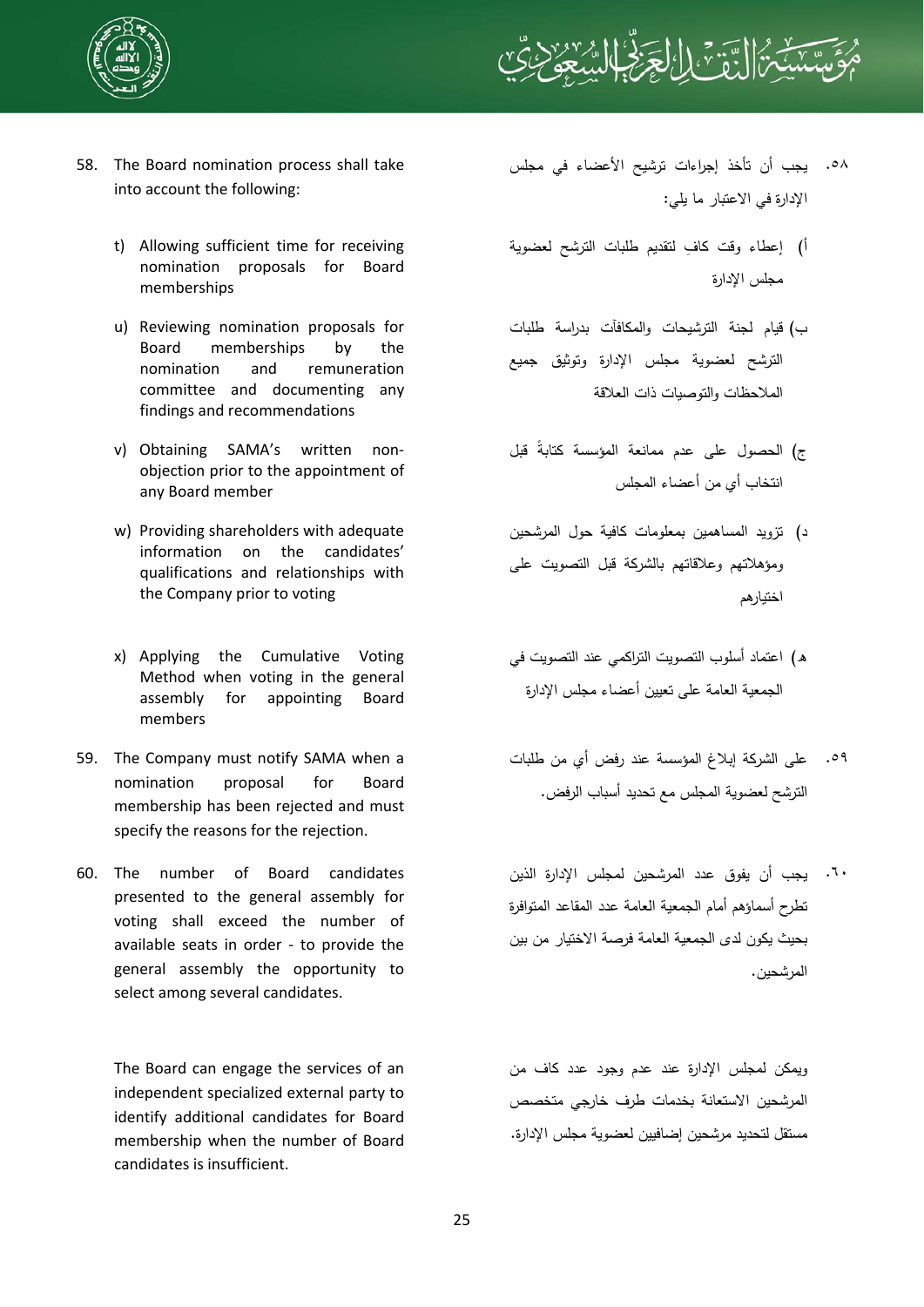58. The Board nomination process shall take into account the following:

    t) Allowing sufficient time for receiving nomination proposals for Board memberships

    u) Reviewing nomination proposals for Board memberships by the nomination and remuneration committee and documenting any findings and recommendations

    v) Obtaining SAMA's written non-objection prior to the appointment of any Board member

    w) Providing shareholders with adequate information on the candidates' qualifications and relationships with the Company prior to voting

    x) Applying the Cumulative Voting Method when voting in the general assembly for appointing Board members

59. The Company must notify SAMA when a nomination proposal for Board membership has been rejected and must specify the reasons for the rejection.

60. The number of Board candidates presented to the general assembly for voting shall exceed the number of available seats in order - to provide the general assembly the opportunity to select among several candidates.

    The Board can engage the services of an independent specialized external party to identify additional candidates for Board membership when the number of Board candidates is insufficient.

٥٨. يجب أن تأخذ إجراءات ترشيح الأعضاء في مجلس الإدارة في الاعتبار ما يلي:

أ) إعطاء وقت كافٍ لتقديم طلبات الترشح لعضوية مجلس الإدارة

ب) قيام لجنة الترشيحات والمكافآت بدراسة طلبات الترشح لعضوية مجلس الإدارة وتوثيق جميع الملاحظات والتوصيات ذات العلاقة

ج) الحصول على عدم ممانعة المؤسسة كتابةً قبل انتخاب أي من أعضاء المجلس

د) تزويد المساهمين بمعلومات كافية حول المرشحين ومؤهلاتهم وعلاقاتهم بالشركة قبل التصويت على اختيارهم

هـ) اعتماد أسلوب التصويت التراكمي عند التصويت في الجمعية العامة على تعيين أعضاء مجلس الإدارة

٥٩. على الشركة إبلاغ المؤسسة عند رفض أي من طلبات الترشح لعضوية المجلس مع تحديد أسباب الرفض.

٦٠. يجب أن يفوق عدد المرشحين لمجلس الإدارة الذين تطرح أسماؤهم أمام الجمعية العامة عدد المقاعد المتوافرة بحيث يكون لدى الجمعية العامة فرصة الاختيار من بين المرشحين.

ويمكن لمجلس الإدارة عند عدم وجود عدد كاف من المرشحين الاستعانة بخدمات طرف خارجي متخصص مستقل لتحديد مرشحين إضافيين لعضوية مجلس الإدارة.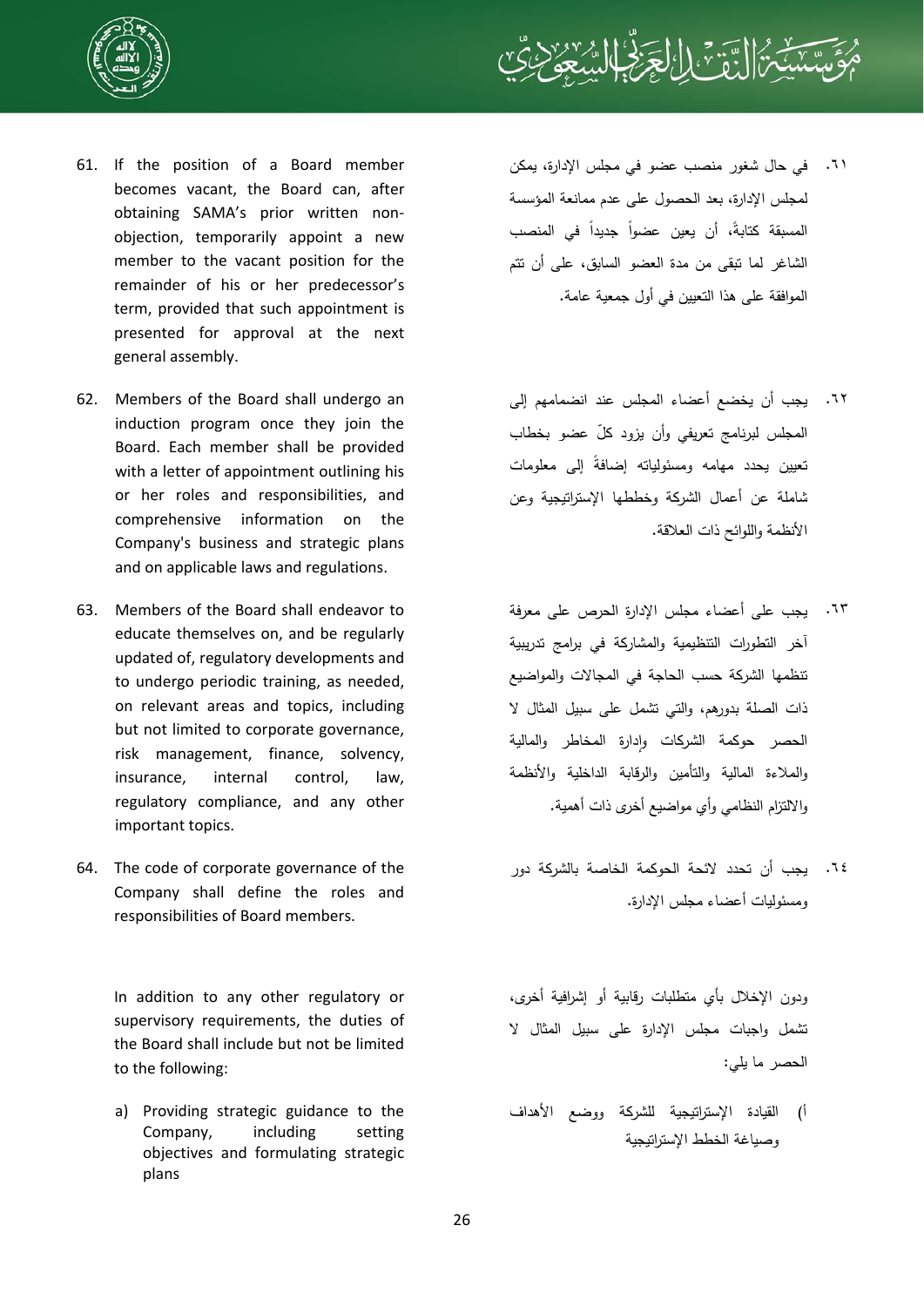61. If the position of a Board member becomes vacant, the Board can, after obtaining SAMA's prior written non-objection, temporarily appoint a new member to the vacant position for the remainder of his or her predecessor's term, provided that such appointment is presented for approval at the next general assembly.

٦١. في حال شغور منصب عضو في مجلس الإدارة، يمكن لمجلس الإدارة، بعد الحصول على عدم ممانعة المؤسسة المسبقة كتابةً، أن يعين عضواً جديداً في المنصب الشاغر لما تبقى من مدة العضو السابق، على أن تتم الموافقة على هذا التعيين في أول جمعية عامة.

62. Members of the Board shall undergo an induction program once they join the Board. Each member shall be provided with a letter of appointment outlining his or her roles and responsibilities, and comprehensive information on the Company's business and strategic plans and on applicable laws and regulations.

٦٢. يجب أن يخضع أعضاء المجلس عند انضمامهم إلى المجلس لبرنامج تعريفي وأن يزود كلّ عضو بخطاب تعيين يحدد مهامه ومسئولياته إضافةً إلى معلومات شاملة عن أعمال الشركة وخططها الإستراتيجية وعن الأنظمة واللوائح ذات العلاقة.

63. Members of the Board shall endeavor to educate themselves on, and be regularly updated of, regulatory developments and to undergo periodic training, as needed, on relevant areas and topics, including but not limited to corporate governance, risk management, finance, solvency, insurance, internal control, law, regulatory compliance, and any other important topics.

٦٣. يجب على أعضاء مجلس الإدارة الحرص على معرفة آخر التطورات التنظيمية والمشاركة في برامج تدريبية تنظمها الشركة حسب الحاجة في المجالات والمواضيع ذات الصلة بدورهم، والتي تشمل على سبيل المثال لا الحصر حوكمة الشركات وإدارة المخاطر والمالية والملاءة المالية والتأمين والرقابة الداخلية والأنظمة والالتزام النظامي وأي مواضيع أخرى ذات أهمية.

64. The code of corporate governance of the Company shall define the roles and responsibilities of Board members.

٦٤. يجب أن تحدد لائحة الحوكمة الخاصة بالشركة دور ومسئوليات أعضاء مجلس الإدارة.

In addition to any other regulatory or supervisory requirements, the duties of the Board shall include but not be limited to the following:

ودون الإخلال بأي متطلبات رقابية أو إشرافية أخرى، تشمل واجبات مجلس الإدارة على سبيل المثال لا الحصر ما يلي:

a) Providing strategic guidance to the Company, including setting objectives and formulating strategic plans

أ) القيادة الإستراتيجية للشركة ووضع الأهداف وصياغة الخطط الإستراتيجية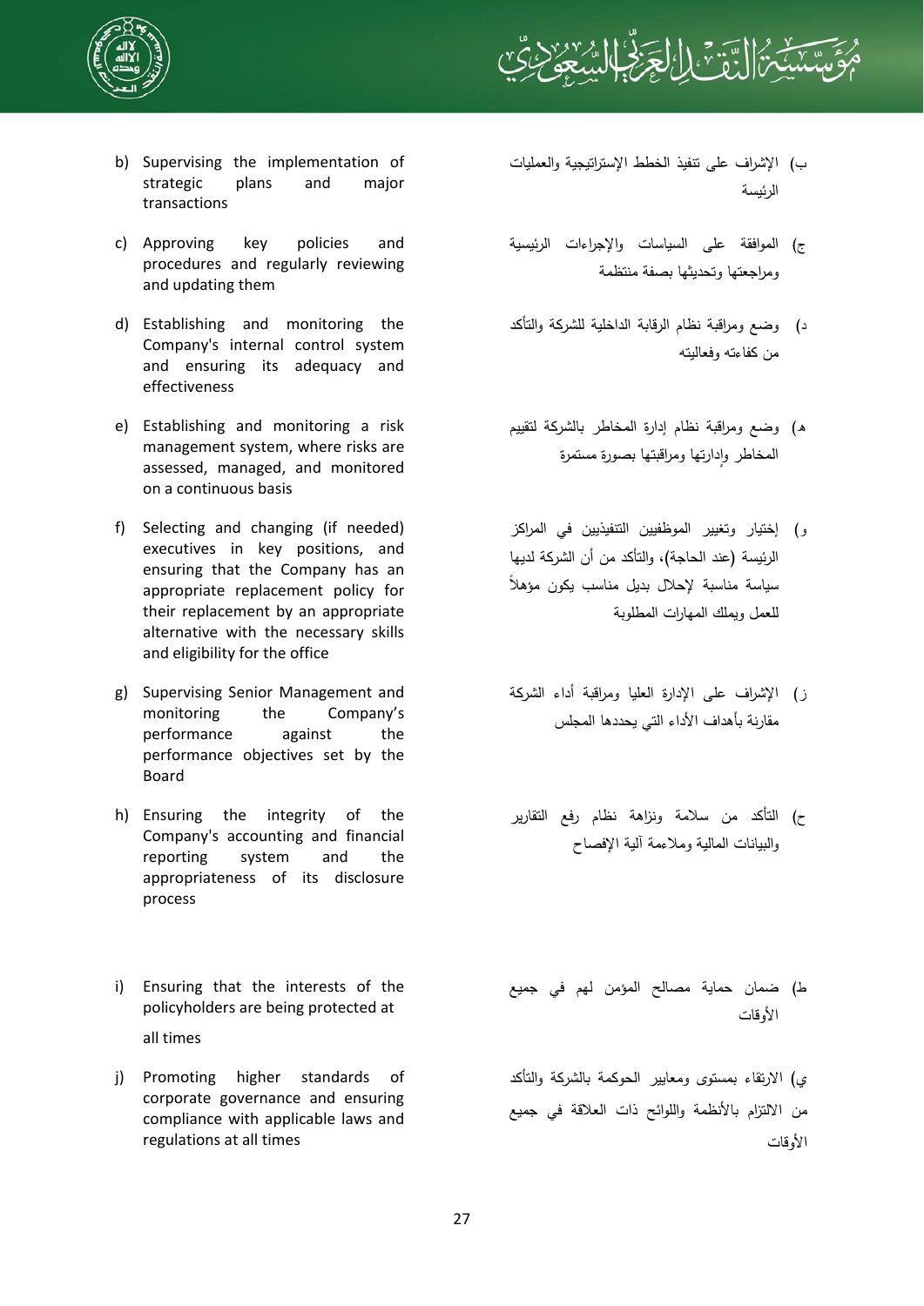b) Supervising the implementation of strategic plans and major transactions

ب) الإشراف على تنفيذ الخطط الإستراتيجية والعمليات الرئيسة

c) Approving key policies and procedures and regularly reviewing and updating them

ج) الموافقة على السياسات والإجراءات الرئيسية ومراجعتها وتحديثها بصفة منتظمة

d) Establishing and monitoring the Company's internal control system and ensuring its adequacy and effectiveness

د) وضع ومراقبة نظام الرقابة الداخلية للشركة والتأكد من كفاءته وفعاليته

e) Establishing and monitoring a risk management system, where risks are assessed, managed, and monitored on a continuous basis

هـ) وضع ومراقبة نظام إدارة المخاطر بالشركة لتقييم المخاطر وإدارتها ومراقبتها بصورة مستمرة

f) Selecting and changing (if needed) executives in key positions, and ensuring that the Company has an appropriate replacement policy for their replacement by an appropriate alternative with the necessary skills and eligibility for the office

و) إختيار وتغيير الموظفيين التنفيذيين في المراكز الرئيسة (عند الحاجة)، والتأكد من أن الشركة لديها سياسة مناسبة لإحلال بديل مناسب يكون مؤهلاً للعمل ويملك المهارات المطلوبة

g) Supervising Senior Management and monitoring the Company's performance against the performance objectives set by the Board

ز) الإشراف على الإدارة العليا ومراقبة أداء الشركة مقارنة بأهداف الأداء التي يحددها المجلس

h) Ensuring the integrity of the Company's accounting and financial reporting system and the appropriateness of its disclosure process

ح) التأكد من سلامة ونزاهة نظام رفع التقارير والبيانات المالية وملاءمة آلية الإفصاح

i) Ensuring that the interests of the policyholders are being protected at all times

ط) ضمان حماية مصالح المؤمن لهم في جميع الأوقات

j) Promoting higher standards of corporate governance and ensuring compliance with applicable laws and regulations at all times

ي) الارتقاء بمستوى ومعايير الحوكمة بالشركة والتأكد من الالتزام بالأنظمة واللوائح ذات العلاقة في جميع الأوقات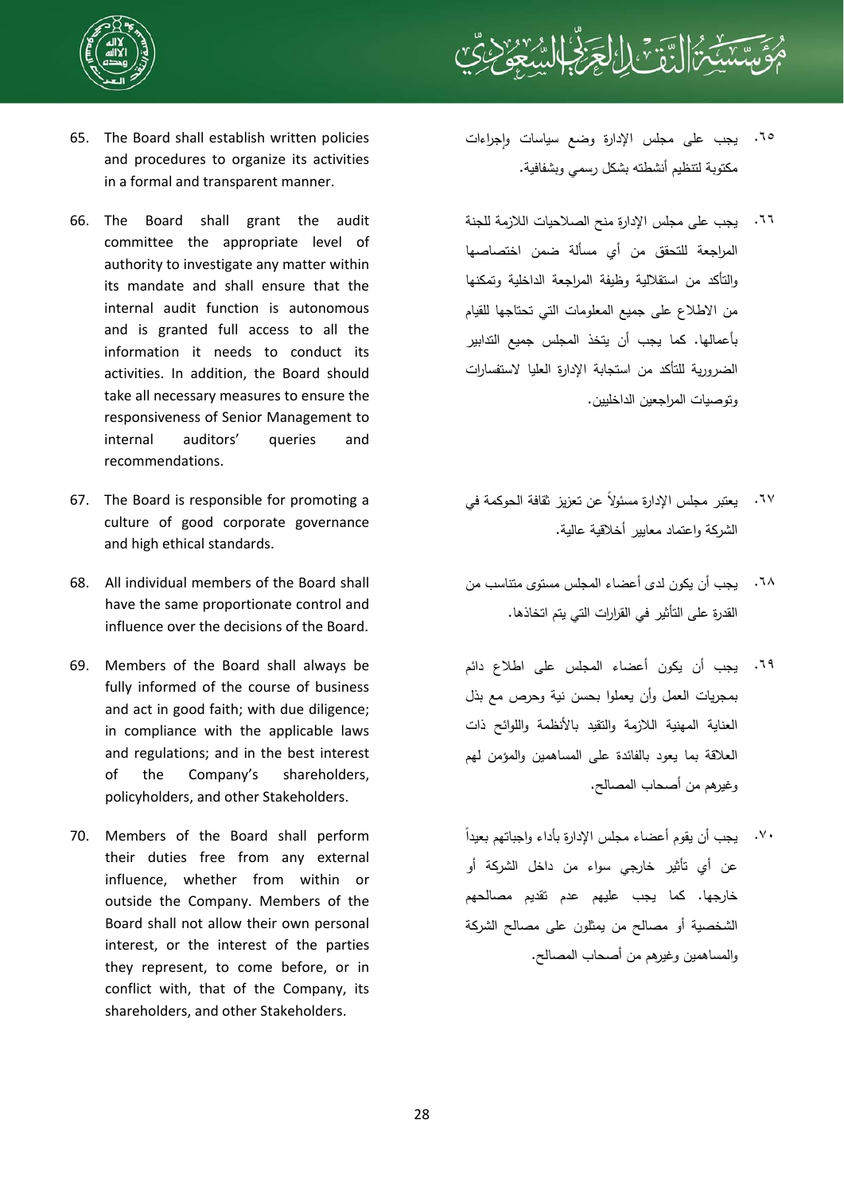65. The Board shall establish written policies and procedures to organize its activities in a formal and transparent manner.

66. The Board shall grant the audit committee the appropriate level of authority to investigate any matter within its mandate and shall ensure that the internal audit function is autonomous and is granted full access to all the information it needs to conduct its activities. In addition, the Board should take all necessary measures to ensure the responsiveness of Senior Management to internal auditors' queries and recommendations.

67. The Board is responsible for promoting a culture of good corporate governance and high ethical standards.

68. All individual members of the Board shall have the same proportionate control and influence over the decisions of the Board.

69. Members of the Board shall always be fully informed of the course of business and act in good faith; with due diligence; in compliance with the applicable laws and regulations; and in the best interest of the Company's shareholders, policyholders, and other Stakeholders.

70. Members of the Board shall perform their duties free from any external influence, whether from within or outside the Company. Members of the Board shall not allow their own personal interest, or the interest of the parties they represent, to come before, or in conflict with, that of the Company, its shareholders, and other Stakeholders.

٦٥. يجب على مجلس الإدارة وضع سياسات وإجراءات مكتوبة لتنظيم أنشطته بشكل رسمي وبشفافية.

٦٦. يجب على مجلس الإدارة منح الصلاحيات اللازمة للجنة المراجعة للتحقق من أي مسألة ضمن اختصاصها والتأكد من استقلالية وظيفة المراجعة الداخلية وتمكنها من الاطلاع على جميع المعلومات التي تحتاجها للقيام بأعمالها. كما يجب أن يتخذ المجلس جميع التدابير الضرورية للتأكد من استجابة الإدارة العليا لاستفسارات وتوصيات المراجعين الداخليين.

٦٧. يعتبر مجلس الإدارة مسئولاً عن تعزيز ثقافة الحوكمة في الشركة واعتماد معايير أخلاقية عالية.

٦٨. يجب أن يكون لدى أعضاء المجلس مستوى متناسب من القدرة على التأثير في القرارات التي يتم اتخاذها.

٦٩. يجب أن يكون أعضاء المجلس على اطلاع دائم بمجريات العمل وأن يعملوا بحسن نية وحرص مع بذل العناية المهنية اللازمة والتقيد بالأنظمة واللوائح ذات العلاقة بما يعود بالفائدة على المساهمين والمؤمن لهم وغيرهم من أصحاب المصالح.

٧٠. يجب أن يقوم أعضاء مجلس الإدارة بأداء واجباتهم بعيداً عن أي تأثير خارجي سواء من داخل الشركة أو خارجها. كما يجب عليهم عدم تقديم مصالحهم الشخصية أو مصالح من يمثلون على مصالح الشركة والمساهمين وغيرهم من أصحاب المصالح.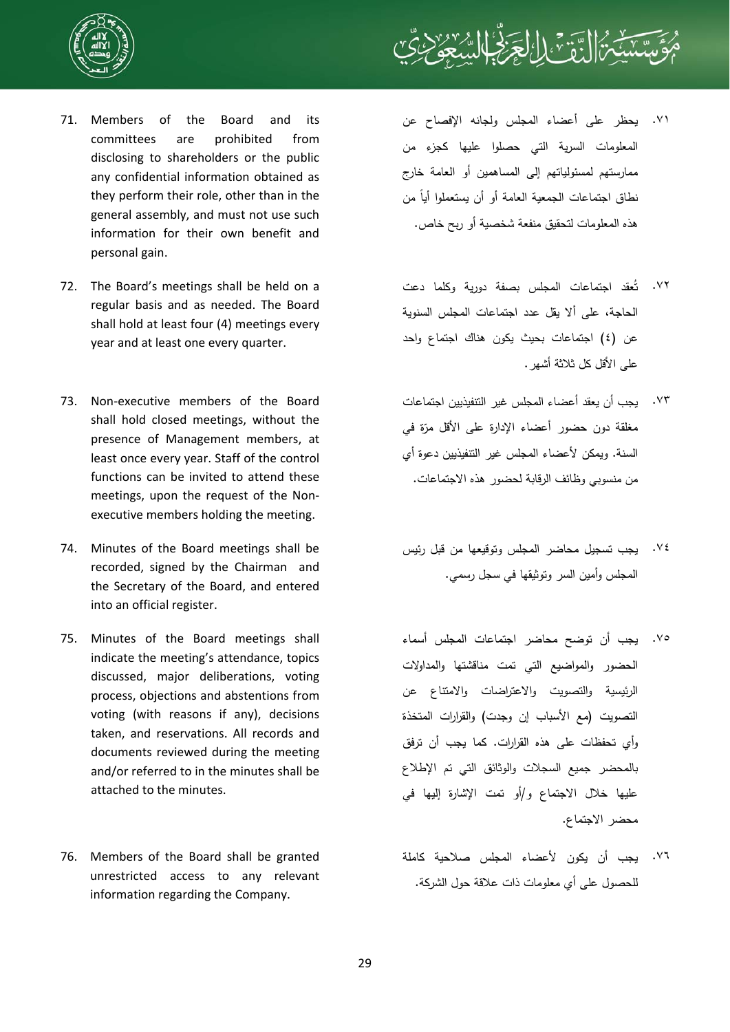71. Members of the Board and its committees are prohibited from disclosing to shareholders or the public any confidential information obtained as they perform their role, other than in the general assembly, and must not use such information for their own benefit and personal gain.

٧١. يحظر على أعضاء المجلس ولجانه الإفصاح عن المعلومات السرية التي حصلوا عليها كجزء من ممارستهم لمسئولياتهم إلى المساهمين أو العامة خارج نطاق اجتماعات الجمعية العامة أو أن يستعملوا أياً من هذه المعلومات لتحقيق منفعة شخصية أو ربح خاص.

72. The Board's meetings shall be held on a regular basis and as needed. The Board shall hold at least four (4) meetings every year and at least one every quarter.

٧٢. تُعقد اجتماعات المجلس بصفة دورية وكلما دعت الحاجة، على ألا يقل عدد اجتماعات المجلس السنوية عن (٤) اجتماعات بحيث يكون هناك اجتماع واحد على الأقل كل ثلاثة أشهر.

73. Non-executive members of the Board shall hold closed meetings, without the presence of Management members, at least once every year. Staff of the control functions can be invited to attend these meetings, upon the request of the Non-executive members holding the meeting.

٧٣. يجب أن يعقد أعضاء المجلس غير التنفيذيين اجتماعات مغلقة دون حضور أعضاء الإدارة على الأقل مرّة في السنة. ويمكن لأعضاء المجلس غير التنفيذيين دعوة أي من منسوبي وظائف الرقابة لحضور هذه الاجتماعات.

74. Minutes of the Board meetings shall be recorded, signed by the Chairman and the Secretary of the Board, and entered into an official register.

٧٤. يجب تسجيل محاضر المجلس وتوقيعها من قبل رئيس المجلس وأمين السر وتوثيقها في سجل رسمي.

75. Minutes of the Board meetings shall indicate the meeting's attendance, topics discussed, major deliberations, voting process, objections and abstentions from voting (with reasons if any), decisions taken, and reservations. All records and documents reviewed during the meeting and/or referred to in the minutes shall be attached to the minutes.

٧٥. يجب أن توضح محاضر اجتماعات المجلس أسماء الحضور والمواضيع التي تمت مناقشتها والمداولات الرئيسية والتصويت والاعتراضات والامتناع عن التصويت (مع الأسباب إن وجدت) والقرارات المتخذة وأي تحفظات على هذه القرارات. كما يجب أن ترفق بالمحضر جميع السجلات والوثائق التي تم الإطلاع عليها خلال الاجتماع و/أو تمت الإشارة إليها في محضر الاجتماع.

76. Members of the Board shall be granted unrestricted access to any relevant information regarding the Company.

٧٦. يجب أن يكون لأعضاء المجلس صلاحية كاملة للحصول على أي معلومات ذات علاقة حول الشركة.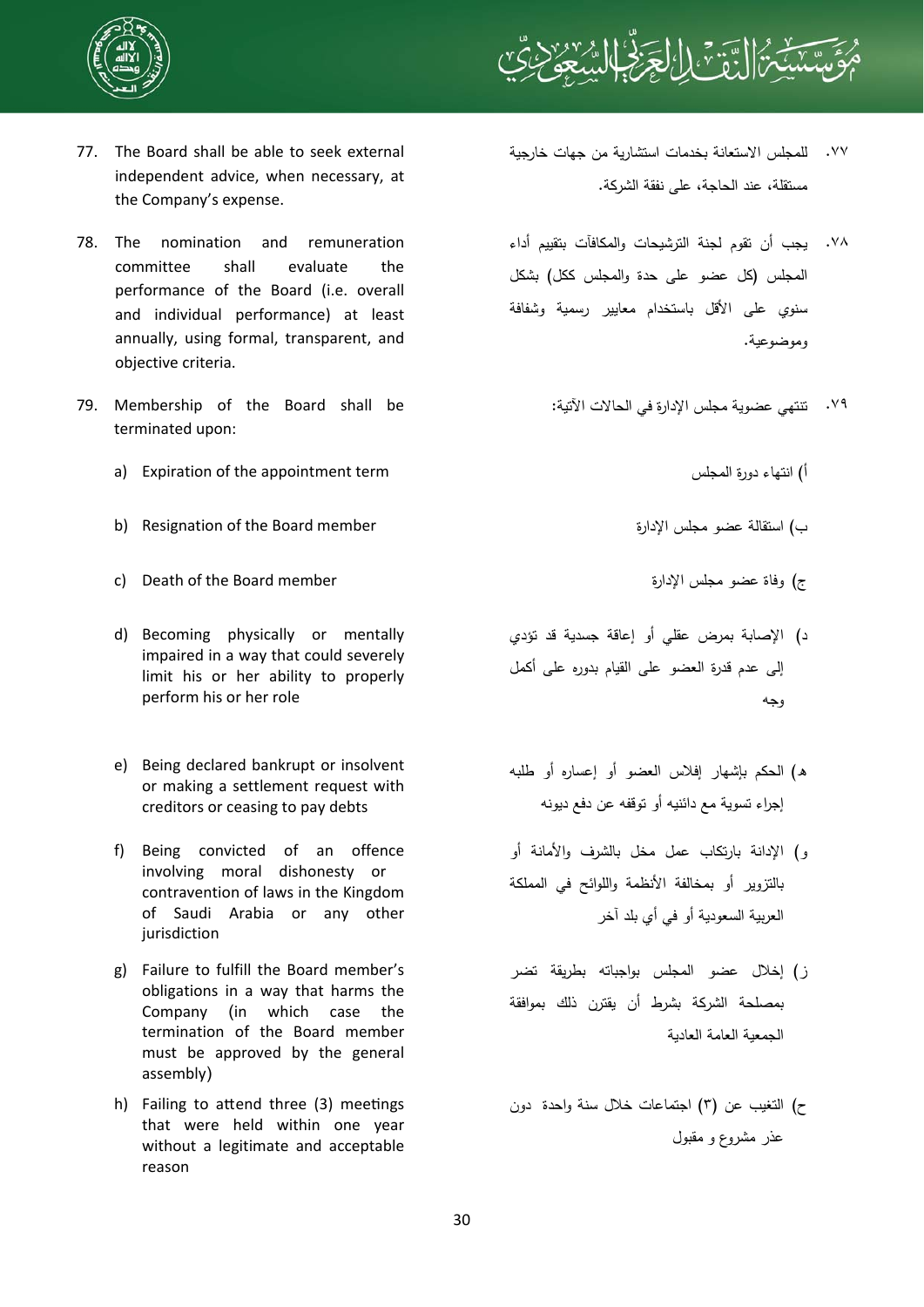77. The Board shall be able to seek external independent advice, when necessary, at the Company's expense.

٧٧. للمجلس الاستعانة بخدمات استشارية من جهات خارجية مستقلة، عند الحاجة، على نفقة الشركة.

78. The nomination and remuneration committee shall evaluate the performance of the Board (i.e. overall and individual performance) at least annually, using formal, transparent, and objective criteria.

٧٨. يجب أن تقوم لجنة الترشيحات والمكافآت بتقييم أداء المجلس (كل عضو على حدة والمجلس ككل) بشكل سنوي على الأقل باستخدام معايير رسمية وشفافة وموضوعية.

79. Membership of the Board shall be terminated upon:

   a) Expiration of the appointment term
   b) Resignation of the Board member
   c) Death of the Board member
   d) Becoming physically or mentally impaired in a way that could severely limit his or her ability to properly perform his or her role
   e) Being declared bankrupt or insolvent or making a settlement request with creditors or ceasing to pay debts
   f) Being convicted of an offence involving moral dishonesty or contravention of laws in the Kingdom of Saudi Arabia or any other jurisdiction
   g) Failure to fulfill the Board member's obligations in a way that harms the Company (in which case the termination of the Board member must be approved by the general assembly)
   h) Failing to attend three (3) meetings that were held within one year without a legitimate and acceptable reason

٧٩. تنتهي عضوية مجلس الإدارة في الحالات الآتية:

   أ) انتهاء دورة المجلس
   ب) استقالة عضو مجلس الإدارة
   ج) وفاة عضو مجلس الإدارة
   د) الإصابة بمرض عقلي أو إعاقة جسدية قد تؤدي إلى عدم قدرة العضو على القيام بدوره على أكمل وجه
   هـ) الحكم بإشهار إفلاس العضو أو إعساره أو طلبه إجراء تسوية مع دائنيه أو توقفه عن دفع ديونه
   و) الإدانة بارتكاب عمل مخل بالشرف والأمانة أو بالتزوير أو بمخالفة الأنظمة واللوائح في المملكة العربية السعودية أو في أي بلد آخر
   ز) إخلال عضو المجلس بواجباته بطريقة تضر بمصلحة الشركة بشرط أن يقترن ذلك بموافقة الجمعية العامة العادية
   ح) التغيب عن (٣) اجتماعات خلال سنة واحدة دون عذر مشروع و مقبول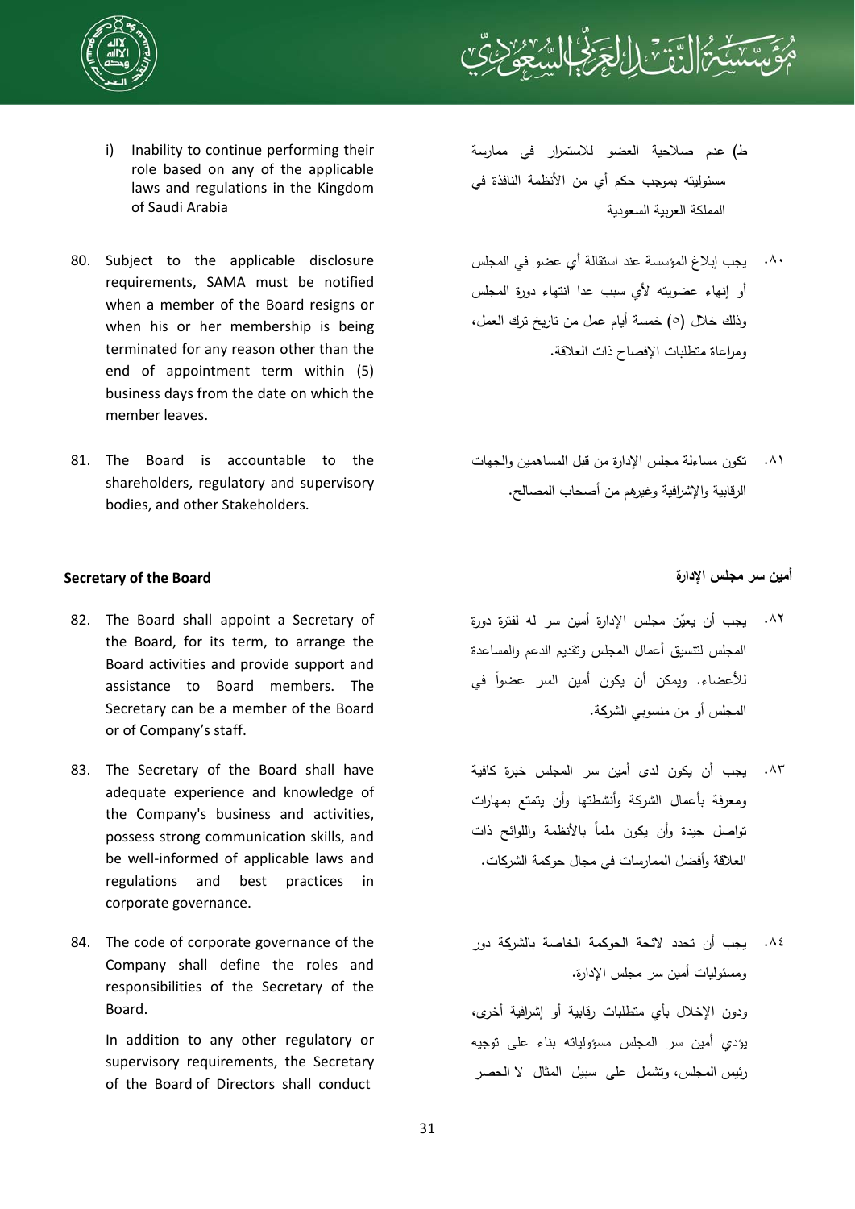i) Inability to continue performing their role based on any of the applicable laws and regulations in the Kingdom of Saudi Arabia

ط) عدم صلاحية العضو للاستمرار في ممارسة مسئوليته بموجب حكم أي من الأنظمة النافذة في المملكة العربية السعودية

80. Subject to the applicable disclosure requirements, SAMA must be notified when a member of the Board resigns or when his or her membership is being terminated for any reason other than the end of appointment term within (5) business days from the date on which the member leaves.

٨٠. يجب إبلاغ المؤسسة عند استقالة أي عضو في المجلس أو إنهاء عضويته لأي سبب عدا انتهاء دورة المجلس وذلك خلال (٥) خمسة أيام عمل من تاريخ ترك العمل، ومراعاة متطلبات الإفصاح ذات العلاقة.

81. The Board is accountable to the shareholders, regulatory and supervisory bodies, and other Stakeholders.

٨١. تكون مساءلة مجلس الإدارة من قبل المساهمين والجهات الرقابية والإشرافية وغيرهم من أصحاب المصالح.

**Secretary of the Board**

**أمين سر مجلس الإدارة**

82. The Board shall appoint a Secretary of the Board, for its term, to arrange the Board activities and provide support and assistance to Board members. The Secretary can be a member of the Board or of Company's staff.

٨٢. يجب أن يعيّن مجلس الإدارة أمين سر له لفترة دورة المجلس لتنسيق أعمال المجلس وتقديم الدعم والمساعدة للأعضاء. ويمكن أن يكون أمين السر عضواً في المجلس أو من منسوبي الشركة.

83. The Secretary of the Board shall have adequate experience and knowledge of the Company's business and activities, possess strong communication skills, and be well-informed of applicable laws and regulations and best practices in corporate governance.

٨٣. يجب أن يكون لدى أمين سر المجلس خبرة كافية ومعرفة بأعمال الشركة وأنشطتها وأن يتمتع بمهارات تواصل جيدة وأن يكون ملماً بالأنظمة واللوائح ذات العلاقة وأفضل الممارسات في مجال حوكمة الشركات.

84. The code of corporate governance of the Company shall define the roles and responsibilities of the Secretary of the Board.

In addition to any other regulatory or supervisory requirements, the Secretary of the Board of Directors shall conduct

٨٤. يجب أن تحدد لائحة الحوكمة الخاصة بالشركة دور ومسئوليات أمين سر مجلس الإدارة.

ودون الإخلال بأي متطلبات رقابية أو إشرافية أخرى، يؤدي أمين سر المجلس مسؤولياته بناء على توجيه رئيس المجلس، وتشمل على سبيل المثال لا الحصر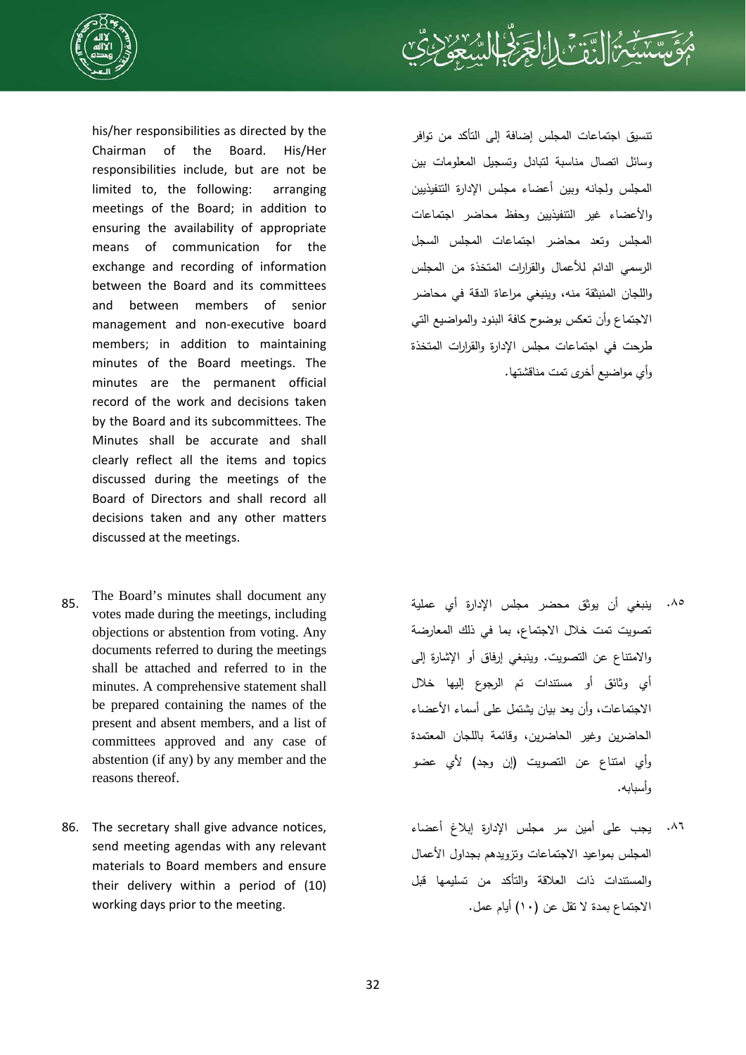his/her responsibilities as directed by the Chairman of the Board. His/Her responsibilities include, but are not be limited to, the following: arranging meetings of the Board; in addition to ensuring the availability of appropriate means of communication for the exchange and recording of information between the Board and its committees and between members of senior management and non-executive board members; in addition to maintaining minutes of the Board meetings. The minutes are the permanent official record of the work and decisions taken by the Board and its subcommittees. The Minutes shall be accurate and shall clearly reflect all the items and topics discussed during the meetings of the Board of Directors and shall record all decisions taken and any other matters discussed at the meetings.

تنسيق اجتماعات المجلس إضافة إلى التأكد من توافر وسائل اتصال مناسبة لتبادل وتسجيل المعلومات بين المجلس ولجانه وبين أعضاء مجلس الإدارة التنفيذيين والأعضاء غير التنفيذيين وحفظ محاضر اجتماعات المجلس وتعد محاضر اجتماعات المجلس السجل الرسمي الدائم للأعمال والقرارات المتخذة من المجلس واللجان المنبثقة منه، وينبغي مراعاة الدقة في محاضر الاجتماع وأن تعكس بوضوح كافة البنود والمواضيع التي طرحت في اجتماعات مجلس الإدارة والقرارات المتخذة وأي مواضيع أخرى تمت مناقشتها.

85. The Board's minutes shall document any votes made during the meetings, including objections or abstention from voting. Any documents referred to during the meetings shall be attached and referred to in the minutes. A comprehensive statement shall be prepared containing the names of the present and absent members, and a list of committees approved and any case of abstention (if any) by any member and the reasons thereof.

٨٥. ينبغي أن يوثق محضر مجلس الإدارة أي عملية تصويت تمت خلال الاجتماع، بما في ذلك المعارضة والامتناع عن التصويت. وينبغي إرفاق أو الإشارة إلى أي وثائق أو مستندات تم الرجوع إليها خلال الاجتماعات، وأن يعد بيان يشتمل على أسماء الأعضاء الحاضرين وغير الحاضرين، وقائمة باللجان المعتمدة وأي امتناع عن التصويت (إن وجد) لأي عضو وأسبابه.

86. The secretary shall give advance notices, send meeting agendas with any relevant materials to Board members and ensure their delivery within a period of (10) working days prior to the meeting.

٨٦. يجب على أمين سر مجلس الإدارة إبلاغ أعضاء المجلس بمواعيد الاجتماعات وتزويدهم بجداول الأعمال والمستندات ذات العلاقة والتأكد من تسليمها قبل الاجتماع بمدة لا تقل عن (١٠) أيام عمل.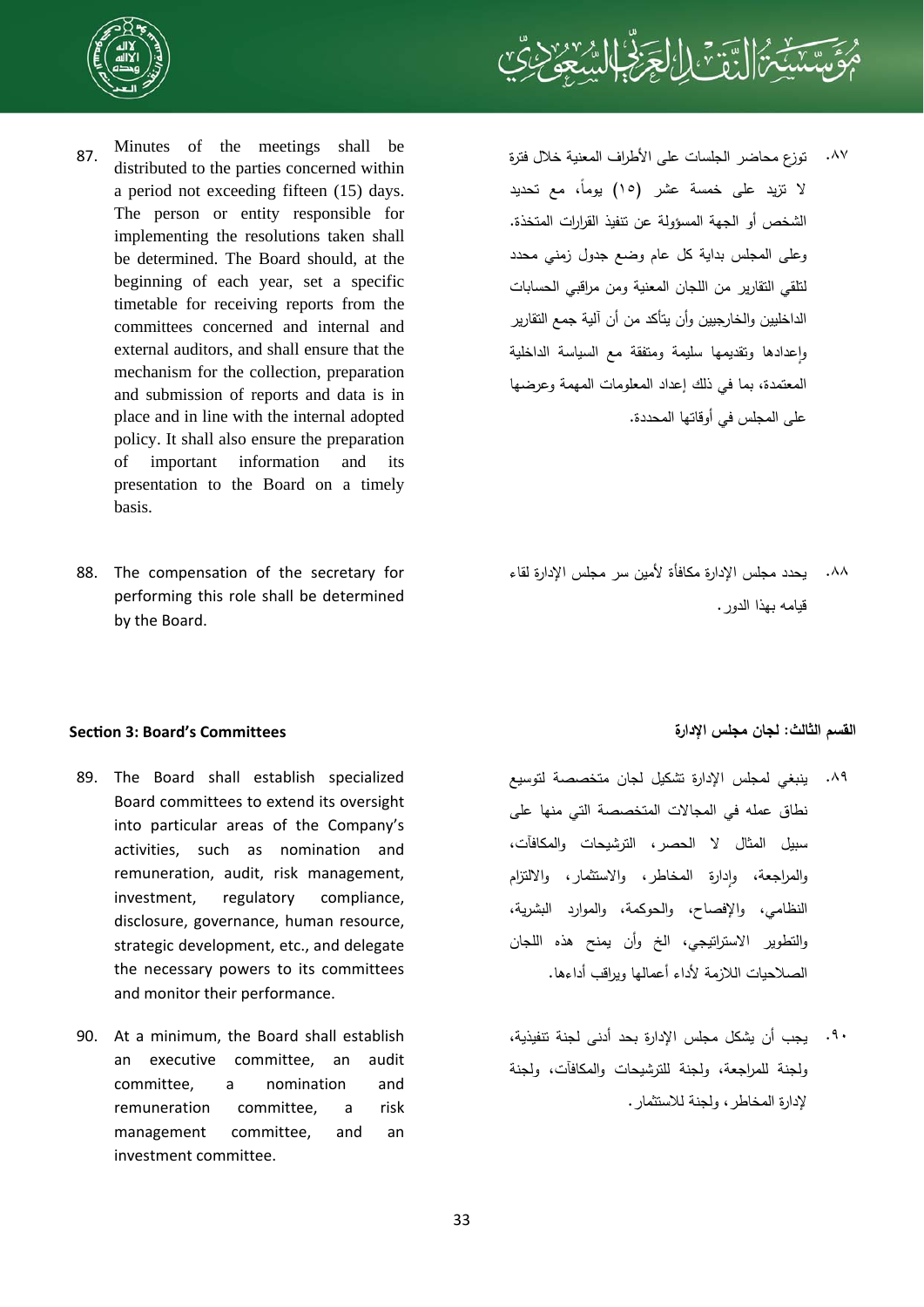87. Minutes of the meetings shall be distributed to the parties concerned within a period not exceeding fifteen (15) days. The person or entity responsible for implementing the resolutions taken shall be determined. The Board should, at the beginning of each year, set a specific timetable for receiving reports from the committees concerned and internal and external auditors, and shall ensure that the mechanism for the collection, preparation and submission of reports and data is in place and in line with the internal adopted policy. It shall also ensure the preparation of important information and its presentation to the Board on a timely basis.

٨٧. توزع محاضر الجلسات على الأطراف المعنية خلال فترة لا تزيد على خمسة عشر (١٥) يوماً، مع تحديد الشخص أو الجهة المسؤولة عن تنفيذ القرارات المتخذة. وعلى المجلس بداية كل عام وضع جدول زمني محدد لتلقي التقارير من اللجان المعنية ومن مراقبي الحسابات الداخليين والخارجيين وأن يتأكد من أن آلية جمع التقارير وإعدادها وتقديمها سليمة ومتفقة مع السياسة الداخلية المعتمدة، بما في ذلك إعداد المعلومات المهمة وعرضها على المجلس في أوقاتها المحددة.

88. The compensation of the secretary for performing this role shall be determined by the Board.

٨٨. يحدد مجلس الإدارة مكافأة لأمين سر مجلس الإدارة لقاء قيامه بهذا الدور.

### Section 3: Board's Committees

### القسم الثالث: لجان مجلس الإدارة

89. The Board shall establish specialized Board committees to extend its oversight into particular areas of the Company's activities, such as nomination and remuneration, audit, risk management, investment, regulatory compliance, disclosure, governance, human resource, strategic development, etc., and delegate the necessary powers to its committees and monitor their performance.

٨٩. ينبغي لمجلس الإدارة تشكيل لجان متخصصة لتوسيع نطاق عمله في المجالات المتخصصة التي منها على سبيل المثال لا الحصر، الترشيحات والمكافآت، والمراجعة، وإدارة المخاطر، والاستثمار، والالتزام النظامي، والإفصاح، والحوكمة، والموارد البشرية، والتطوير الاستراتيجي، الخ وأن يمنح هذه اللجان الصلاحيات اللازمة لأداء أعمالها ويراقب أداءها.

90. At a minimum, the Board shall establish an executive committee, an audit committee, a nomination and remuneration committee, a risk management committee, and an investment committee.

٩٠. يجب أن يشكل مجلس الإدارة بحد أدنى لجنة تنفيذية، ولجنة للمراجعة، ولجنة للترشيحات والمكافآت، ولجنة لإدارة المخاطر، ولجنة للاستثمار.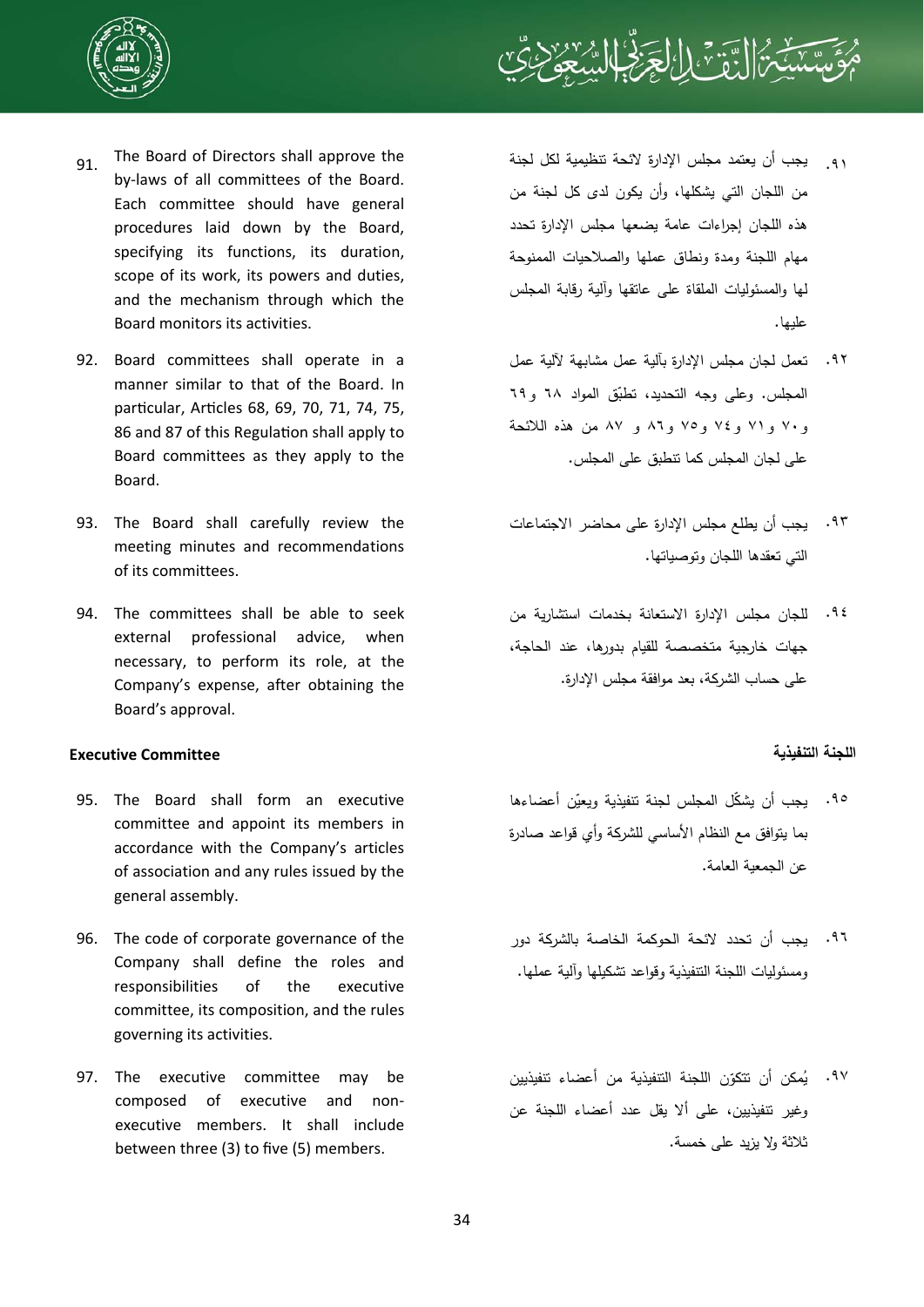91. The Board of Directors shall approve the by-laws of all committees of the Board. Each committee should have general procedures laid down by the Board, specifying its functions, its duration, scope of its work, its powers and duties, and the mechanism through which the Board monitors its activities.

92. Board committees shall operate in a manner similar to that of the Board. In particular, Articles 68, 69, 70, 71, 74, 75, 86 and 87 of this Regulation shall apply to Board committees as they apply to the Board.

93. The Board shall carefully review the meeting minutes and recommendations of its committees.

94. The committees shall be able to seek external professional advice, when necessary, to perform its role, at the Company's expense, after obtaining the Board's approval.

**Executive Committee**

95. The Board shall form an executive committee and appoint its members in accordance with the Company's articles of association and any rules issued by the general assembly.

96. The code of corporate governance of the Company shall define the roles and responsibilities of the executive committee, its composition, and the rules governing its activities.

97. The executive committee may be composed of executive and non-executive members. It shall include between three (3) to five (5) members.

٩١. يجب أن يعتمد مجلس الإدارة لائحة تنظيمية لكل لجنة من اللجان التي يشكلها، وأن يكون لدى كل لجنة من هذه اللجان إجراءات عامة يضعها مجلس الإدارة تحدد مهام اللجنة ومدة ونطاق عملها والصلاحيات الممنوحة لها والمسئوليات الملقاة على عاتقها وآلية رقابة المجلس عليها.

٩٢. تعمل لجان مجلس الإدارة بآلية عمل مشابهة لآلية عمل المجلس. وعلى وجه التحديد، تطبّق المواد ٦٨ و٦٩ و٧٠ و٧١ و٧٤ و٧٥ و٨٦ و ٨٧ من هذه اللائحة على لجان المجلس كما تنطبق على المجلس.

٩٣. يجب أن يطلع مجلس الإدارة على محاضر الاجتماعات التي تعقدها اللجان وتوصياتها.

٩٤. للجان مجلس الإدارة الاستعانة بخدمات استشارية من جهات خارجية متخصصة للقيام بدورها، عند الحاجة، على حساب الشركة، بعد موافقة مجلس الإدارة.

**اللجنة التنفيذية**

٩٥. يجب أن يشكّل المجلس لجنة تنفيذية ويعيّن أعضاءها بما يتوافق مع النظام الأساسي للشركة وأي قواعد صادرة عن الجمعية العامة.

٩٦. يجب أن تحدد لائحة الحوكمة الخاصة بالشركة دور ومسئوليات اللجنة التنفيذية وقواعد تشكيلها وآلية عملها.

٩٧. يُمكن أن تتكوّن اللجنة التنفيذية من أعضاء تنفيذيين وغير تنفيذيين، على ألا يقل عدد أعضاء اللجنة عن ثلاثة ولا يزيد على خمسة.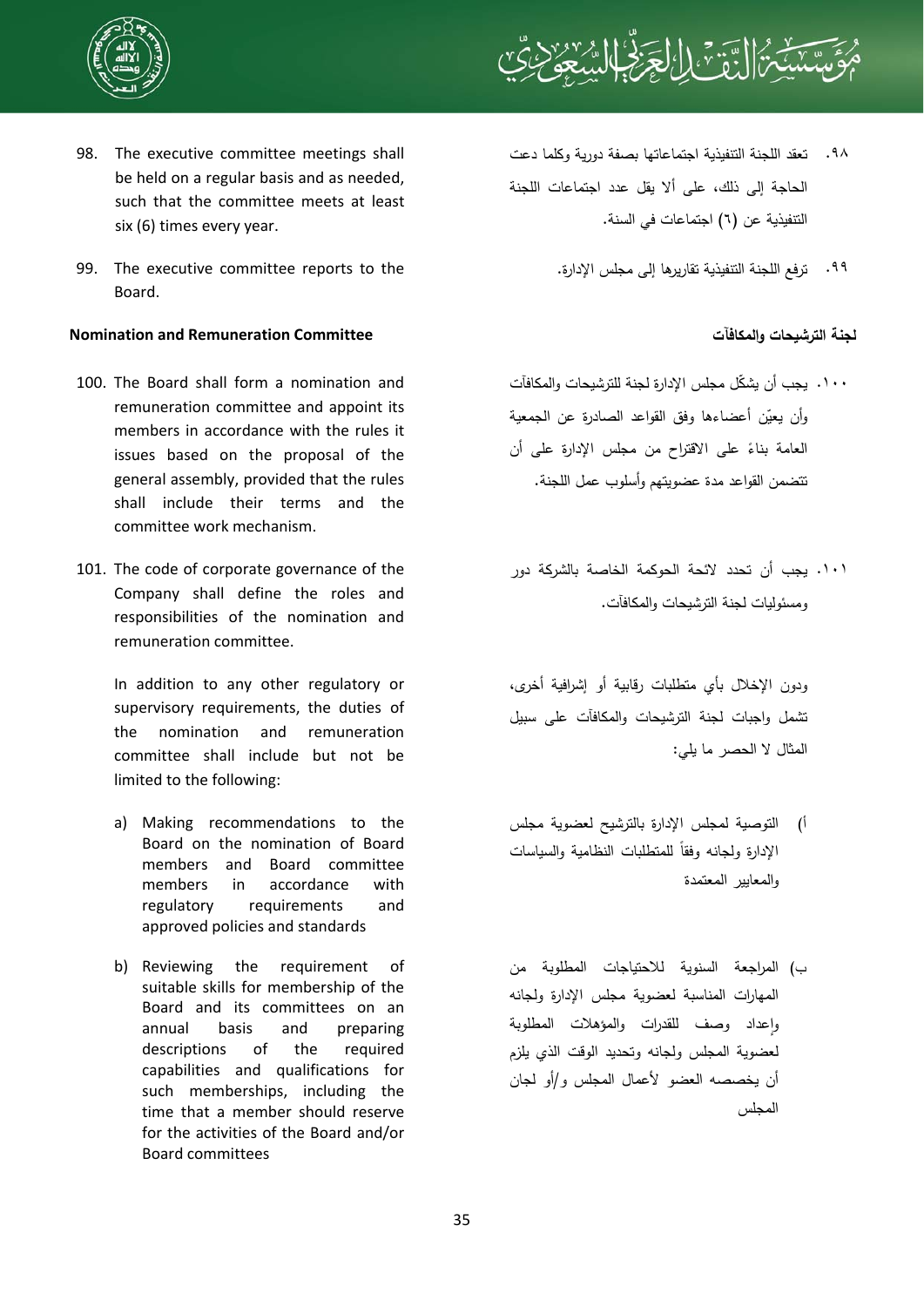98. The executive committee meetings shall be held on a regular basis and as needed, such that the committee meets at least six (6) times every year.

٩٨. تعقد اللجنة التنفيذية اجتماعاتها بصفة دورية وكلما دعت الحاجة إلى ذلك، على ألا يقل عدد اجتماعات اللجنة التنفيذية عن (٦) اجتماعات في السنة.

99. The executive committee reports to the Board.

٩٩. ترفع اللجنة التنفيذية تقاريرها إلى مجلس الإدارة.

**Nomination and Remuneration Committee**

**لجنة الترشيحات والمكافآت**

100. The Board shall form a nomination and remuneration committee and appoint its members in accordance with the rules it issues based on the proposal of the general assembly, provided that the rules shall include their terms and the committee work mechanism.

١٠٠. يجب أن يشكّل مجلس الإدارة لجنة للترشيحات والمكافآت وأن يعيّن أعضاءها وفق القواعد الصادرة عن الجمعية العامة بناءً على الاقتراح من مجلس الإدارة على أن تتضمن القواعد مدة عضويتهم وأسلوب عمل اللجنة.

101. The code of corporate governance of the Company shall define the roles and responsibilities of the nomination and remuneration committee.

١٠١. يجب أن تحدد لائحة الحوكمة الخاصة بالشركة دور ومسئوليات لجنة الترشيحات والمكافآت.

In addition to any other regulatory or supervisory requirements, the duties of the nomination and remuneration committee shall include but not be limited to the following:

ودون الإخلال بأي متطلبات رقابية أو إشرافية أخرى، تشمل واجبات لجنة الترشيحات والمكافآت على سبيل المثال لا الحصر ما يلي:

a) Making recommendations to the Board on the nomination of Board members and Board committee members in accordance with regulatory requirements and approved policies and standards

أ) التوصية لمجلس الإدارة بالترشيح لعضوية مجلس الإدارة ولجانه وفقاً للمتطلبات النظامية والسياسات والمعايير المعتمدة

b) Reviewing the requirement of suitable skills for membership of the Board and its committees on an annual basis and preparing descriptions of the required capabilities and qualifications for such memberships, including the time that a member should reserve for the activities of the Board and/or Board committees

ب) المراجعة السنوية للاحتياجات المطلوبة من المهارات المناسبة لعضوية مجلس الإدارة ولجانه وإعداد وصف للقدرات والمؤهلات المطلوبة لعضوية المجلس ولجانه وتحديد الوقت الذي يلزم أن يخصصه العضو لأعمال المجلس و/أو لجان المجلس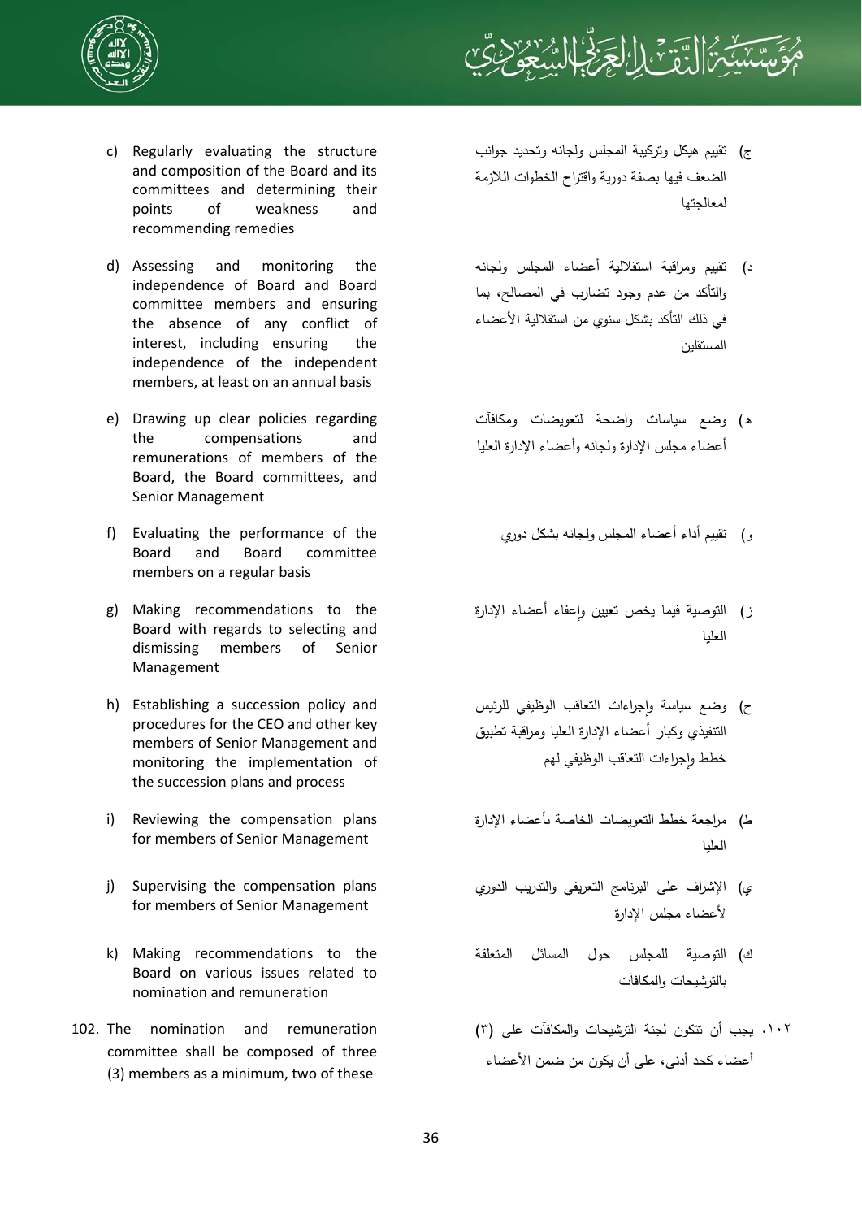c) Regularly evaluating the structure and composition of the Board and its committees and determining their points of weakness and recommending remedies

d) Assessing and monitoring the independence of Board and Board committee members and ensuring the absence of any conflict of interest, including ensuring the independence of the independent members, at least on an annual basis

e) Drawing up clear policies regarding the compensations and remunerations of members of the Board, the Board committees, and Senior Management

f) Evaluating the performance of the Board and Board committee members on a regular basis

g) Making recommendations to the Board with regards to selecting and dismissing members of Senior Management

h) Establishing a succession policy and procedures for the CEO and other key members of Senior Management and monitoring the implementation of the succession plans and process

i) Reviewing the compensation plans for members of Senior Management

j) Supervising the compensation plans for members of Senior Management

k) Making recommendations to the Board on various issues related to nomination and remuneration

102. The nomination and remuneration committee shall be composed of three (3) members as a minimum, two of these

ج) تقييم هيكل وتركيبة المجلس ولجانه وتحديد جوانب الضعف فيها بصفة دورية واقتراح الخطوات اللازمة لمعالجتها

د) تقييم ومراقبة استقلالية أعضاء المجلس ولجانه والتأكد من عدم وجود تضارب في المصالح، بما في ذلك التأكد بشكل سنوي من استقلالية الأعضاء المستقلين

هـ) وضع سياسات واضحة لتعويضات ومكافآت أعضاء مجلس الإدارة ولجانه وأعضاء الإدارة العليا

و) تقييم أداء أعضاء المجلس ولجانه بشكل دوري

ز) التوصية فيما يخص تعيين وإعفاء أعضاء الإدارة العليا

ح) وضع سياسة وإجراءات التعاقب الوظيفي للرئيس التنفيذي وكبار أعضاء الإدارة العليا ومراقبة تطبيق خطط وإجراءات التعاقب الوظيفي لهم

ط) مراجعة خطط التعويضات الخاصة بأعضاء الإدارة العليا

ي) الإشراف على البرنامج التعريفي والتدريب الدوري لأعضاء مجلس الإدارة

ك) التوصية للمجلس حول المسائل المتعلقة بالترشيحات والمكافآت

١٠٢. يجب أن تتكون لجنة الترشيحات والمكافآت على (٣) أعضاء كحد أدنى، على أن يكون من ضمن الأعضاء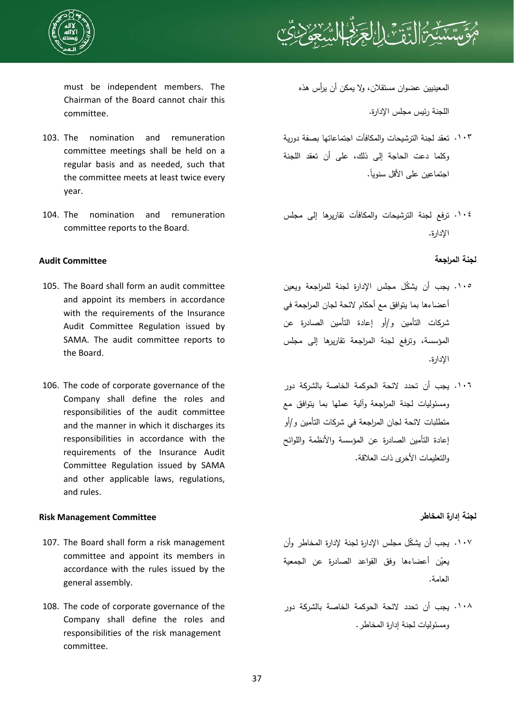must be independent members. The Chairman of the Board cannot chair this committee.

المعينيين عضوان مستقلان، ولا يمكن أن يرأس هذه اللجنة رئيس مجلس الإدارة.

103. The nomination and remuneration committee meetings shall be held on a regular basis and as needed, such that the committee meets at least twice every year.

١٠٣. تعقد لجنة الترشيحات والمكافآت اجتماعاتها بصفة دورية وكلما دعت الحاجة إلى ذلك، على أن تعقد اللجنة اجتماعين على الأقل سنوياً.

104. The nomination and remuneration committee reports to the Board.

١٠٤. ترفع لجنة الترشيحات والمكافآت تقاريرها إلى مجلس الإدارة.

**Audit Committee**

**لجنة المراجعة**

105. The Board shall form an audit committee and appoint its members in accordance with the requirements of the Insurance Audit Committee Regulation issued by SAMA. The audit committee reports to the Board.

١٠٥. يجب أن يشكّل مجلس الإدارة لجنة للمراجعة ويعين أعضاءها بما يتوافق مع أحكام لائحة لجان المراجعة في شركات التأمين و/أو إعادة التأمين الصادرة عن المؤسسة، وترفع لجنة المراجعة تقاريرها إلى مجلس الإدارة.

106. The code of corporate governance of the Company shall define the roles and responsibilities of the audit committee and the manner in which it discharges its responsibilities in accordance with the requirements of the Insurance Audit Committee Regulation issued by SAMA and other applicable laws, regulations, and rules.

١٠٦. يجب أن تحدد لائحة الحوكمة الخاصة بالشركة دور ومسئوليات لجنة المراجعة وآلية عملها بما يتوافق مع متطلبات لائحة لجان المراجعة في شركات التأمين و/أو إعادة التأمين الصادرة عن المؤسسة والأنظمة واللوائح والتعليمات الأخرى ذات العلاقة.

**Risk Management Committee**

**لجنة إدارة المخاطر**

107. The Board shall form a risk management committee and appoint its members in accordance with the rules issued by the general assembly.

١٠٧. يجب أن يشكّل مجلس الإدارة لجنة لإدارة المخاطر وأن يعيّن أعضاءها وفق القواعد الصادرة عن الجمعية العامة.

108. The code of corporate governance of the Company shall define the roles and responsibilities of the risk management committee.

١٠٨. يجب أن تحدد لائحة الحوكمة الخاصة بالشركة دور ومسئوليات لجنة إدارة المخاطر.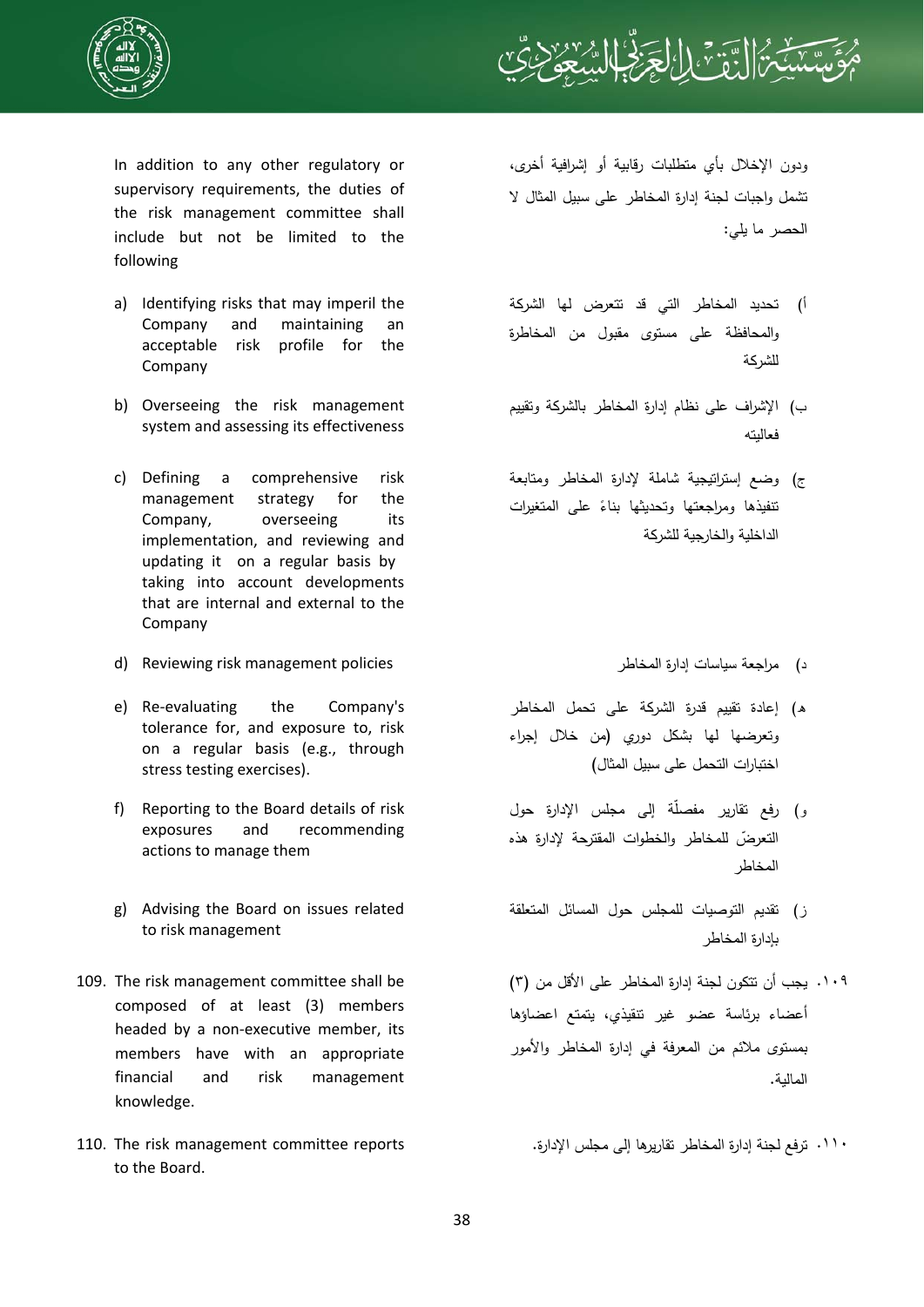In addition to any other regulatory or supervisory requirements, the duties of the risk management committee shall include but not be limited to the following

ودون الإخلال بأي متطلبات رقابية أو إشرافية أخرى، تشمل واجبات لجنة إدارة المخاطر على سبيل المثال لا الحصر ما يلي:

a) Identifying risks that may imperil the Company and maintaining an acceptable risk profile for the Company

أ) تحديد المخاطر التي قد تتعرض لها الشركة والمحافظة على مستوى مقبول من المخاطرة للشركة

b) Overseeing the risk management system and assessing its effectiveness

ب) الإشراف على نظام إدارة المخاطر بالشركة وتقييم فعاليته

c) Defining a comprehensive risk management strategy for the Company, overseeing its implementation, and reviewing and updating it on a regular basis by taking into account developments that are internal and external to the Company

ج) وضع إستراتيجية شاملة لإدارة المخاطر ومتابعة تنفيذها ومراجعتها وتحديثها بناءً على المتغيرات الداخلية والخارجية للشركة

d) Reviewing risk management policies

د) مراجعة سياسات إدارة المخاطر

e) Re-evaluating the Company's tolerance for, and exposure to, risk on a regular basis (e.g., through stress testing exercises).

هـ) إعادة تقييم قدرة الشركة على تحمل المخاطر وتعرضها لها بشكل دوري (من خلال إجراء اختبارات التحمل على سبيل المثال)

f) Reporting to the Board details of risk exposures and recommending actions to manage them

و) رفع تقارير مفصلّة إلى مجلس الإدارة حول التعرضّ للمخاطر والخطوات المقترحة لإدارة هذه المخاطر

g) Advising the Board on issues related to risk management

ز) تقديم التوصيات للمجلس حول المسائل المتعلقة بإدارة المخاطر

109. The risk management committee shall be composed of at least (3) members headed by a non-executive member, its members have with an appropriate financial and risk management knowledge.

١٠٩. يجب أن تتكون لجنة إدارة المخاطر على الأقل من (٣) أعضاء برئاسة عضو غير تنفيذي، يتمتع اعضاؤها بمستوى ملائم من المعرفة في إدارة المخاطر والأمور المالية.

110. The risk management committee reports to the Board.

١١٠. ترفع لجنة إدارة المخاطر تقاريرها إلى مجلس الإدارة.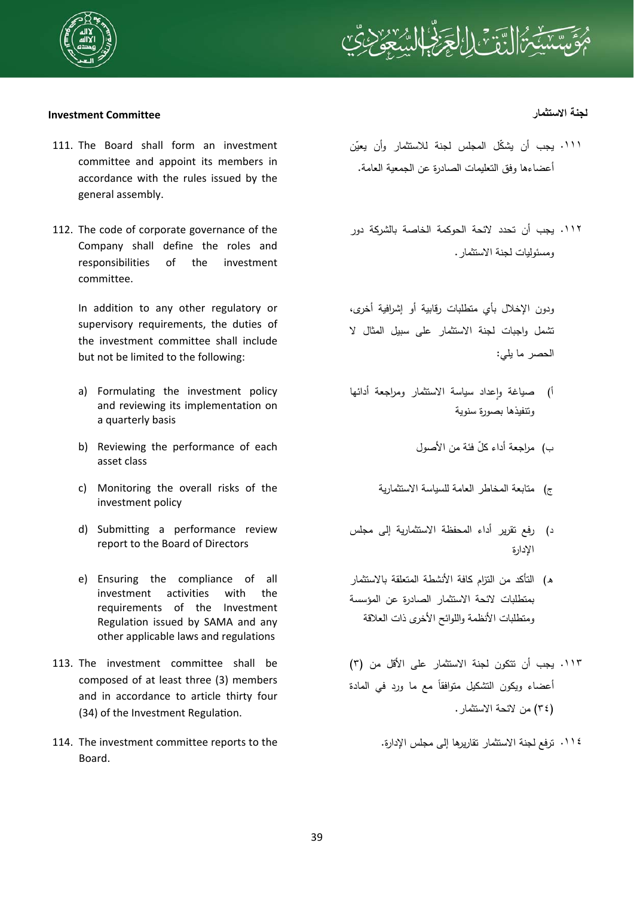## Investment Committee

111. The Board shall form an investment committee and appoint its members in accordance with the rules issued by the general assembly.

112. The code of corporate governance of the Company shall define the roles and responsibilities of the investment committee.

 In addition to any other regulatory or supervisory requirements, the duties of the investment committee shall include but not be limited to the following:

 a) Formulating the investment policy and reviewing its implementation on a quarterly basis
 b) Reviewing the performance of each asset class
 c) Monitoring the overall risks of the investment policy
 d) Submitting a performance review report to the Board of Directors
 e) Ensuring the compliance of all investment activities with the requirements of the Investment Regulation issued by SAMA and any other applicable laws and regulations

113. The investment committee shall be composed of at least three (3) members and in accordance to article thirty four (34) of the Investment Regulation.

114. The investment committee reports to the Board.

## لجنة الاستثمار

١١١. يجب أن يشكّل المجلس لجنة للاستثمار وأن يعيّن أعضاءها وفق التعليمات الصادرة عن الجمعية العامة.

١١٢. يجب أن تحدد لائحة الحوكمة الخاصة بالشركة دور ومسئوليات لجنة الاستثمار.

ودون الإخلال بأي متطلبات رقابية أو إشرافية أخرى، تشمل واجبات لجنة الاستثمار على سبيل المثال لا الحصر ما يلي:

أ) صياغة وإعداد سياسة الاستثمار ومراجعة أدائها وتنفيذها بصورة سنوية

ب) مراجعة أداء كلّ فئة من الأصول

ج) متابعة المخاطر العامة للسياسة الاستثمارية

د) رفع تقرير أداء المحفظة الاستثمارية إلى مجلس الإدارة

هـ) التأكد من التزام كافة الأنشطة المتعلقة بالاستثمار بمتطلبات لائحة الاستثمار الصادرة عن المؤسسة ومتطلبات الأنظمة واللوائح الأخرى ذات العلاقة

١١٣. يجب أن تتكون لجنة الاستثمار على الأقل من (٣) أعضاء ويكون التشكيل متوافقاً مع ما ورد في المادة (٣٤) من لائحة الاستثمار.

١١٤. ترفع لجنة الاستثمار تقاريرها إلى مجلس الإدارة.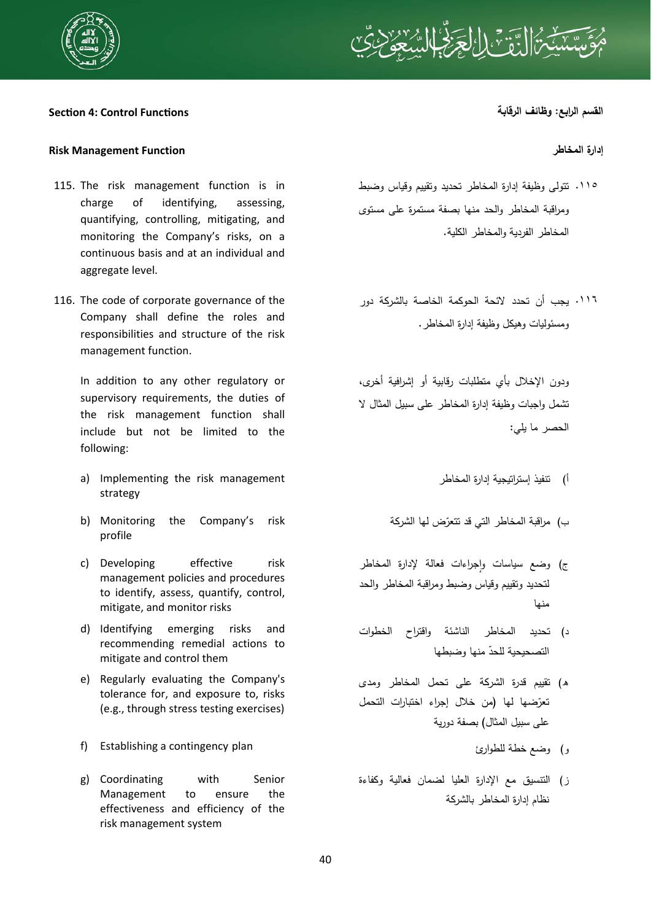## Section 4: Control Functions

## القسم الرابع: وظائف الرقابة

### Risk Management Function

### إدارة المخاطر

115. The risk management function is in charge of identifying, assessing, quantifying, controlling, mitigating, and monitoring the Company's risks, on a continuous basis and at an individual and aggregate level.

١١٥. تتولى وظيفة إدارة المخاطر تحديد وتقييم وقياس وضبط ومراقبة المخاطر والحد منها بصفة مستمرة على مستوى المخاطر الفردية والمخاطر الكلية.

116. The code of corporate governance of the Company shall define the roles and responsibilities and structure of the risk management function.

١١٦. يجب أن تحدد لائحة الحوكمة الخاصة بالشركة دور ومسئوليات وهيكل وظيفة إدارة المخاطر.

In addition to any other regulatory or supervisory requirements, the duties of the risk management function shall include but not be limited to the following:

ودون الإخلال بأي متطلبات رقابية أو إشرافية أخرى، تشمل واجبات وظيفة إدارة المخاطر على سبيل المثال لا الحصر ما يلي:

a) Implementing the risk management strategy
b) Monitoring the Company's risk profile
c) Developing effective risk management policies and procedures to identify, assess, quantify, control, mitigate, and monitor risks
d) Identifying emerging risks and recommending remedial actions to mitigate and control them
e) Regularly evaluating the Company's tolerance for, and exposure to, risks (e.g., through stress testing exercises)
f) Establishing a contingency plan
g) Coordinating with Senior Management to ensure the effectiveness and efficiency of the risk management system

أ) تنفيذ إستراتيجية إدارة المخاطر
ب) مراقبة المخاطر التي قد تتعرّض لها الشركة
ج) وضع سياسات وإجراءات فعالة لإدارة المخاطر لتحديد وتقييم وقياس وضبط ومراقبة المخاطر والحد منها
د) تحديد المخاطر الناشئة واقتراح الخطوات التصحيحية للحدّ منها وضبطها
هـ) تقييم قدرة الشركة على تحمل المخاطر ومدى تعرّضها لها (من خلال إجراء اختبارات التحمل على سبيل المثال) بصفة دورية
و) وضع خطة للطوارئ
ز) التنسيق مع الإدارة العليا لضمان فعالية وكفاءة نظام إدارة المخاطر بالشركة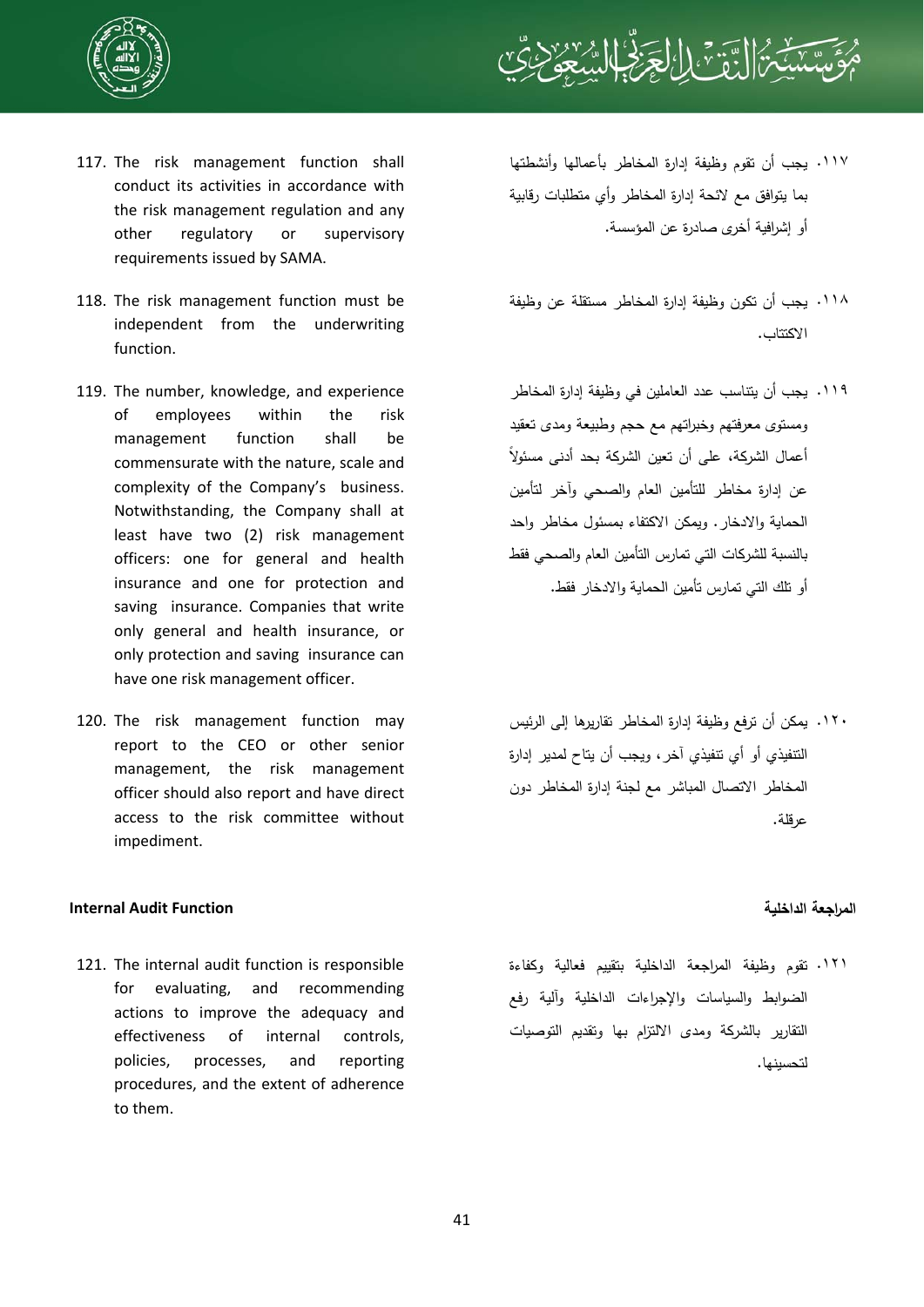117. The risk management function shall conduct its activities in accordance with the risk management regulation and any other regulatory or supervisory requirements issued by SAMA.

١١٧. يجب أن تقوم وظيفة إدارة المخاطر بأعمالها وأنشطتها بما يتوافق مع لائحة إدارة المخاطر وأي متطلبات رقابية أو إشرافية أخرى صادرة عن المؤسسة.

118. The risk management function must be independent from the underwriting function.

١١٨. يجب أن تكون وظيفة إدارة المخاطر مستقلة عن وظيفة الاكتتاب.

119. The number, knowledge, and experience of employees within the risk management function shall be commensurate with the nature, scale and complexity of the Company's business. Notwithstanding, the Company shall at least have two (2) risk management officers: one for general and health insurance and one for protection and saving insurance. Companies that write only general and health insurance, or only protection and saving insurance can have one risk management officer.

١١٩. يجب أن يتناسب عدد العاملين في وظيفة إدارة المخاطر ومستوى معرفتهم وخبراتهم مع حجم وطبيعة ومدى تعقيد أعمال الشركة، على أن تعين الشركة بحد أدنى مسئولاً عن إدارة مخاطر للتأمين العام والصحي وآخر لتأمين الحماية والادخار. ويمكن الاكتفاء بمسئول مخاطر واحد بالنسبة للشركات التي تمارس التأمين العام والصحي فقط أو تلك التي تمارس تأمين الحماية والادخار فقط.

120. The risk management function may report to the CEO or other senior management, the risk management officer should also report and have direct access to the risk committee without impediment.

١٢٠. يمكن أن ترفع وظيفة إدارة المخاطر تقاريرها إلى الرئيس التنفيذي أو أي تنفيذي آخر، ويجب أن يتاح لمدير إدارة المخاطر الاتصال المباشر مع لجنة إدارة المخاطر دون عرقلة.

## Internal Audit Function

## المراجعة الداخلية

121. The internal audit function is responsible for evaluating, and recommending actions to improve the adequacy and effectiveness of internal controls, policies, processes, and reporting procedures, and the extent of adherence to them.

١٢١. تقوم وظيفة المراجعة الداخلية بتقييم فعالية وكفاءة الضوابط والسياسات والإجراءات الداخلية وآلية رفع التقارير بالشركة ومدى الالتزام بها وتقديم التوصيات لتحسينها.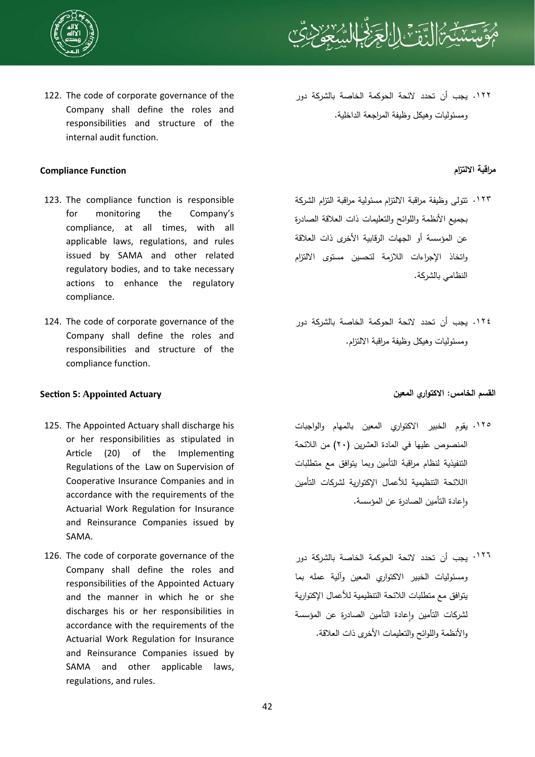122. The code of corporate governance of the Company shall define the roles and responsibilities and structure of the internal audit function.

١٢٢. يجب أن تحدد لائحة الحوكمة الخاصة بالشركة دور ومسئوليات وهيكل وظيفة المراجعة الداخلية.

**Compliance Function**

**مراقبة الالتزام**

123. The compliance function is responsible for monitoring the Company's compliance, at all times, with all applicable laws, regulations, and rules issued by SAMA and other related regulatory bodies, and to take necessary actions to enhance the regulatory compliance.

١٢٣. تتولى وظيفة مراقبة الالتزام مسئولية مراقبة التزام الشركة بجميع الأنظمة واللوائح والتعليمات ذات العلاقة الصادرة عن المؤسسة أو الجهات الرقابية الأخرى ذات العلاقة واتخاذ الإجراءات اللازمة لتحسين مستوى الالتزام النظامي بالشركة.

124. The code of corporate governance of the Company shall define the roles and responsibilities and structure of the compliance function.

١٢٤. يجب أن تحدد لائحة الحوكمة الخاصة بالشركة دور ومسئوليات وهيكل وظيفة مراقبة الالتزام.

## Section 5: Appointed Actuary

## القسم الخامس: الاكتواري المعين

125. The Appointed Actuary shall discharge his or her responsibilities as stipulated in Article (20) of the Implementing Regulations of the Law on Supervision of Cooperative Insurance Companies and in accordance with the requirements of the Actuarial Work Regulation for Insurance and Reinsurance Companies issued by SAMA.

١٢٥. يقوم الخبير الاكتواري المعين بالمهام والواجبات المنصوص عليها في المادة العشرين (٢٠) من اللائحة التنفيذية لنظام مراقبة التأمين وبما يتوافق مع متطلبات االلائحة التنظيمية للأعمال الإكتوارية لشركات التأمين وإعادة التأمين الصادرة عن المؤسسة.

126. The code of corporate governance of the Company shall define the roles and responsibilities of the Appointed Actuary and the manner in which he or she discharges his or her responsibilities in accordance with the requirements of the Actuarial Work Regulation for Insurance and Reinsurance Companies issued by SAMA and other applicable laws, regulations, and rules.

١٢٦. يجب أن تحدد لائحة الحوكمة الخاصة بالشركة دور ومسئوليات الخبير الاكتواري المعين وآلية عمله بما يتوافق مع متطلبات اللائحة التنظيمية للأعمال الإكتوارية لشركات التأمين وإعادة التأمين الصادرة عن المؤسسة والأنظمة واللوائح والتعليمات الأخرى ذات العلاقة.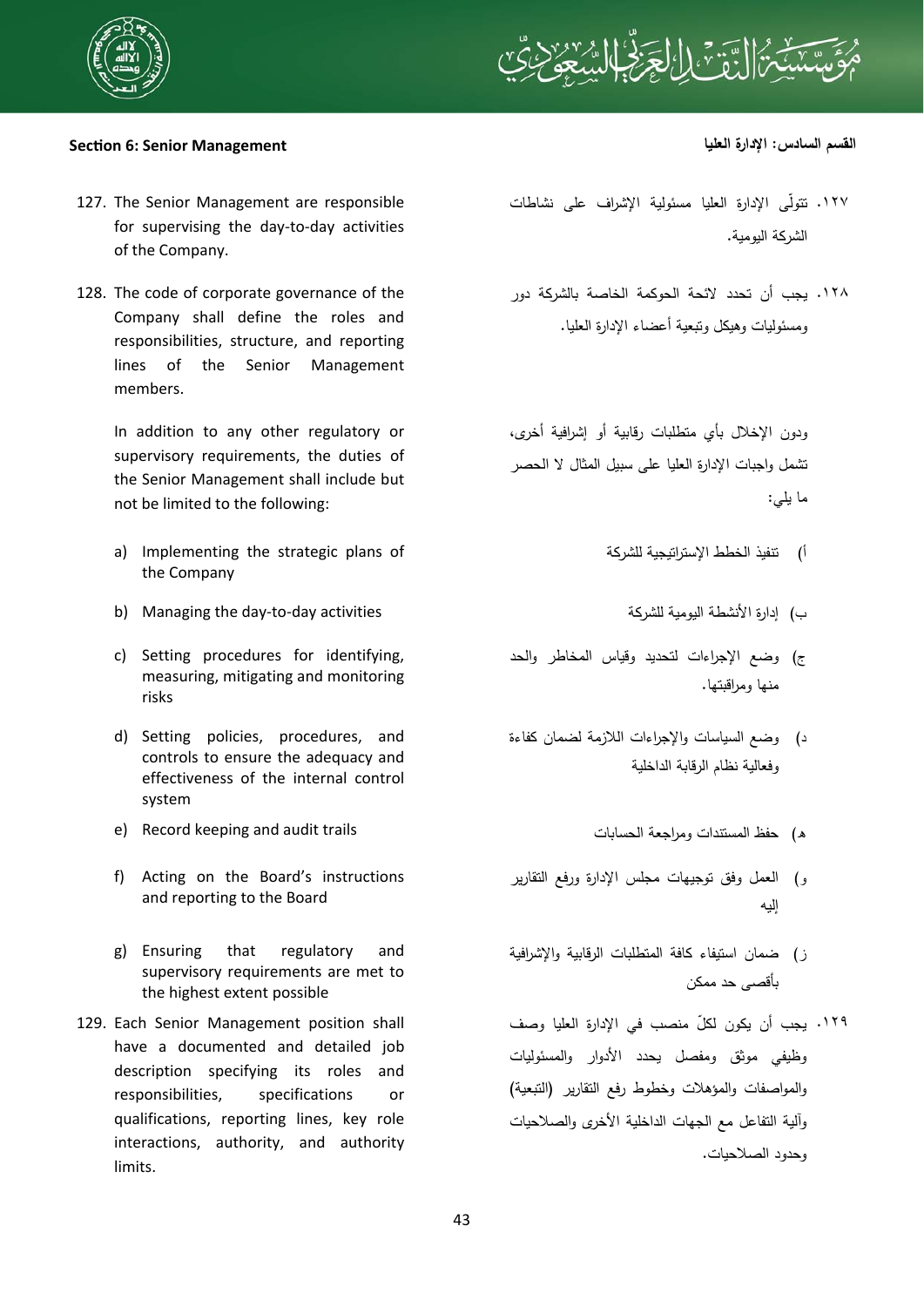## Section 6: Senior Management

## القسم السادس: الإدارة العليا

127. The Senior Management are responsible for supervising the day-to-day activities of the Company.

١٢٧. تتولّى الإدارة العليا مسئولية الإشراف على نشاطات الشركة اليومية.

128. The code of corporate governance of the Company shall define the roles and responsibilities, structure, and reporting lines of the Senior Management members.

١٢٨. يجب أن تحدد لائحة الحوكمة الخاصة بالشركة دور ومسئوليات وهيكل وتبعية أعضاء الإدارة العليا.

In addition to any other regulatory or supervisory requirements, the duties of the Senior Management shall include but not be limited to the following:

ودون الإخلال بأي متطلبات رقابية أو إشرافية أخرى، تشمل واجبات الإدارة العليا على سبيل المثال لا الحصر ما يلي:

a) Implementing the strategic plans of the Company

أ) تنفيذ الخطط الإستراتيجية للشركة

b) Managing the day-to-day activities

ب) إدارة الأنشطة اليومية للشركة

c) Setting procedures for identifying, measuring, mitigating and monitoring risks

ج) وضع الإجراءات لتحديد وقياس المخاطر والحد منها ومراقبتها.

d) Setting policies, procedures, and controls to ensure the adequacy and effectiveness of the internal control system

د) وضع السياسات والإجراءات اللازمة لضمان كفاءة وفعالية نظام الرقابة الداخلية

e) Record keeping and audit trails

هـ) حفظ المستندات ومراجعة الحسابات

f) Acting on the Board's instructions and reporting to the Board

و) العمل وفق توجيهات مجلس الإدارة ورفع التقارير إليه

g) Ensuring that regulatory and supervisory requirements are met to the highest extent possible

ز) ضمان استيفاء كافة المتطلبات الرقابية والإشرافية بأقصى حد ممكن

129. Each Senior Management position shall have a documented and detailed job description specifying its roles and responsibilities, specifications or qualifications, reporting lines, key role interactions, authority, and authority limits.

١٢٩. يجب أن يكون لكلّ منصب في الإدارة العليا وصف وظيفي موثق ومفصل يحدد الأدوار والمسئوليات والمواصفات والمؤهلات وخطوط رفع التقارير (التبعية) وآلية التفاعل مع الجهات الداخلية الأخرى والصلاحيات وحدود الصلاحيات.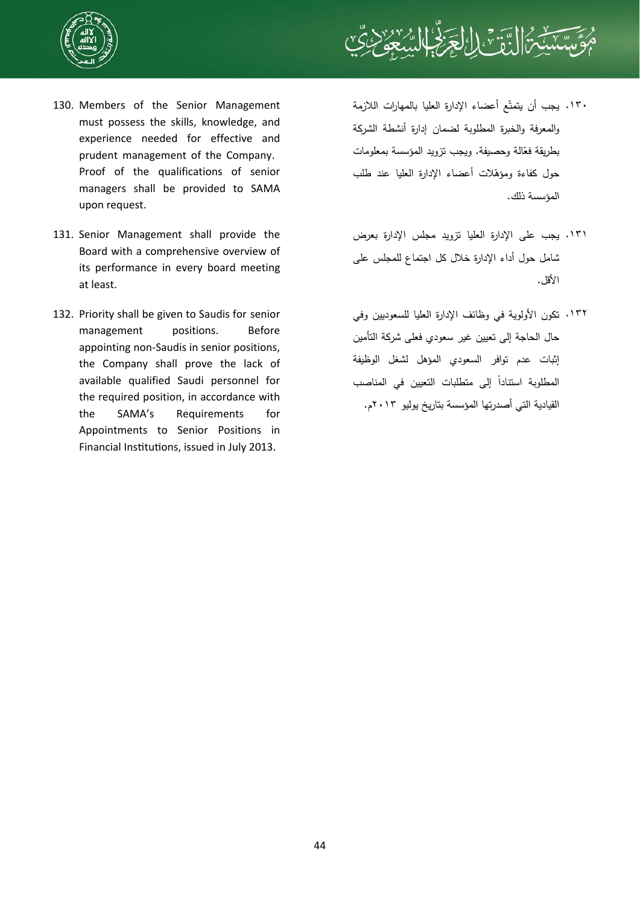130. Members of the Senior Management must possess the skills, knowledge, and experience needed for effective and prudent management of the Company. Proof of the qualifications of senior managers shall be provided to SAMA upon request.

131. Senior Management shall provide the Board with a comprehensive overview of its performance in every board meeting at least.

132. Priority shall be given to Saudis for senior management positions. Before appointing non-Saudis in senior positions, the Company shall prove the lack of available qualified Saudi personnel for the required position, in accordance with the SAMA's Requirements for Appointments to Senior Positions in Financial Institutions, issued in July 2013.

١٣٠. يجب أن يتمتّع أعضاء الإدارة العليا بالمهارات اللازمة والمعرفة والخبرة المطلوبة لضمان إدارة أنشطة الشركة بطريقة فعّالة وحصيفة. ويجب تزويد المؤسسة بمعلومات حول كفاءة ومؤهّلات أعضاء الإدارة العليا عند طلب المؤسسة ذلك.

١٣١. يجب على الإدارة العليا تزويد مجلس الإدارة بعرض شامل حول أداء الإدارة خلال كل اجتماع للمجلس على الأقل.

١٣٢. تكون الأولوية في وظائف الإدارة العليا للسعوديين وفي حال الحاجة إلى تعيين غير سعودي فعلى شركة التأمين إثبات عدم توافر السعودي المؤهل لشغل الوظيفة المطلوبة استناداً إلى متطلبات التعيين في المناصب القيادية التي أصدرتها المؤسسة بتاريخ يوليو ٢٠١٣م.